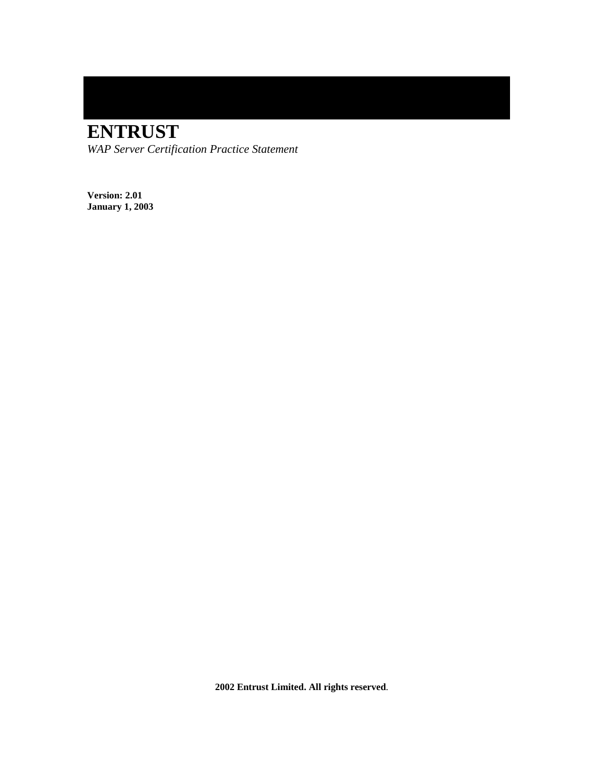# ENTRUST

*WAP Server Certification Practice Statement*

**Version: 2.01**
**January 1, 2003**

**2002 Entrust Limited. All rights reserved**.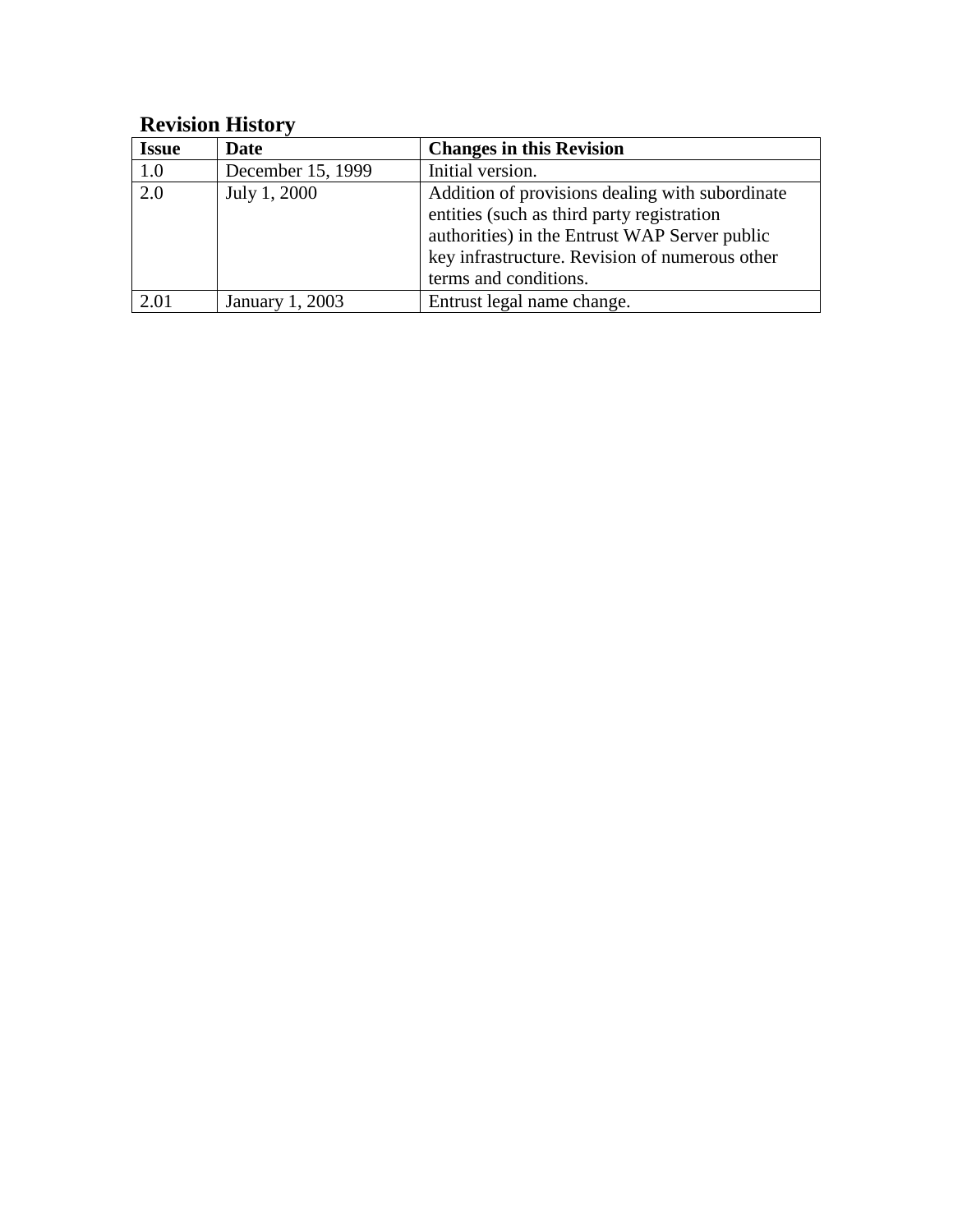## Revision History

| Issue | Date | Changes in this Revision |
| --- | --- | --- |
| 1.0 | December 15, 1999 | Initial version. |
| 2.0 | July 1, 2000 | Addition of provisions dealing with subordinate entities (such as third party registration authorities) in the Entrust WAP Server public key infrastructure. Revision of numerous other terms and conditions. |
| 2.01 | January 1, 2003 | Entrust legal name change. |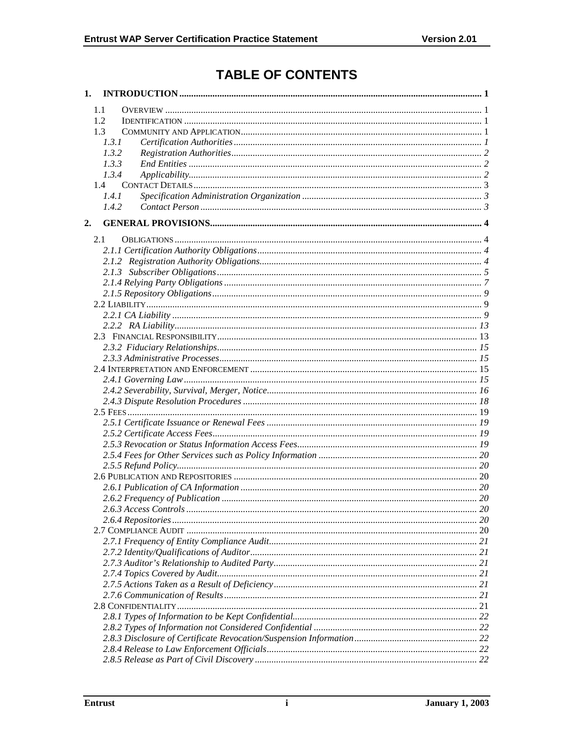# TABLE OF CONTENTS

1. INTRODUCTION ..... 1
   - 1.1 OVERVIEW ..... 1
   - 1.2 IDENTIFICATION ..... 1
   - 1.3 COMMUNITY AND APPLICATION ..... 1
     - *1.3.1 Certification Authorities ..... 1*
     - *1.3.2 Registration Authorities ..... 2*
     - *1.3.3 End Entities ..... 2*
     - *1.3.4 Applicability ..... 2*
   - 1.4 CONTACT DETAILS ..... 3
     - *1.4.1 Specification Administration Organization ..... 3*
     - *1.4.2 Contact Person ..... 3*
2. GENERAL PROVISIONS ..... 4
   - 2.1 OBLIGATIONS ..... 4
     - *2.1.1 Certification Authority Obligations ..... 4*
     - *2.1.2 Registration Authority Obligations ..... 4*
     - *2.1.3 Subscriber Obligations ..... 5*
     - *2.1.4 Relying Party Obligations ..... 7*
     - *2.1.5 Repository Obligations ..... 9*
   - 2.2 LIABILITY ..... 9
     - *2.2.1 CA Liability ..... 9*
     - *2.2.2 RA Liability ..... 13*
   - 2.3 FINANCIAL RESPONSIBILITY ..... 13
     - *2.3.2 Fiduciary Relationships ..... 15*
     - *2.3.3 Administrative Processes ..... 15*
   - 2.4 INTERPRETATION AND ENFORCEMENT ..... 15
     - *2.4.1 Governing Law ..... 15*
     - *2.4.2 Severability, Survival, Merger, Notice ..... 16*
     - *2.4.3 Dispute Resolution Procedures ..... 18*
   - 2.5 FEES ..... 19
     - *2.5.1 Certificate Issuance or Renewal Fees ..... 19*
     - *2.5.2 Certificate Access Fees ..... 19*
     - *2.5.3 Revocation or Status Information Access Fees ..... 19*
     - *2.5.4 Fees for Other Services such as Policy Information ..... 20*
     - *2.5.5 Refund Policy ..... 20*
   - 2.6 PUBLICATION AND REPOSITORIES ..... 20
     - *2.6.1 Publication of CA Information ..... 20*
     - *2.6.2 Frequency of Publication ..... 20*
     - *2.6.3 Access Controls ..... 20*
     - *2.6.4 Repositories ..... 20*
   - 2.7 COMPLIANCE AUDIT ..... 20
     - *2.7.1 Frequency of Entity Compliance Audit ..... 21*
     - *2.7.2 Identity/Qualifications of Auditor ..... 21*
     - *2.7.3 Auditor's Relationship to Audited Party ..... 21*
     - *2.7.4 Topics Covered by Audit ..... 21*
     - *2.7.5 Actions Taken as a Result of Deficiency ..... 21*
     - *2.7.6 Communication of Results ..... 21*
   - 2.8 CONFIDENTIALITY ..... 21
     - *2.8.1 Types of Information to be Kept Confidential ..... 22*
     - *2.8.2 Types of Information not Considered Confidential ..... 22*
     - *2.8.3 Disclosure of Certificate Revocation/Suspension Information ..... 22*
     - *2.8.4 Release to Law Enforcement Officials ..... 22*
     - *2.8.5 Release as Part of Civil Discovery ..... 22*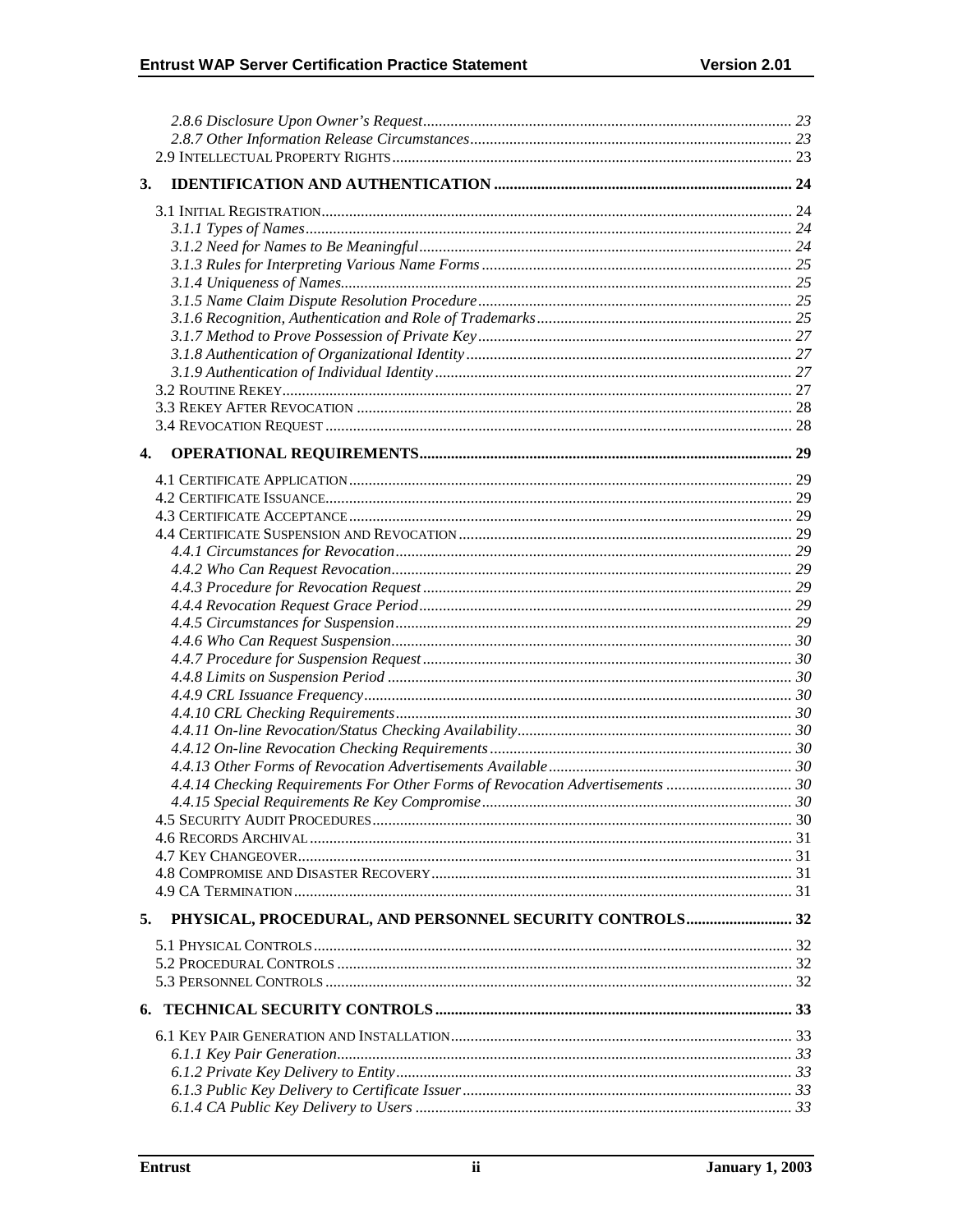2.8.6 Disclosure Upon Owner's Request ........ 23
2.8.7 Other Information Release Circumstances ........ 23
2.9 Intellectual Property Rights ........ 23

**3. IDENTIFICATION AND AUTHENTICATION ........ 24**

3.1 Initial Registration ........ 24
3.1.1 Types of Names ........ 24
3.1.2 Need for Names to Be Meaningful ........ 24
3.1.3 Rules for Interpreting Various Name Forms ........ 25
3.1.4 Uniqueness of Names ........ 25
3.1.5 Name Claim Dispute Resolution Procedure ........ 25
3.1.6 Recognition, Authentication and Role of Trademarks ........ 25
3.1.7 Method to Prove Possession of Private Key ........ 27
3.1.8 Authentication of Organizational Identity ........ 27
3.1.9 Authentication of Individual Identity ........ 27
3.2 Routine Rekey ........ 27
3.3 Rekey After Revocation ........ 28
3.4 Revocation Request ........ 28

**4. OPERATIONAL REQUIREMENTS ........ 29**

4.1 Certificate Application ........ 29
4.2 Certificate Issuance ........ 29
4.3 Certificate Acceptance ........ 29
4.4 Certificate Suspension and Revocation ........ 29
4.4.1 Circumstances for Revocation ........ 29
4.4.2 Who Can Request Revocation ........ 29
4.4.3 Procedure for Revocation Request ........ 29
4.4.4 Revocation Request Grace Period ........ 29
4.4.5 Circumstances for Suspension ........ 29
4.4.6 Who Can Request Suspension ........ 30
4.4.7 Procedure for Suspension Request ........ 30
4.4.8 Limits on Suspension Period ........ 30
4.4.9 CRL Issuance Frequency ........ 30
4.4.10 CRL Checking Requirements ........ 30
4.4.11 On-line Revocation/Status Checking Availability ........ 30
4.4.12 On-line Revocation Checking Requirements ........ 30
4.4.13 Other Forms of Revocation Advertisements Available ........ 30
4.4.14 Checking Requirements For Other Forms of Revocation Advertisements ........ 30
4.4.15 Special Requirements Re Key Compromise ........ 30
4.5 Security Audit Procedures ........ 30
4.6 Records Archival ........ 31
4.7 Key Changeover ........ 31
4.8 Compromise and Disaster Recovery ........ 31
4.9 CA Termination ........ 31

**5. PHYSICAL, PROCEDURAL, AND PERSONNEL SECURITY CONTROLS ........ 32**

5.1 Physical Controls ........ 32
5.2 Procedural Controls ........ 32
5.3 Personnel Controls ........ 32

**6. TECHNICAL SECURITY CONTROLS ........ 33**

6.1 Key Pair Generation and Installation ........ 33
6.1.1 Key Pair Generation ........ 33
6.1.2 Private Key Delivery to Entity ........ 33
6.1.3 Public Key Delivery to Certificate Issuer ........ 33
6.1.4 CA Public Key Delivery to Users ........ 33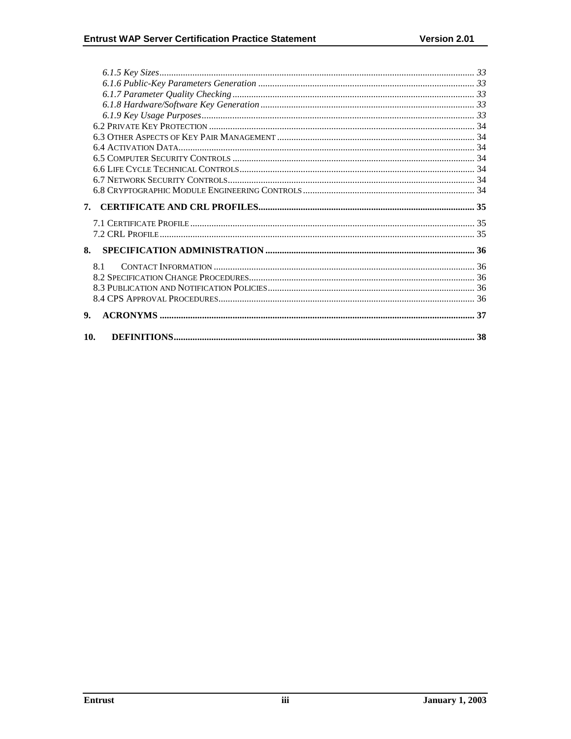*6.1.5 Key Sizes* ..... 33
*6.1.6 Public-Key Parameters Generation* ..... 33
*6.1.7 Parameter Quality Checking* ..... 33
*6.1.8 Hardware/Software Key Generation* ..... 33
*6.1.9 Key Usage Purposes* ..... 33
6.2 Private Key Protection ..... 34
6.3 Other Aspects of Key Pair Management ..... 34
6.4 Activation Data ..... 34
6.5 Computer Security Controls ..... 34
6.6 Life Cycle Technical Controls ..... 34
6.7 Network Security Controls ..... 34
6.8 Cryptographic Module Engineering Controls ..... 34

**7. CERTIFICATE AND CRL PROFILES ..... 35**

7.1 Certificate Profile ..... 35
7.2 CRL Profile ..... 35

**8. SPECIFICATION ADMINISTRATION ..... 36**

8.1 Contact Information ..... 36
8.2 Specification Change Procedures ..... 36
8.3 Publication and Notification Policies ..... 36
8.4 CPS Approval Procedures ..... 36

**9. ACRONYMS ..... 37**

**10. DEFINITIONS ..... 38**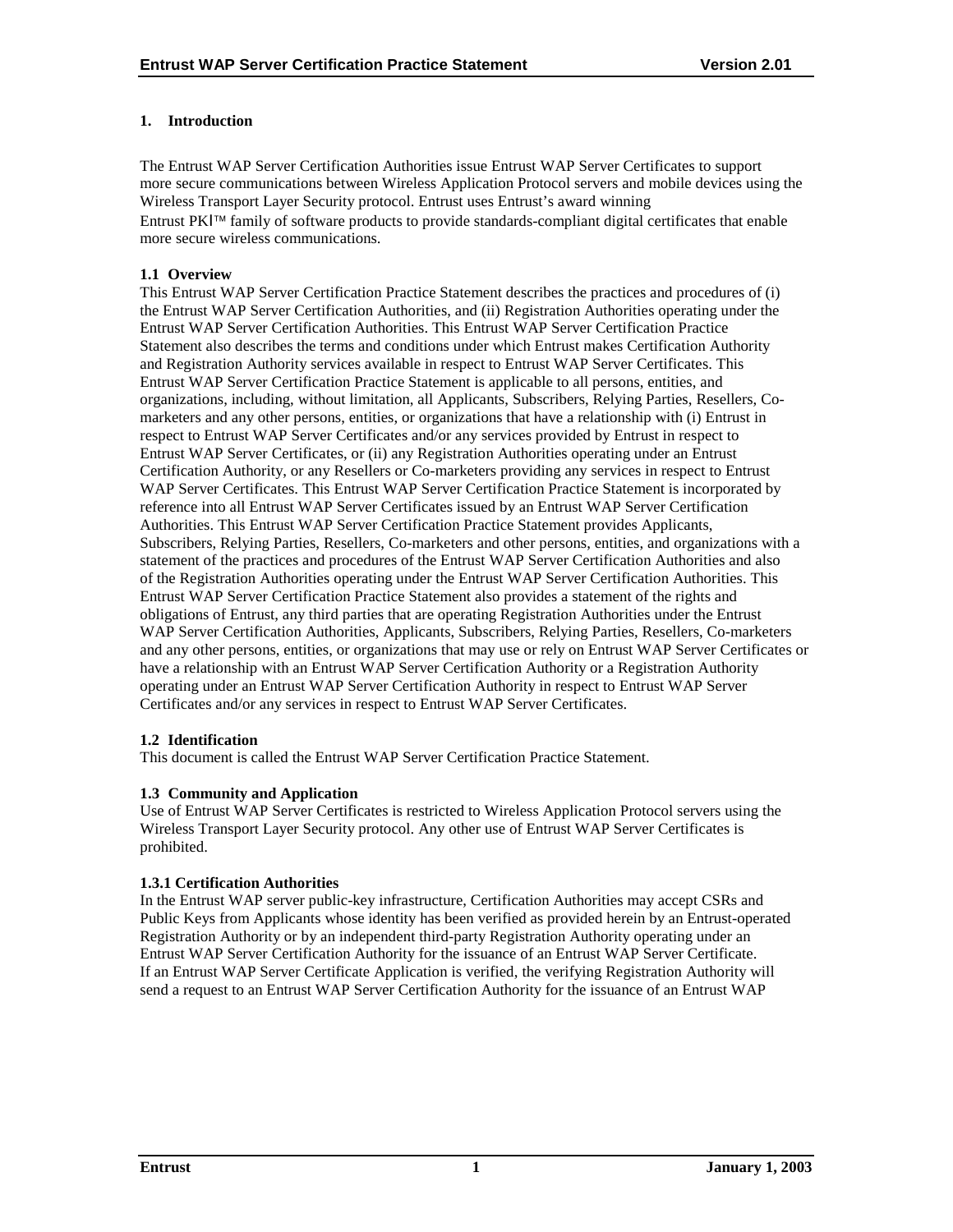# 1. Introduction

The Entrust WAP Server Certification Authorities issue Entrust WAP Server Certificates to support more secure communications between Wireless Application Protocol servers and mobile devices using the Wireless Transport Layer Security protocol. Entrust uses Entrust's award winning Entrust PKI™ family of software products to provide standards-compliant digital certificates that enable more secure wireless communications.

## 1.1 Overview

This Entrust WAP Server Certification Practice Statement describes the practices and procedures of (i) the Entrust WAP Server Certification Authorities, and (ii) Registration Authorities operating under the Entrust WAP Server Certification Authorities. This Entrust WAP Server Certification Practice Statement also describes the terms and conditions under which Entrust makes Certification Authority and Registration Authority services available in respect to Entrust WAP Server Certificates. This Entrust WAP Server Certification Practice Statement is applicable to all persons, entities, and organizations, including, without limitation, all Applicants, Subscribers, Relying Parties, Resellers, Co-marketers and any other persons, entities, or organizations that have a relationship with (i) Entrust in respect to Entrust WAP Server Certificates and/or any services provided by Entrust in respect to Entrust WAP Server Certificates, or (ii) any Registration Authorities operating under an Entrust Certification Authority, or any Resellers or Co-marketers providing any services in respect to Entrust WAP Server Certificates. This Entrust WAP Server Certification Practice Statement is incorporated by reference into all Entrust WAP Server Certificates issued by an Entrust WAP Server Certification Authorities. This Entrust WAP Server Certification Practice Statement provides Applicants, Subscribers, Relying Parties, Resellers, Co-marketers and other persons, entities, and organizations with a statement of the practices and procedures of the Entrust WAP Server Certification Authorities and also of the Registration Authorities operating under the Entrust WAP Server Certification Authorities. This Entrust WAP Server Certification Practice Statement also provides a statement of the rights and obligations of Entrust, any third parties that are operating Registration Authorities under the Entrust WAP Server Certification Authorities, Applicants, Subscribers, Relying Parties, Resellers, Co-marketers and any other persons, entities, or organizations that may use or rely on Entrust WAP Server Certificates or have a relationship with an Entrust WAP Server Certification Authority or a Registration Authority operating under an Entrust WAP Server Certification Authority in respect to Entrust WAP Server Certificates and/or any services in respect to Entrust WAP Server Certificates.

## 1.2 Identification

This document is called the Entrust WAP Server Certification Practice Statement.

## 1.3 Community and Application

Use of Entrust WAP Server Certificates is restricted to Wireless Application Protocol servers using the Wireless Transport Layer Security protocol. Any other use of Entrust WAP Server Certificates is prohibited.

### 1.3.1 Certification Authorities

In the Entrust WAP server public-key infrastructure, Certification Authorities may accept CSRs and Public Keys from Applicants whose identity has been verified as provided herein by an Entrust-operated Registration Authority or by an independent third-party Registration Authority operating under an Entrust WAP Server Certification Authority for the issuance of an Entrust WAP Server Certificate. If an Entrust WAP Server Certificate Application is verified, the verifying Registration Authority will send a request to an Entrust WAP Server Certification Authority for the issuance of an Entrust WAP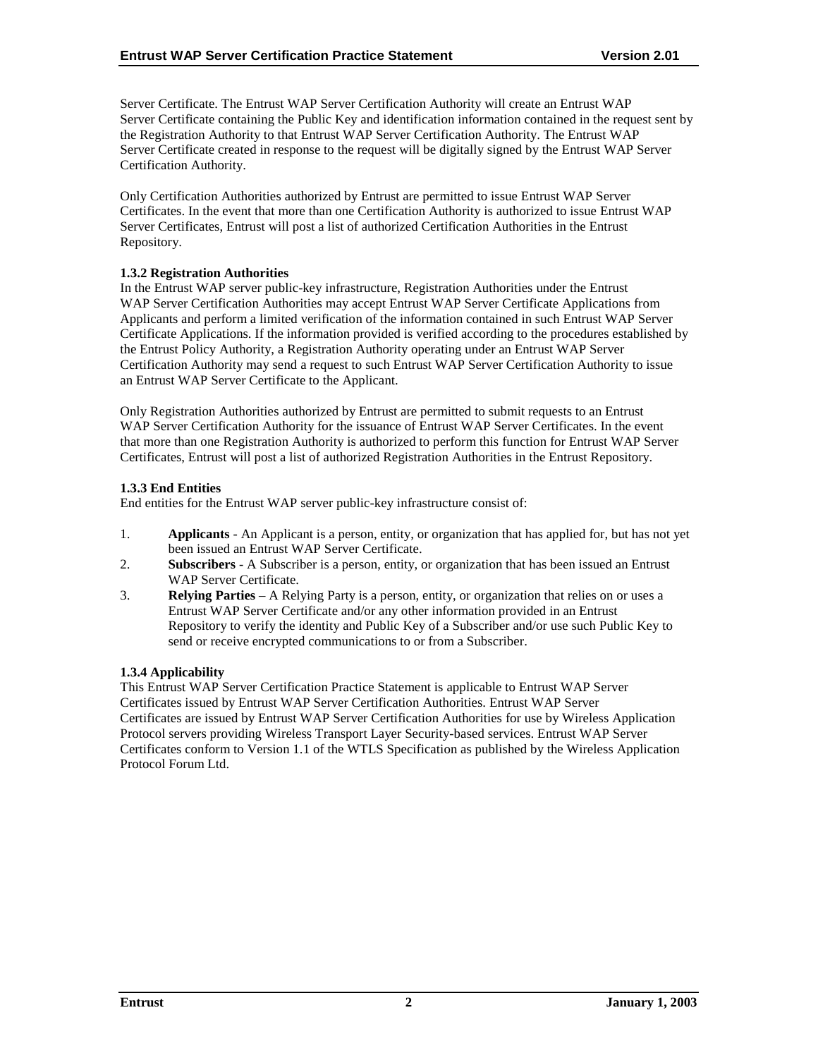Server Certificate. The Entrust WAP Server Certification Authority will create an Entrust WAP Server Certificate containing the Public Key and identification information contained in the request sent by the Registration Authority to that Entrust WAP Server Certification Authority. The Entrust WAP Server Certificate created in response to the request will be digitally signed by the Entrust WAP Server Certification Authority.

Only Certification Authorities authorized by Entrust are permitted to issue Entrust WAP Server Certificates. In the event that more than one Certification Authority is authorized to issue Entrust WAP Server Certificates, Entrust will post a list of authorized Certification Authorities in the Entrust Repository.

### 1.3.2 Registration Authorities

In the Entrust WAP server public-key infrastructure, Registration Authorities under the Entrust WAP Server Certification Authorities may accept Entrust WAP Server Certificate Applications from Applicants and perform a limited verification of the information contained in such Entrust WAP Server Certificate Applications. If the information provided is verified according to the procedures established by the Entrust Policy Authority, a Registration Authority operating under an Entrust WAP Server Certification Authority may send a request to such Entrust WAP Server Certification Authority to issue an Entrust WAP Server Certificate to the Applicant.

Only Registration Authorities authorized by Entrust are permitted to submit requests to an Entrust WAP Server Certification Authority for the issuance of Entrust WAP Server Certificates. In the event that more than one Registration Authority is authorized to perform this function for Entrust WAP Server Certificates, Entrust will post a list of authorized Registration Authorities in the Entrust Repository.

### 1.3.3 End Entities

End entities for the Entrust WAP server public-key infrastructure consist of:

1. **Applicants** - An Applicant is a person, entity, or organization that has applied for, but has not yet been issued an Entrust WAP Server Certificate.
2. **Subscribers** - A Subscriber is a person, entity, or organization that has been issued an Entrust WAP Server Certificate.
3. **Relying Parties** – A Relying Party is a person, entity, or organization that relies on or uses a Entrust WAP Server Certificate and/or any other information provided in an Entrust Repository to verify the identity and Public Key of a Subscriber and/or use such Public Key to send or receive encrypted communications to or from a Subscriber.

### 1.3.4 Applicability

This Entrust WAP Server Certification Practice Statement is applicable to Entrust WAP Server Certificates issued by Entrust WAP Server Certification Authorities. Entrust WAP Server Certificates are issued by Entrust WAP Server Certification Authorities for use by Wireless Application Protocol servers providing Wireless Transport Layer Security-based services. Entrust WAP Server Certificates conform to Version 1.1 of the WTLS Specification as published by the Wireless Application Protocol Forum Ltd.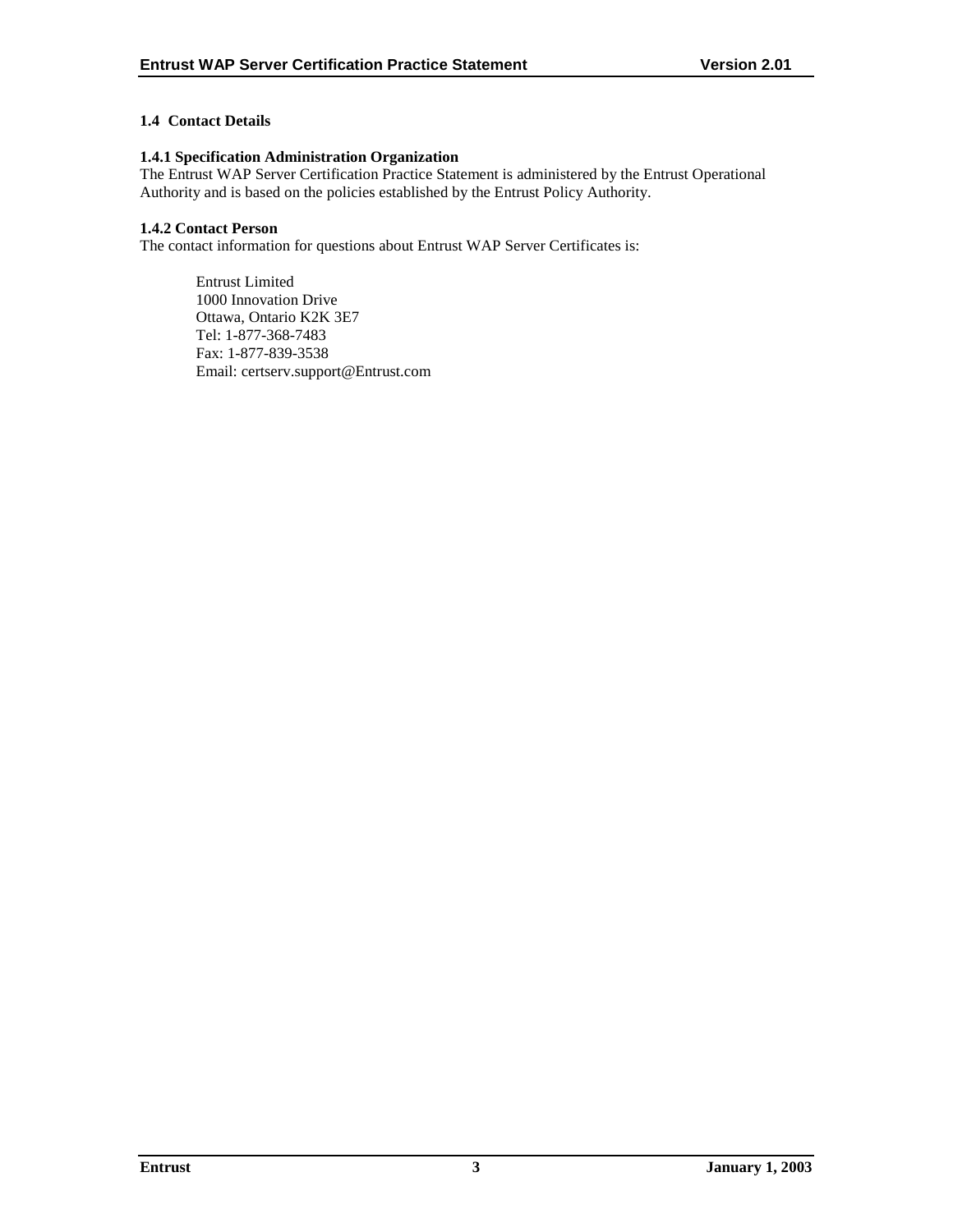## 1.4 Contact Details

### 1.4.1 Specification Administration Organization

The Entrust WAP Server Certification Practice Statement is administered by the Entrust Operational Authority and is based on the policies established by the Entrust Policy Authority.

### 1.4.2 Contact Person

The contact information for questions about Entrust WAP Server Certificates is:

Entrust Limited
1000 Innovation Drive
Ottawa, Ontario K2K 3E7
Tel: 1-877-368-7483
Fax: 1-877-839-3538
Email: certserv.support@Entrust.com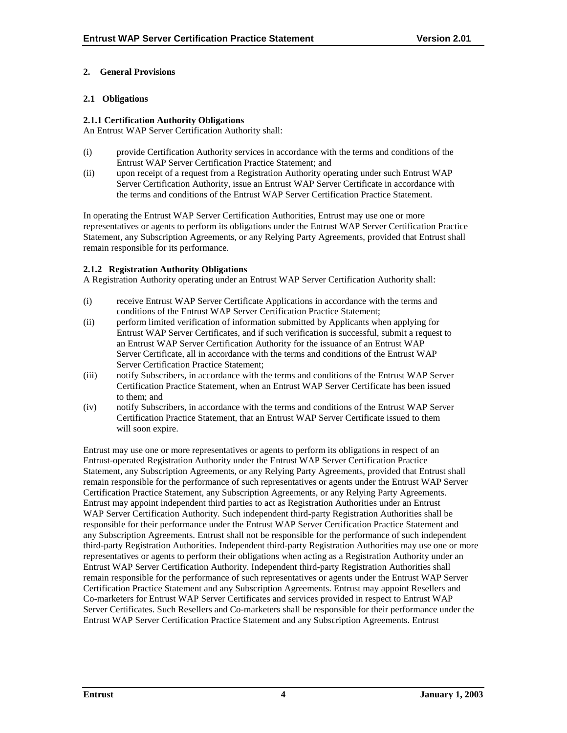# 2. General Provisions

## 2.1 Obligations

### 2.1.1 Certification Authority Obligations

An Entrust WAP Server Certification Authority shall:

(i) provide Certification Authority services in accordance with the terms and conditions of the Entrust WAP Server Certification Practice Statement; and

(ii) upon receipt of a request from a Registration Authority operating under such Entrust WAP Server Certification Authority, issue an Entrust WAP Server Certificate in accordance with the terms and conditions of the Entrust WAP Server Certification Practice Statement.

In operating the Entrust WAP Server Certification Authorities, Entrust may use one or more representatives or agents to perform its obligations under the Entrust WAP Server Certification Practice Statement, any Subscription Agreements, or any Relying Party Agreements, provided that Entrust shall remain responsible for its performance.

### 2.1.2 Registration Authority Obligations

A Registration Authority operating under an Entrust WAP Server Certification Authority shall:

(i) receive Entrust WAP Server Certificate Applications in accordance with the terms and conditions of the Entrust WAP Server Certification Practice Statement;

(ii) perform limited verification of information submitted by Applicants when applying for Entrust WAP Server Certificates, and if such verification is successful, submit a request to an Entrust WAP Server Certification Authority for the issuance of an Entrust WAP Server Certificate, all in accordance with the terms and conditions of the Entrust WAP Server Certification Practice Statement;

(iii) notify Subscribers, in accordance with the terms and conditions of the Entrust WAP Server Certification Practice Statement, when an Entrust WAP Server Certificate has been issued to them; and

(iv) notify Subscribers, in accordance with the terms and conditions of the Entrust WAP Server Certification Practice Statement, that an Entrust WAP Server Certificate issued to them will soon expire.

Entrust may use one or more representatives or agents to perform its obligations in respect of an Entrust-operated Registration Authority under the Entrust WAP Server Certification Practice Statement, any Subscription Agreements, or any Relying Party Agreements, provided that Entrust shall remain responsible for the performance of such representatives or agents under the Entrust WAP Server Certification Practice Statement, any Subscription Agreements, or any Relying Party Agreements. Entrust may appoint independent third parties to act as Registration Authorities under an Entrust WAP Server Certification Authority. Such independent third-party Registration Authorities shall be responsible for their performance under the Entrust WAP Server Certification Practice Statement and any Subscription Agreements. Entrust shall not be responsible for the performance of such independent third-party Registration Authorities. Independent third-party Registration Authorities may use one or more representatives or agents to perform their obligations when acting as a Registration Authority under an Entrust WAP Server Certification Authority. Independent third-party Registration Authorities shall remain responsible for the performance of such representatives or agents under the Entrust WAP Server Certification Practice Statement and any Subscription Agreements. Entrust may appoint Resellers and Co-marketers for Entrust WAP Server Certificates and services provided in respect to Entrust WAP Server Certificates. Such Resellers and Co-marketers shall be responsible for their performance under the Entrust WAP Server Certification Practice Statement and any Subscription Agreements. Entrust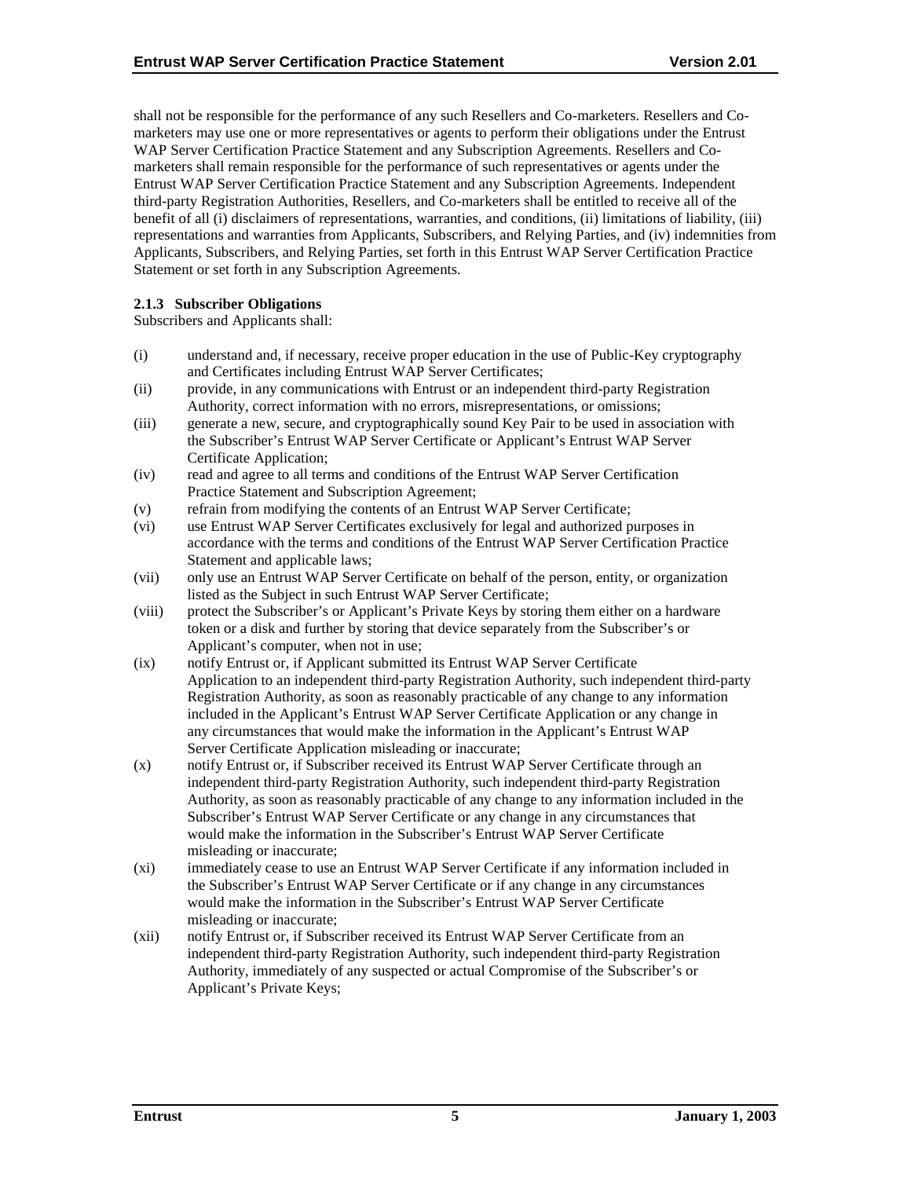shall not be responsible for the performance of any such Resellers and Co-marketers. Resellers and Co-marketers may use one or more representatives or agents to perform their obligations under the Entrust WAP Server Certification Practice Statement and any Subscription Agreements. Resellers and Co-marketers shall remain responsible for the performance of such representatives or agents under the Entrust WAP Server Certification Practice Statement and any Subscription Agreements. Independent third-party Registration Authorities, Resellers, and Co-marketers shall be entitled to receive all of the benefit of all (i) disclaimers of representations, warranties, and conditions, (ii) limitations of liability, (iii) representations and warranties from Applicants, Subscribers, and Relying Parties, and (iv) indemnities from Applicants, Subscribers, and Relying Parties, set forth in this Entrust WAP Server Certification Practice Statement or set forth in any Subscription Agreements.

#### 2.1.3 Subscriber Obligations

Subscribers and Applicants shall:

- (i) understand and, if necessary, receive proper education in the use of Public-Key cryptography and Certificates including Entrust WAP Server Certificates;
- (ii) provide, in any communications with Entrust or an independent third-party Registration Authority, correct information with no errors, misrepresentations, or omissions;
- (iii) generate a new, secure, and cryptographically sound Key Pair to be used in association with the Subscriber's Entrust WAP Server Certificate or Applicant's Entrust WAP Server Certificate Application;
- (iv) read and agree to all terms and conditions of the Entrust WAP Server Certification Practice Statement and Subscription Agreement;
- (v) refrain from modifying the contents of an Entrust WAP Server Certificate;
- (vi) use Entrust WAP Server Certificates exclusively for legal and authorized purposes in accordance with the terms and conditions of the Entrust WAP Server Certification Practice Statement and applicable laws;
- (vii) only use an Entrust WAP Server Certificate on behalf of the person, entity, or organization listed as the Subject in such Entrust WAP Server Certificate;
- (viii) protect the Subscriber's or Applicant's Private Keys by storing them either on a hardware token or a disk and further by storing that device separately from the Subscriber's or Applicant's computer, when not in use;
- (ix) notify Entrust or, if Applicant submitted its Entrust WAP Server Certificate Application to an independent third-party Registration Authority, such independent third-party Registration Authority, as soon as reasonably practicable of any change to any information included in the Applicant's Entrust WAP Server Certificate Application or any change in any circumstances that would make the information in the Applicant's Entrust WAP Server Certificate Application misleading or inaccurate;
- (x) notify Entrust or, if Subscriber received its Entrust WAP Server Certificate through an independent third-party Registration Authority, such independent third-party Registration Authority, as soon as reasonably practicable of any change to any information included in the Subscriber's Entrust WAP Server Certificate or any change in any circumstances that would make the information in the Subscriber's Entrust WAP Server Certificate misleading or inaccurate;
- (xi) immediately cease to use an Entrust WAP Server Certificate if any information included in the Subscriber's Entrust WAP Server Certificate or if any change in any circumstances would make the information in the Subscriber's Entrust WAP Server Certificate misleading or inaccurate;
- (xii) notify Entrust or, if Subscriber received its Entrust WAP Server Certificate from an independent third-party Registration Authority, such independent third-party Registration Authority, immediately of any suspected or actual Compromise of the Subscriber's or Applicant's Private Keys;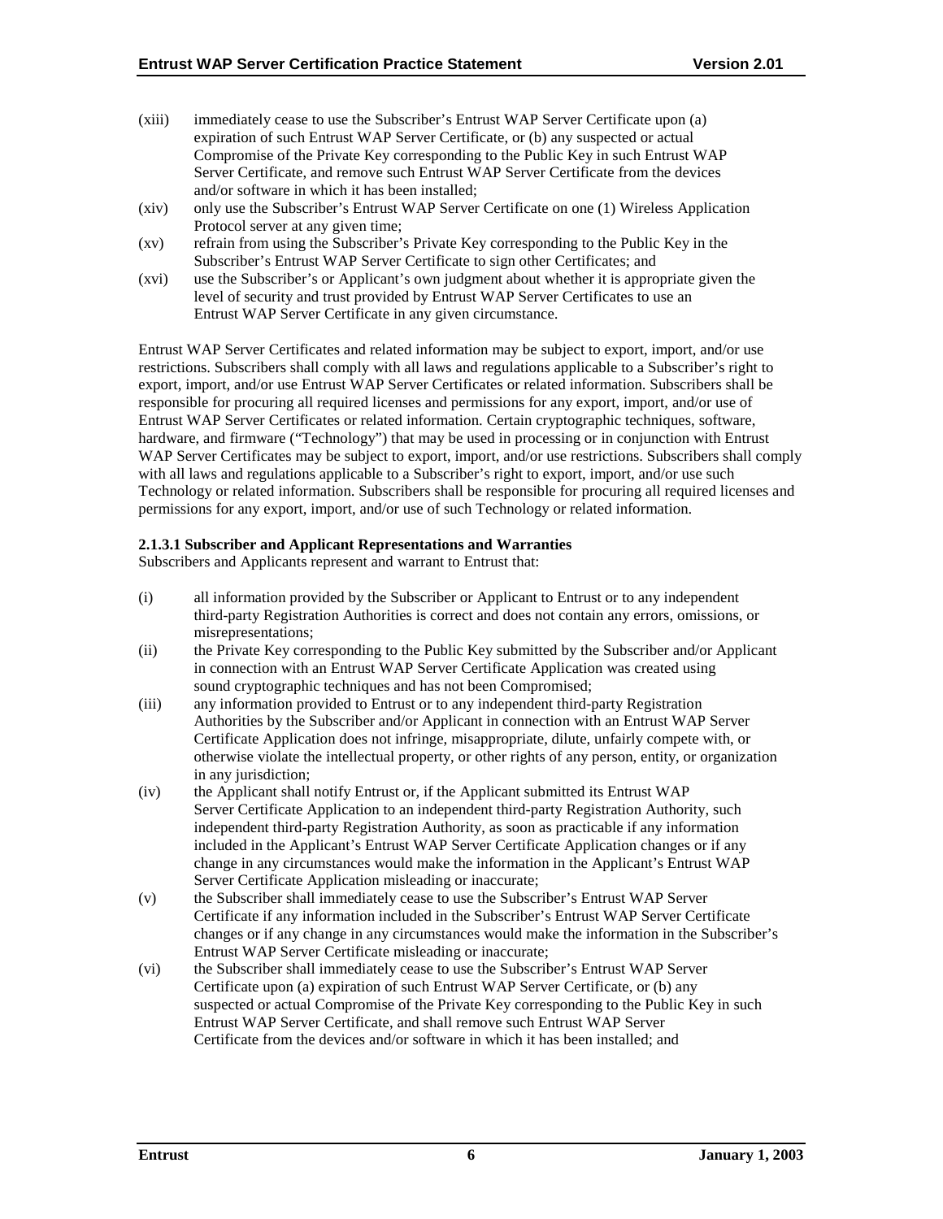(xiii) immediately cease to use the Subscriber's Entrust WAP Server Certificate upon (a) expiration of such Entrust WAP Server Certificate, or (b) any suspected or actual Compromise of the Private Key corresponding to the Public Key in such Entrust WAP Server Certificate, and remove such Entrust WAP Server Certificate from the devices and/or software in which it has been installed;

(xiv) only use the Subscriber's Entrust WAP Server Certificate on one (1) Wireless Application Protocol server at any given time;

(xv) refrain from using the Subscriber's Private Key corresponding to the Public Key in the Subscriber's Entrust WAP Server Certificate to sign other Certificates; and

(xvi) use the Subscriber's or Applicant's own judgment about whether it is appropriate given the level of security and trust provided by Entrust WAP Server Certificates to use an Entrust WAP Server Certificate in any given circumstance.

Entrust WAP Server Certificates and related information may be subject to export, import, and/or use restrictions. Subscribers shall comply with all laws and regulations applicable to a Subscriber's right to export, import, and/or use Entrust WAP Server Certificates or related information. Subscribers shall be responsible for procuring all required licenses and permissions for any export, import, and/or use of Entrust WAP Server Certificates or related information. Certain cryptographic techniques, software, hardware, and firmware ("Technology") that may be used in processing or in conjunction with Entrust WAP Server Certificates may be subject to export, import, and/or use restrictions. Subscribers shall comply with all laws and regulations applicable to a Subscriber's right to export, import, and/or use such Technology or related information. Subscribers shall be responsible for procuring all required licenses and permissions for any export, import, and/or use of such Technology or related information.

**2.1.3.1 Subscriber and Applicant Representations and Warranties**

Subscribers and Applicants represent and warrant to Entrust that:

(i) all information provided by the Subscriber or Applicant to Entrust or to any independent third-party Registration Authorities is correct and does not contain any errors, omissions, or misrepresentations;

(ii) the Private Key corresponding to the Public Key submitted by the Subscriber and/or Applicant in connection with an Entrust WAP Server Certificate Application was created using sound cryptographic techniques and has not been Compromised;

(iii) any information provided to Entrust or to any independent third-party Registration Authorities by the Subscriber and/or Applicant in connection with an Entrust WAP Server Certificate Application does not infringe, misappropriate, dilute, unfairly compete with, or otherwise violate the intellectual property, or other rights of any person, entity, or organization in any jurisdiction;

(iv) the Applicant shall notify Entrust or, if the Applicant submitted its Entrust WAP Server Certificate Application to an independent third-party Registration Authority, such independent third-party Registration Authority, as soon as practicable if any information included in the Applicant's Entrust WAP Server Certificate Application changes or if any change in any circumstances would make the information in the Applicant's Entrust WAP Server Certificate Application misleading or inaccurate;

(v) the Subscriber shall immediately cease to use the Subscriber's Entrust WAP Server Certificate if any information included in the Subscriber's Entrust WAP Server Certificate changes or if any change in any circumstances would make the information in the Subscriber's Entrust WAP Server Certificate misleading or inaccurate;

(vi) the Subscriber shall immediately cease to use the Subscriber's Entrust WAP Server Certificate upon (a) expiration of such Entrust WAP Server Certificate, or (b) any suspected or actual Compromise of the Private Key corresponding to the Public Key in such Entrust WAP Server Certificate, and shall remove such Entrust WAP Server Certificate from the devices and/or software in which it has been installed; and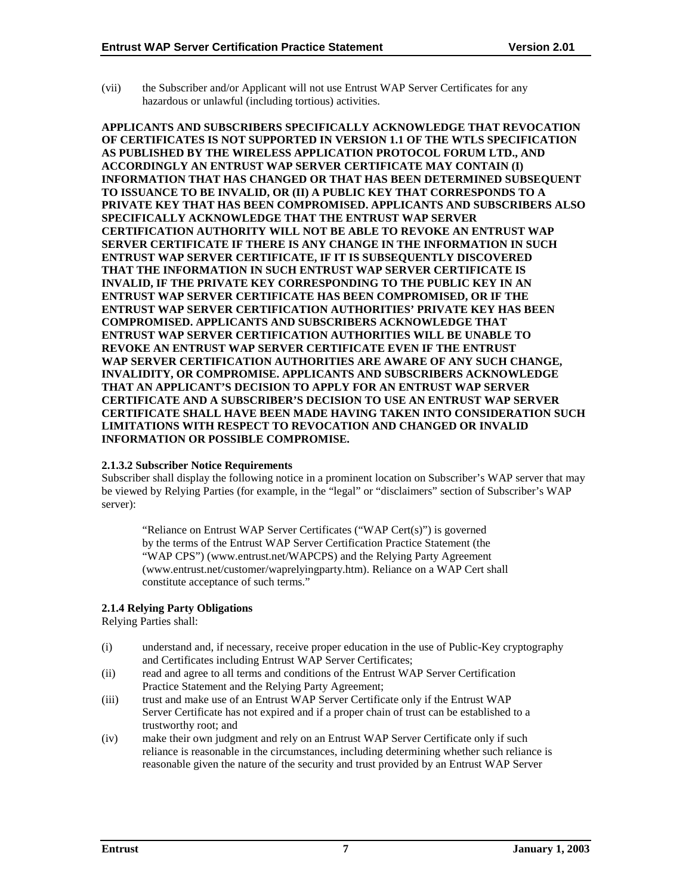(vii) the Subscriber and/or Applicant will not use Entrust WAP Server Certificates for any hazardous or unlawful (including tortious) activities.

**APPLICANTS AND SUBSCRIBERS SPECIFICALLY ACKNOWLEDGE THAT REVOCATION OF CERTIFICATES IS NOT SUPPORTED IN VERSION 1.1 OF THE WTLS SPECIFICATION AS PUBLISHED BY THE WIRELESS APPLICATION PROTOCOL FORUM LTD., AND ACCORDINGLY AN ENTRUST WAP SERVER CERTIFICATE MAY CONTAIN (I) INFORMATION THAT HAS CHANGED OR THAT HAS BEEN DETERMINED SUBSEQUENT TO ISSUANCE TO BE INVALID, OR (II) A PUBLIC KEY THAT CORRESPONDS TO A PRIVATE KEY THAT HAS BEEN COMPROMISED. APPLICANTS AND SUBSCRIBERS ALSO SPECIFICALLY ACKNOWLEDGE THAT THE ENTRUST WAP SERVER CERTIFICATION AUTHORITY WILL NOT BE ABLE TO REVOKE AN ENTRUST WAP SERVER CERTIFICATE IF THERE IS ANY CHANGE IN THE INFORMATION IN SUCH ENTRUST WAP SERVER CERTIFICATE, IF IT IS SUBSEQUENTLY DISCOVERED THAT THE INFORMATION IN SUCH ENTRUST WAP SERVER CERTIFICATE IS INVALID, IF THE PRIVATE KEY CORRESPONDING TO THE PUBLIC KEY IN AN ENTRUST WAP SERVER CERTIFICATE HAS BEEN COMPROMISED, OR IF THE ENTRUST WAP SERVER CERTIFICATION AUTHORITIES' PRIVATE KEY HAS BEEN COMPROMISED. APPLICANTS AND SUBSCRIBERS ACKNOWLEDGE THAT ENTRUST WAP SERVER CERTIFICATION AUTHORITIES WILL BE UNABLE TO REVOKE AN ENTRUST WAP SERVER CERTIFICATE EVEN IF THE ENTRUST WAP SERVER CERTIFICATION AUTHORITIES ARE AWARE OF ANY SUCH CHANGE, INVALIDITY, OR COMPROMISE. APPLICANTS AND SUBSCRIBERS ACKNOWLEDGE THAT AN APPLICANT'S DECISION TO APPLY FOR AN ENTRUST WAP SERVER CERTIFICATE AND A SUBSCRIBER'S DECISION TO USE AN ENTRUST WAP SERVER CERTIFICATE SHALL HAVE BEEN MADE HAVING TAKEN INTO CONSIDERATION SUCH LIMITATIONS WITH RESPECT TO REVOCATION AND CHANGED OR INVALID INFORMATION OR POSSIBLE COMPROMISE.**

#### 2.1.3.2 Subscriber Notice Requirements

Subscriber shall display the following notice in a prominent location on Subscriber's WAP server that may be viewed by Relying Parties (for example, in the "legal" or "disclaimers" section of Subscriber's WAP server):

> "Reliance on Entrust WAP Server Certificates ("WAP Cert(s)") is governed by the terms of the Entrust WAP Server Certification Practice Statement (the "WAP CPS") (www.entrust.net/WAPCPS) and the Relying Party Agreement (www.entrust.net/customer/waprelyingparty.htm). Reliance on a WAP Cert shall constitute acceptance of such terms."

### 2.1.4 Relying Party Obligations

Relying Parties shall:

(i) understand and, if necessary, receive proper education in the use of Public-Key cryptography and Certificates including Entrust WAP Server Certificates;

(ii) read and agree to all terms and conditions of the Entrust WAP Server Certification Practice Statement and the Relying Party Agreement;

(iii) trust and make use of an Entrust WAP Server Certificate only if the Entrust WAP Server Certificate has not expired and if a proper chain of trust can be established to a trustworthy root; and

(iv) make their own judgment and rely on an Entrust WAP Server Certificate only if such reliance is reasonable in the circumstances, including determining whether such reliance is reasonable given the nature of the security and trust provided by an Entrust WAP Server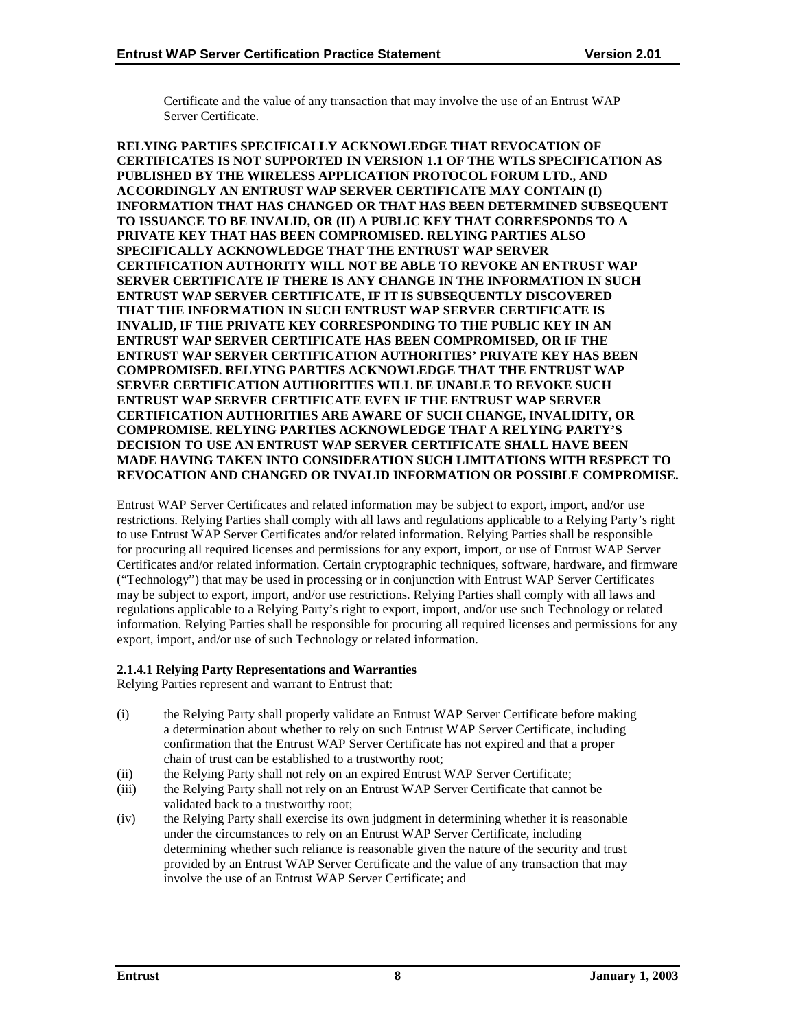Certificate and the value of any transaction that may involve the use of an Entrust WAP Server Certificate.

**RELYING PARTIES SPECIFICALLY ACKNOWLEDGE THAT REVOCATION OF CERTIFICATES IS NOT SUPPORTED IN VERSION 1.1 OF THE WTLS SPECIFICATION AS PUBLISHED BY THE WIRELESS APPLICATION PROTOCOL FORUM LTD., AND ACCORDINGLY AN ENTRUST WAP SERVER CERTIFICATE MAY CONTAIN (I) INFORMATION THAT HAS CHANGED OR THAT HAS BEEN DETERMINED SUBSEQUENT TO ISSUANCE TO BE INVALID, OR (II) A PUBLIC KEY THAT CORRESPONDS TO A PRIVATE KEY THAT HAS BEEN COMPROMISED. RELYING PARTIES ALSO SPECIFICALLY ACKNOWLEDGE THAT THE ENTRUST WAP SERVER CERTIFICATION AUTHORITY WILL NOT BE ABLE TO REVOKE AN ENTRUST WAP SERVER CERTIFICATE IF THERE IS ANY CHANGE IN THE INFORMATION IN SUCH ENTRUST WAP SERVER CERTIFICATE, IF IT IS SUBSEQUENTLY DISCOVERED THAT THE INFORMATION IN SUCH ENTRUST WAP SERVER CERTIFICATE IS INVALID, IF THE PRIVATE KEY CORRESPONDING TO THE PUBLIC KEY IN AN ENTRUST WAP SERVER CERTIFICATE HAS BEEN COMPROMISED, OR IF THE ENTRUST WAP SERVER CERTIFICATION AUTHORITIES' PRIVATE KEY HAS BEEN COMPROMISED. RELYING PARTIES ACKNOWLEDGE THAT THE ENTRUST WAP SERVER CERTIFICATION AUTHORITIES WILL BE UNABLE TO REVOKE SUCH ENTRUST WAP SERVER CERTIFICATE EVEN IF THE ENTRUST WAP SERVER CERTIFICATION AUTHORITIES ARE AWARE OF SUCH CHANGE, INVALIDITY, OR COMPROMISE. RELYING PARTIES ACKNOWLEDGE THAT A RELYING PARTY'S DECISION TO USE AN ENTRUST WAP SERVER CERTIFICATE SHALL HAVE BEEN MADE HAVING TAKEN INTO CONSIDERATION SUCH LIMITATIONS WITH RESPECT TO REVOCATION AND CHANGED OR INVALID INFORMATION OR POSSIBLE COMPROMISE.**

Entrust WAP Server Certificates and related information may be subject to export, import, and/or use restrictions. Relying Parties shall comply with all laws and regulations applicable to a Relying Party's right to use Entrust WAP Server Certificates and/or related information. Relying Parties shall be responsible for procuring all required licenses and permissions for any export, import, or use of Entrust WAP Server Certificates and/or related information. Certain cryptographic techniques, software, hardware, and firmware ("Technology") that may be used in processing or in conjunction with Entrust WAP Server Certificates may be subject to export, import, and/or use restrictions. Relying Parties shall comply with all laws and regulations applicable to a Relying Party's right to export, import, and/or use such Technology or related information. Relying Parties shall be responsible for procuring all required licenses and permissions for any export, import, and/or use of such Technology or related information.

#### 2.1.4.1 Relying Party Representations and Warranties

Relying Parties represent and warrant to Entrust that:

(i) the Relying Party shall properly validate an Entrust WAP Server Certificate before making a determination about whether to rely on such Entrust WAP Server Certificate, including confirmation that the Entrust WAP Server Certificate has not expired and that a proper chain of trust can be established to a trustworthy root;

(ii) the Relying Party shall not rely on an expired Entrust WAP Server Certificate;

(iii) the Relying Party shall not rely on an Entrust WAP Server Certificate that cannot be validated back to a trustworthy root;

(iv) the Relying Party shall exercise its own judgment in determining whether it is reasonable under the circumstances to rely on an Entrust WAP Server Certificate, including determining whether such reliance is reasonable given the nature of the security and trust provided by an Entrust WAP Server Certificate and the value of any transaction that may involve the use of an Entrust WAP Server Certificate; and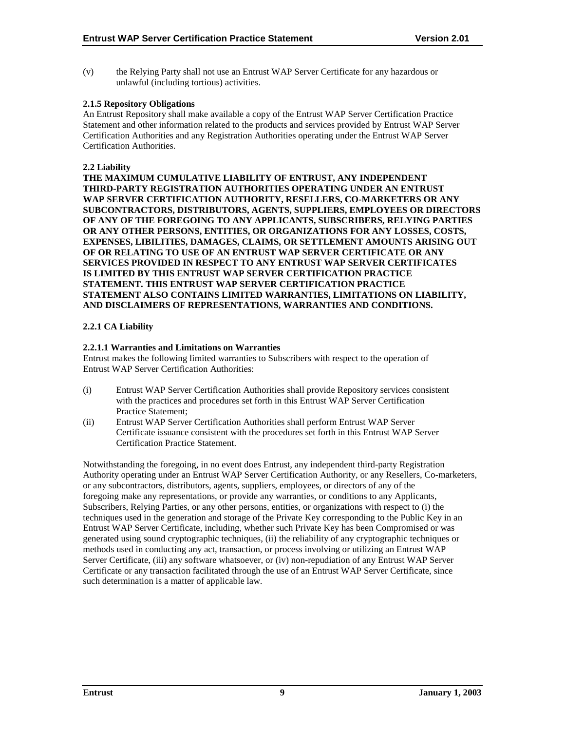(v) the Relying Party shall not use an Entrust WAP Server Certificate for any hazardous or unlawful (including tortious) activities.

#### 2.1.5 Repository Obligations

An Entrust Repository shall make available a copy of the Entrust WAP Server Certification Practice Statement and other information related to the products and services provided by Entrust WAP Server Certification Authorities and any Registration Authorities operating under the Entrust WAP Server Certification Authorities.

### 2.2 Liability

**THE MAXIMUM CUMULATIVE LIABILITY OF ENTRUST, ANY INDEPENDENT THIRD-PARTY REGISTRATION AUTHORITIES OPERATING UNDER AN ENTRUST WAP SERVER CERTIFICATION AUTHORITY, RESELLERS, CO-MARKETERS OR ANY SUBCONTRACTORS, DISTRIBUTORS, AGENTS, SUPPLIERS, EMPLOYEES OR DIRECTORS OF ANY OF THE FOREGOING TO ANY APPLICANTS, SUBSCRIBERS, RELYING PARTIES OR ANY OTHER PERSONS, ENTITIES, OR ORGANIZATIONS FOR ANY LOSSES, COSTS, EXPENSES, LIBILITIES, DAMAGES, CLAIMS, OR SETTLEMENT AMOUNTS ARISING OUT OF OR RELATING TO USE OF AN ENTRUST WAP SERVER CERTIFICATE OR ANY SERVICES PROVIDED IN RESPECT TO ANY ENTRUST WAP SERVER CERTIFICATES IS LIMITED BY THIS ENTRUST WAP SERVER CERTIFICATION PRACTICE STATEMENT. THIS ENTRUST WAP SERVER CERTIFICATION PRACTICE STATEMENT ALSO CONTAINS LIMITED WARRANTIES, LIMITATIONS ON LIABILITY, AND DISCLAIMERS OF REPRESENTATIONS, WARRANTIES AND CONDITIONS.**

#### 2.2.1 CA Liability

##### 2.2.1.1 Warranties and Limitations on Warranties

Entrust makes the following limited warranties to Subscribers with respect to the operation of Entrust WAP Server Certification Authorities:

(i) Entrust WAP Server Certification Authorities shall provide Repository services consistent with the practices and procedures set forth in this Entrust WAP Server Certification Practice Statement;

(ii) Entrust WAP Server Certification Authorities shall perform Entrust WAP Server Certificate issuance consistent with the procedures set forth in this Entrust WAP Server Certification Practice Statement.

Notwithstanding the foregoing, in no event does Entrust, any independent third-party Registration Authority operating under an Entrust WAP Server Certification Authority, or any Resellers, Co-marketers, or any subcontractors, distributors, agents, suppliers, employees, or directors of any of the foregoing make any representations, or provide any warranties, or conditions to any Applicants, Subscribers, Relying Parties, or any other persons, entities, or organizations with respect to (i) the techniques used in the generation and storage of the Private Key corresponding to the Public Key in an Entrust WAP Server Certificate, including, whether such Private Key has been Compromised or was generated using sound cryptographic techniques, (ii) the reliability of any cryptographic techniques or methods used in conducting any act, transaction, or process involving or utilizing an Entrust WAP Server Certificate, (iii) any software whatsoever, or (iv) non-repudiation of any Entrust WAP Server Certificate or any transaction facilitated through the use of an Entrust WAP Server Certificate, since such determination is a matter of applicable law.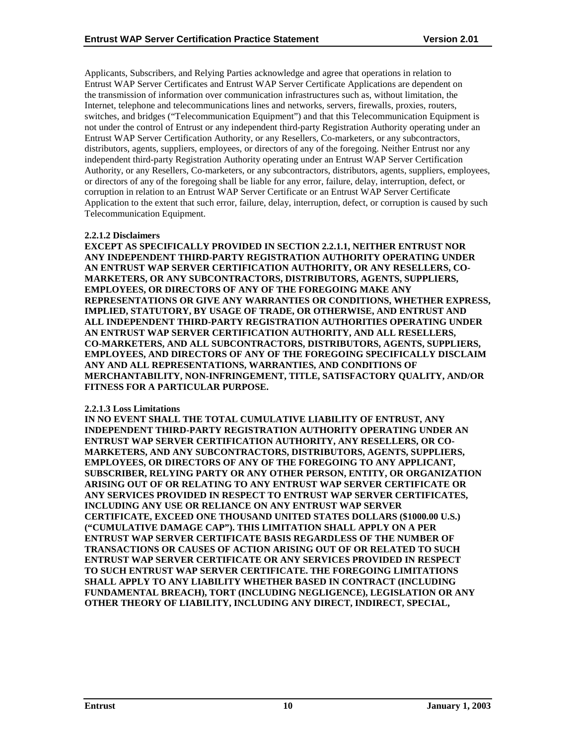Applicants, Subscribers, and Relying Parties acknowledge and agree that operations in relation to Entrust WAP Server Certificates and Entrust WAP Server Certificate Applications are dependent on the transmission of information over communication infrastructures such as, without limitation, the Internet, telephone and telecommunications lines and networks, servers, firewalls, proxies, routers, switches, and bridges ("Telecommunication Equipment") and that this Telecommunication Equipment is not under the control of Entrust or any independent third-party Registration Authority operating under an Entrust WAP Server Certification Authority, or any Resellers, Co-marketers, or any subcontractors, distributors, agents, suppliers, employees, or directors of any of the foregoing. Neither Entrust nor any independent third-party Registration Authority operating under an Entrust WAP Server Certification Authority, or any Resellers, Co-marketers, or any subcontractors, distributors, agents, suppliers, employees, or directors of any of the foregoing shall be liable for any error, failure, delay, interruption, defect, or corruption in relation to an Entrust WAP Server Certificate or an Entrust WAP Server Certificate Application to the extent that such error, failure, delay, interruption, defect, or corruption is caused by such Telecommunication Equipment.

#### 2.2.1.2 Disclaimers

**EXCEPT AS SPECIFICALLY PROVIDED IN SECTION 2.2.1.1, NEITHER ENTRUST NOR ANY INDEPENDENT THIRD-PARTY REGISTRATION AUTHORITY OPERATING UNDER AN ENTRUST WAP SERVER CERTIFICATION AUTHORITY, OR ANY RESELLERS, CO-MARKETERS, OR ANY SUBCONTRACTORS, DISTRIBUTORS, AGENTS, SUPPLIERS, EMPLOYEES, OR DIRECTORS OF ANY OF THE FOREGOING MAKE ANY REPRESENTATIONS OR GIVE ANY WARRANTIES OR CONDITIONS, WHETHER EXPRESS, IMPLIED, STATUTORY, BY USAGE OF TRADE, OR OTHERWISE, AND ENTRUST AND ALL INDEPENDENT THIRD-PARTY REGISTRATION AUTHORITIES OPERATING UNDER AN ENTRUST WAP SERVER CERTIFICATION AUTHORITY, AND ALL RESELLERS, CO-MARKETERS, AND ALL SUBCONTRACTORS, DISTRIBUTORS, AGENTS, SUPPLIERS, EMPLOYEES, AND DIRECTORS OF ANY OF THE FOREGOING SPECIFICALLY DISCLAIM ANY AND ALL REPRESENTATIONS, WARRANTIES, AND CONDITIONS OF MERCHANTABILITY, NON-INFRINGEMENT, TITLE, SATISFACTORY QUALITY, AND/OR FITNESS FOR A PARTICULAR PURPOSE.**

#### 2.2.1.3 Loss Limitations

**IN NO EVENT SHALL THE TOTAL CUMULATIVE LIABILITY OF ENTRUST, ANY INDEPENDENT THIRD-PARTY REGISTRATION AUTHORITY OPERATING UNDER AN ENTRUST WAP SERVER CERTIFICATION AUTHORITY, ANY RESELLERS, OR CO-MARKETERS, AND ANY SUBCONTRACTORS, DISTRIBUTORS, AGENTS, SUPPLIERS, EMPLOYEES, OR DIRECTORS OF ANY OF THE FOREGOING TO ANY APPLICANT, SUBSCRIBER, RELYING PARTY OR ANY OTHER PERSON, ENTITY, OR ORGANIZATION ARISING OUT OF OR RELATING TO ANY ENTRUST WAP SERVER CERTIFICATE OR ANY SERVICES PROVIDED IN RESPECT TO ENTRUST WAP SERVER CERTIFICATES, INCLUDING ANY USE OR RELIANCE ON ANY ENTRUST WAP SERVER CERTIFICATE, EXCEED ONE THOUSAND UNITED STATES DOLLARS ($1000.00 U.S.) ("CUMULATIVE DAMAGE CAP"). THIS LIMITATION SHALL APPLY ON A PER ENTRUST WAP SERVER CERTIFICATE BASIS REGARDLESS OF THE NUMBER OF TRANSACTIONS OR CAUSES OF ACTION ARISING OUT OF OR RELATED TO SUCH ENTRUST WAP SERVER CERTIFICATE OR ANY SERVICES PROVIDED IN RESPECT TO SUCH ENTRUST WAP SERVER CERTIFICATE. THE FOREGOING LIMITATIONS SHALL APPLY TO ANY LIABILITY WHETHER BASED IN CONTRACT (INCLUDING FUNDAMENTAL BREACH), TORT (INCLUDING NEGLIGENCE), LEGISLATION OR ANY OTHER THEORY OF LIABILITY, INCLUDING ANY DIRECT, INDIRECT, SPECIAL,**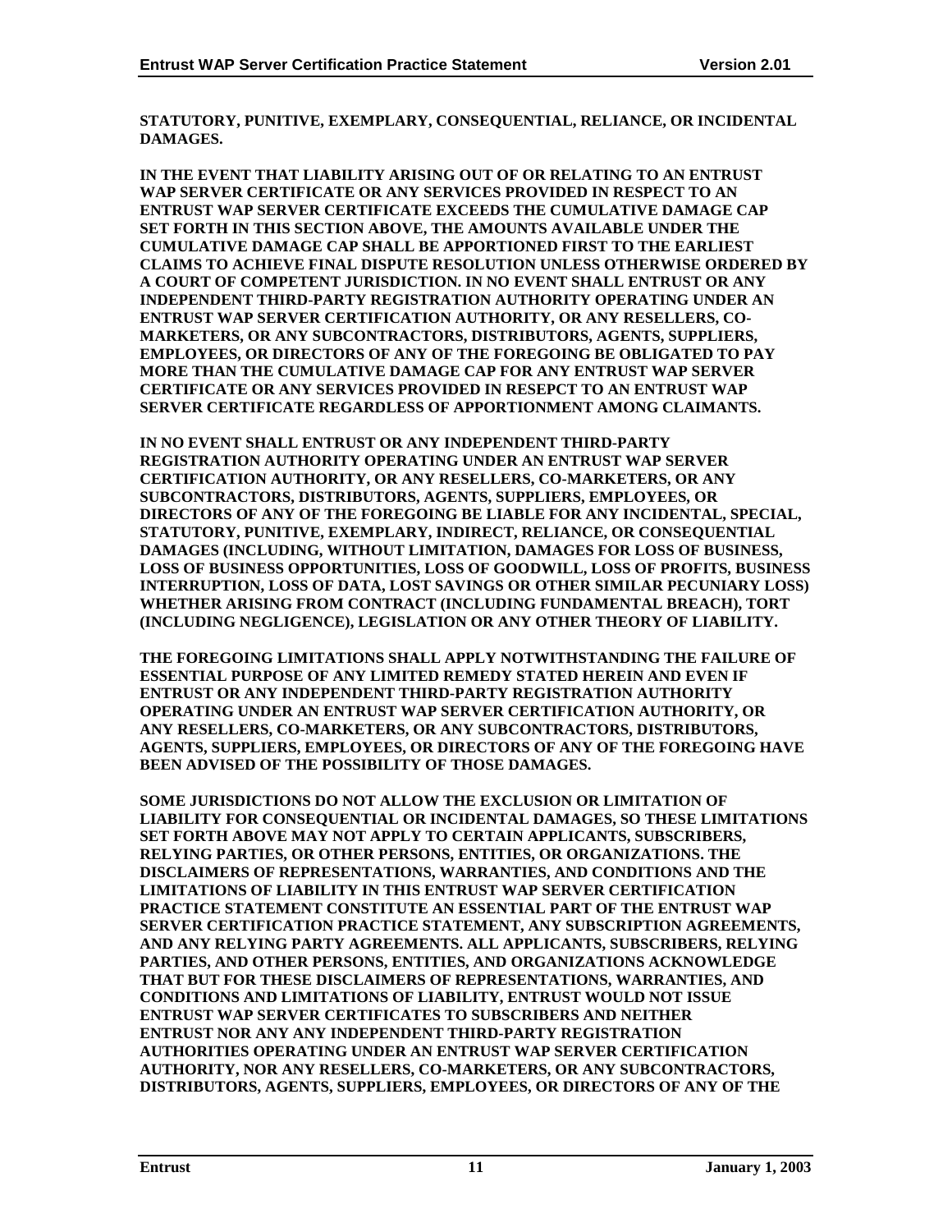**STATUTORY, PUNITIVE, EXEMPLARY, CONSEQUENTIAL, RELIANCE, OR INCIDENTAL DAMAGES.**

**IN THE EVENT THAT LIABILITY ARISING OUT OF OR RELATING TO AN ENTRUST WAP SERVER CERTIFICATE OR ANY SERVICES PROVIDED IN RESPECT TO AN ENTRUST WAP SERVER CERTIFICATE EXCEEDS THE CUMULATIVE DAMAGE CAP SET FORTH IN THIS SECTION ABOVE, THE AMOUNTS AVAILABLE UNDER THE CUMULATIVE DAMAGE CAP SHALL BE APPORTIONED FIRST TO THE EARLIEST CLAIMS TO ACHIEVE FINAL DISPUTE RESOLUTION UNLESS OTHERWISE ORDERED BY A COURT OF COMPETENT JURISDICTION. IN NO EVENT SHALL ENTRUST OR ANY INDEPENDENT THIRD-PARTY REGISTRATION AUTHORITY OPERATING UNDER AN ENTRUST WAP SERVER CERTIFICATION AUTHORITY, OR ANY RESELLERS, CO-MARKETERS, OR ANY SUBCONTRACTORS, DISTRIBUTORS, AGENTS, SUPPLIERS, EMPLOYEES, OR DIRECTORS OF ANY OF THE FOREGOING BE OBLIGATED TO PAY MORE THAN THE CUMULATIVE DAMAGE CAP FOR ANY ENTRUST WAP SERVER CERTIFICATE OR ANY SERVICES PROVIDED IN RESEPCT TO AN ENTRUST WAP SERVER CERTIFICATE REGARDLESS OF APPORTIONMENT AMONG CLAIMANTS.**

**IN NO EVENT SHALL ENTRUST OR ANY INDEPENDENT THIRD-PARTY REGISTRATION AUTHORITY OPERATING UNDER AN ENTRUST WAP SERVER CERTIFICATION AUTHORITY, OR ANY RESELLERS, CO-MARKETERS, OR ANY SUBCONTRACTORS, DISTRIBUTORS, AGENTS, SUPPLIERS, EMPLOYEES, OR DIRECTORS OF ANY OF THE FOREGOING BE LIABLE FOR ANY INCIDENTAL, SPECIAL, STATUTORY, PUNITIVE, EXEMPLARY, INDIRECT, RELIANCE, OR CONSEQUENTIAL DAMAGES (INCLUDING, WITHOUT LIMITATION, DAMAGES FOR LOSS OF BUSINESS, LOSS OF BUSINESS OPPORTUNITIES, LOSS OF GOODWILL, LOSS OF PROFITS, BUSINESS INTERRUPTION, LOSS OF DATA, LOST SAVINGS OR OTHER SIMILAR PECUNIARY LOSS) WHETHER ARISING FROM CONTRACT (INCLUDING FUNDAMENTAL BREACH), TORT (INCLUDING NEGLIGENCE), LEGISLATION OR ANY OTHER THEORY OF LIABILITY.**

**THE FOREGOING LIMITATIONS SHALL APPLY NOTWITHSTANDING THE FAILURE OF ESSENTIAL PURPOSE OF ANY LIMITED REMEDY STATED HEREIN AND EVEN IF ENTRUST OR ANY INDEPENDENT THIRD-PARTY REGISTRATION AUTHORITY OPERATING UNDER AN ENTRUST WAP SERVER CERTIFICATION AUTHORITY, OR ANY RESELLERS, CO-MARKETERS, OR ANY SUBCONTRACTORS, DISTRIBUTORS, AGENTS, SUPPLIERS, EMPLOYEES, OR DIRECTORS OF ANY OF THE FOREGOING HAVE BEEN ADVISED OF THE POSSIBILITY OF THOSE DAMAGES.**

**SOME JURISDICTIONS DO NOT ALLOW THE EXCLUSION OR LIMITATION OF LIABILITY FOR CONSEQUENTIAL OR INCIDENTAL DAMAGES, SO THESE LIMITATIONS SET FORTH ABOVE MAY NOT APPLY TO CERTAIN APPLICANTS, SUBSCRIBERS, RELYING PARTIES, OR OTHER PERSONS, ENTITIES, OR ORGANIZATIONS. THE DISCLAIMERS OF REPRESENTATIONS, WARRANTIES, AND CONDITIONS AND THE LIMITATIONS OF LIABILITY IN THIS ENTRUST WAP SERVER CERTIFICATION PRACTICE STATEMENT CONSTITUTE AN ESSENTIAL PART OF THE ENTRUST WAP SERVER CERTIFICATION PRACTICE STATEMENT, ANY SUBSCRIPTION AGREEMENTS, AND ANY RELYING PARTY AGREEMENTS. ALL APPLICANTS, SUBSCRIBERS, RELYING PARTIES, AND OTHER PERSONS, ENTITIES, AND ORGANIZATIONS ACKNOWLEDGE THAT BUT FOR THESE DISCLAIMERS OF REPRESENTATIONS, WARRANTIES, AND CONDITIONS AND LIMITATIONS OF LIABILITY, ENTRUST WOULD NOT ISSUE ENTRUST WAP SERVER CERTIFICATES TO SUBSCRIBERS AND NEITHER ENTRUST NOR ANY ANY INDEPENDENT THIRD-PARTY REGISTRATION AUTHORITIES OPERATING UNDER AN ENTRUST WAP SERVER CERTIFICATION AUTHORITY, NOR ANY RESELLERS, CO-MARKETERS, OR ANY SUBCONTRACTORS, DISTRIBUTORS, AGENTS, SUPPLIERS, EMPLOYEES, OR DIRECTORS OF ANY OF THE**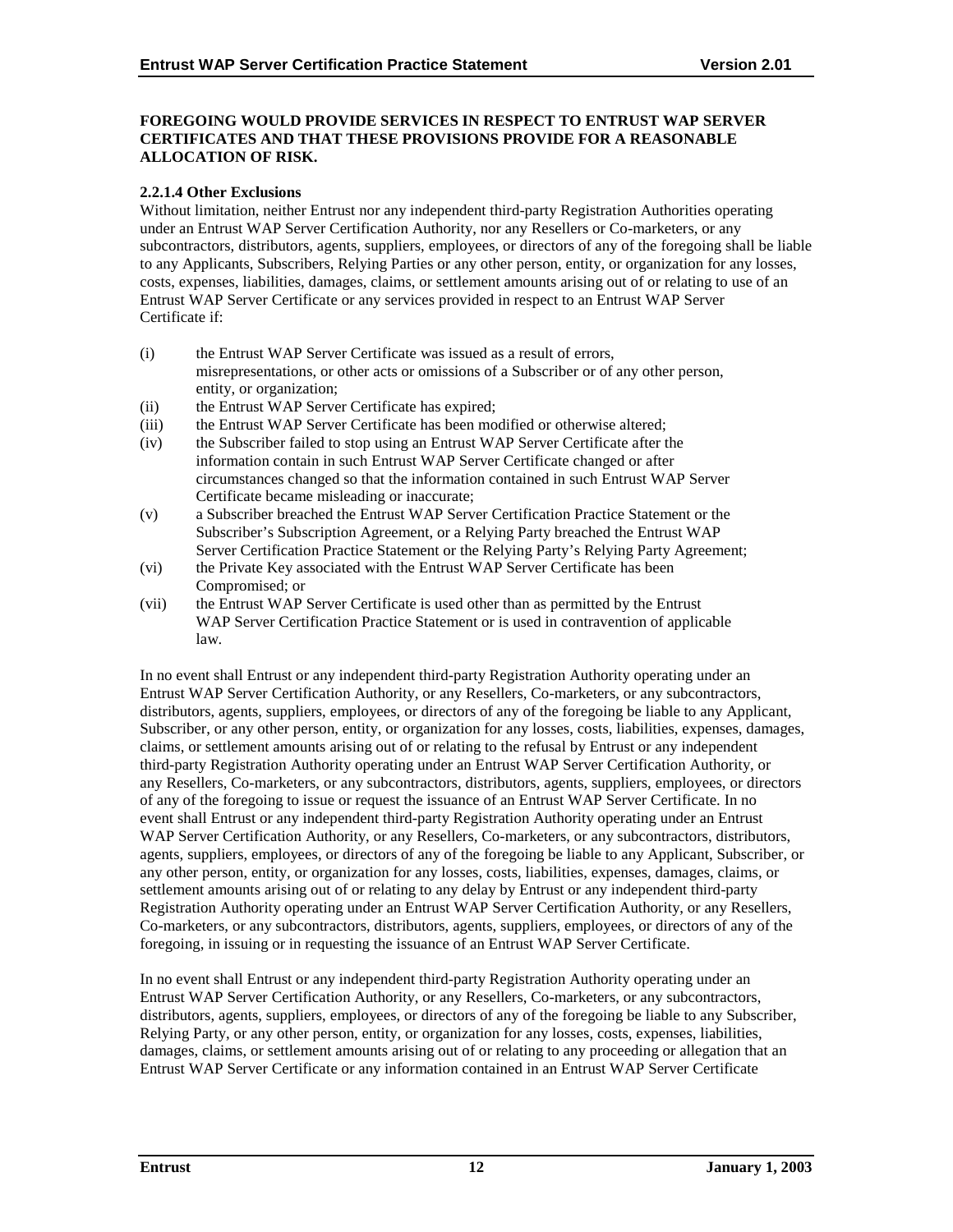**FOREGOING WOULD PROVIDE SERVICES IN RESPECT TO ENTRUST WAP SERVER CERTIFICATES AND THAT THESE PROVISIONS PROVIDE FOR A REASONABLE ALLOCATION OF RISK.**

#### 2.2.1.4 Other Exclusions

Without limitation, neither Entrust nor any independent third-party Registration Authorities operating under an Entrust WAP Server Certification Authority, nor any Resellers or Co-marketers, or any subcontractors, distributors, agents, suppliers, employees, or directors of any of the foregoing shall be liable to any Applicants, Subscribers, Relying Parties or any other person, entity, or organization for any losses, costs, expenses, liabilities, damages, claims, or settlement amounts arising out of or relating to use of an Entrust WAP Server Certificate or any services provided in respect to an Entrust WAP Server Certificate if:

(i) the Entrust WAP Server Certificate was issued as a result of errors, misrepresentations, or other acts or omissions of a Subscriber or of any other person, entity, or organization;

(ii) the Entrust WAP Server Certificate has expired;

(iii) the Entrust WAP Server Certificate has been modified or otherwise altered;

(iv) the Subscriber failed to stop using an Entrust WAP Server Certificate after the information contain in such Entrust WAP Server Certificate changed or after circumstances changed so that the information contained in such Entrust WAP Server Certificate became misleading or inaccurate;

(v) a Subscriber breached the Entrust WAP Server Certification Practice Statement or the Subscriber's Subscription Agreement, or a Relying Party breached the Entrust WAP Server Certification Practice Statement or the Relying Party's Relying Party Agreement;

(vi) the Private Key associated with the Entrust WAP Server Certificate has been Compromised; or

(vii) the Entrust WAP Server Certificate is used other than as permitted by the Entrust WAP Server Certification Practice Statement or is used in contravention of applicable law.

In no event shall Entrust or any independent third-party Registration Authority operating under an Entrust WAP Server Certification Authority, or any Resellers, Co-marketers, or any subcontractors, distributors, agents, suppliers, employees, or directors of any of the foregoing be liable to any Applicant, Subscriber, or any other person, entity, or organization for any losses, costs, liabilities, expenses, damages, claims, or settlement amounts arising out of or relating to the refusal by Entrust or any independent third-party Registration Authority operating under an Entrust WAP Server Certification Authority, or any Resellers, Co-marketers, or any subcontractors, distributors, agents, suppliers, employees, or directors of any of the foregoing to issue or request the issuance of an Entrust WAP Server Certificate. In no event shall Entrust or any independent third-party Registration Authority operating under an Entrust WAP Server Certification Authority, or any Resellers, Co-marketers, or any subcontractors, distributors, agents, suppliers, employees, or directors of any of the foregoing be liable to any Applicant, Subscriber, or any other person, entity, or organization for any losses, costs, liabilities, expenses, damages, claims, or settlement amounts arising out of or relating to any delay by Entrust or any independent third-party Registration Authority operating under an Entrust WAP Server Certification Authority, or any Resellers, Co-marketers, or any subcontractors, distributors, agents, suppliers, employees, or directors of any of the foregoing, in issuing or in requesting the issuance of an Entrust WAP Server Certificate.

In no event shall Entrust or any independent third-party Registration Authority operating under an Entrust WAP Server Certification Authority, or any Resellers, Co-marketers, or any subcontractors, distributors, agents, suppliers, employees, or directors of any of the foregoing be liable to any Subscriber, Relying Party, or any other person, entity, or organization for any losses, costs, expenses, liabilities, damages, claims, or settlement amounts arising out of or relating to any proceeding or allegation that an Entrust WAP Server Certificate or any information contained in an Entrust WAP Server Certificate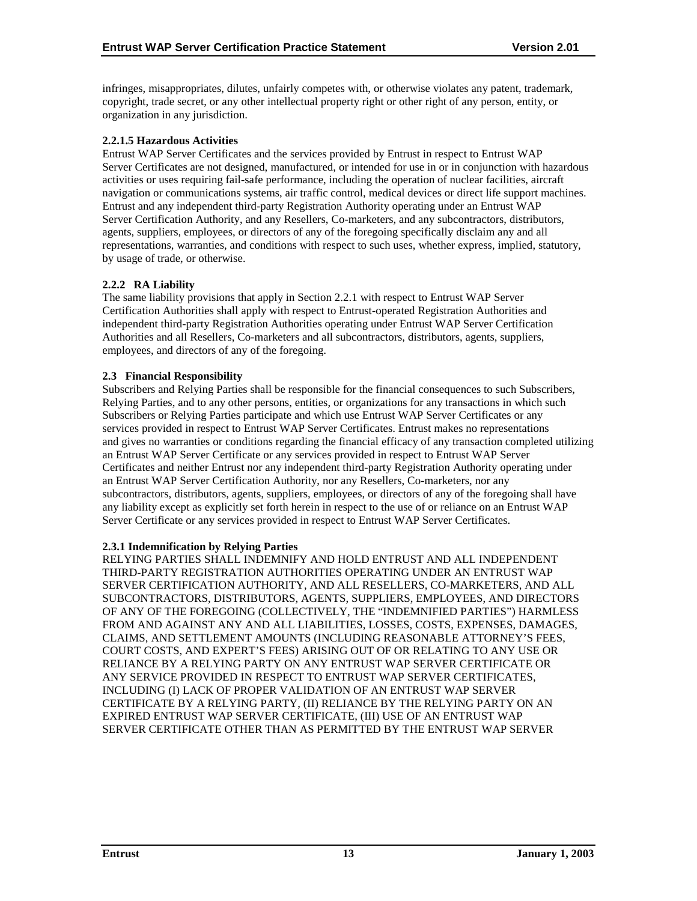infringes, misappropriates, dilutes, unfairly competes with, or otherwise violates any patent, trademark, copyright, trade secret, or any other intellectual property right or other right of any person, entity, or organization in any jurisdiction.

#### 2.2.1.5 Hazardous Activities

Entrust WAP Server Certificates and the services provided by Entrust in respect to Entrust WAP Server Certificates are not designed, manufactured, or intended for use in or in conjunction with hazardous activities or uses requiring fail-safe performance, including the operation of nuclear facilities, aircraft navigation or communications systems, air traffic control, medical devices or direct life support machines. Entrust and any independent third-party Registration Authority operating under an Entrust WAP Server Certification Authority, and any Resellers, Co-marketers, and any subcontractors, distributors, agents, suppliers, employees, or directors of any of the foregoing specifically disclaim any and all representations, warranties, and conditions with respect to such uses, whether express, implied, statutory, by usage of trade, or otherwise.

### 2.2.2 RA Liability

The same liability provisions that apply in Section 2.2.1 with respect to Entrust WAP Server Certification Authorities shall apply with respect to Entrust-operated Registration Authorities and independent third-party Registration Authorities operating under Entrust WAP Server Certification Authorities and all Resellers, Co-marketers and all subcontractors, distributors, agents, suppliers, employees, and directors of any of the foregoing.

## 2.3 Financial Responsibility

Subscribers and Relying Parties shall be responsible for the financial consequences to such Subscribers, Relying Parties, and to any other persons, entities, or organizations for any transactions in which such Subscribers or Relying Parties participate and which use Entrust WAP Server Certificates or any services provided in respect to Entrust WAP Server Certificates. Entrust makes no representations and gives no warranties or conditions regarding the financial efficacy of any transaction completed utilizing an Entrust WAP Server Certificate or any services provided in respect to Entrust WAP Server Certificates and neither Entrust nor any independent third-party Registration Authority operating under an Entrust WAP Server Certification Authority, nor any Resellers, Co-marketers, nor any subcontractors, distributors, agents, suppliers, employees, or directors of any of the foregoing shall have any liability except as explicitly set forth herein in respect to the use of or reliance on an Entrust WAP Server Certificate or any services provided in respect to Entrust WAP Server Certificates.

### 2.3.1 Indemnification by Relying Parties

RELYING PARTIES SHALL INDEMNIFY AND HOLD ENTRUST AND ALL INDEPENDENT THIRD-PARTY REGISTRATION AUTHORITIES OPERATING UNDER AN ENTRUST WAP SERVER CERTIFICATION AUTHORITY, AND ALL RESELLERS, CO-MARKETERS, AND ALL SUBCONTRACTORS, DISTRIBUTORS, AGENTS, SUPPLIERS, EMPLOYEES, AND DIRECTORS OF ANY OF THE FOREGOING (COLLECTIVELY, THE "INDEMNIFIED PARTIES") HARMLESS FROM AND AGAINST ANY AND ALL LIABILITIES, LOSSES, COSTS, EXPENSES, DAMAGES, CLAIMS, AND SETTLEMENT AMOUNTS (INCLUDING REASONABLE ATTORNEY'S FEES, COURT COSTS, AND EXPERT'S FEES) ARISING OUT OF OR RELATING TO ANY USE OR RELIANCE BY A RELYING PARTY ON ANY ENTRUST WAP SERVER CERTIFICATE OR ANY SERVICE PROVIDED IN RESPECT TO ENTRUST WAP SERVER CERTIFICATES, INCLUDING (I) LACK OF PROPER VALIDATION OF AN ENTRUST WAP SERVER CERTIFICATE BY A RELYING PARTY, (II) RELIANCE BY THE RELYING PARTY ON AN EXPIRED ENTRUST WAP SERVER CERTIFICATE, (III) USE OF AN ENTRUST WAP SERVER CERTIFICATE OTHER THAN AS PERMITTED BY THE ENTRUST WAP SERVER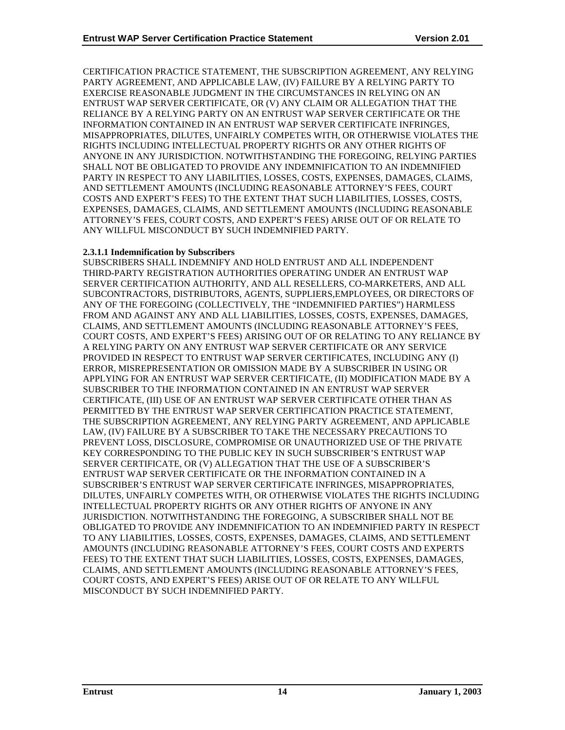CERTIFICATION PRACTICE STATEMENT, THE SUBSCRIPTION AGREEMENT, ANY RELYING PARTY AGREEMENT, AND APPLICABLE LAW, (IV) FAILURE BY A RELYING PARTY TO EXERCISE REASONABLE JUDGMENT IN THE CIRCUMSTANCES IN RELYING ON AN ENTRUST WAP SERVER CERTIFICATE, OR (V) ANY CLAIM OR ALLEGATION THAT THE RELIANCE BY A RELYING PARTY ON AN ENTRUST WAP SERVER CERTIFICATE OR THE INFORMATION CONTAINED IN AN ENTRUST WAP SERVER CERTIFICATE INFRINGES, MISAPPROPRIATES, DILUTES, UNFAIRLY COMPETES WITH, OR OTHERWISE VIOLATES THE RIGHTS INCLUDING INTELLECTUAL PROPERTY RIGHTS OR ANY OTHER RIGHTS OF ANYONE IN ANY JURISDICTION. NOTWITHSTANDING THE FOREGOING, RELYING PARTIES SHALL NOT BE OBLIGATED TO PROVIDE ANY INDEMNIFICATION TO AN INDEMNIFIED PARTY IN RESPECT TO ANY LIABILITIES, LOSSES, COSTS, EXPENSES, DAMAGES, CLAIMS, AND SETTLEMENT AMOUNTS (INCLUDING REASONABLE ATTORNEY'S FEES, COURT COSTS AND EXPERT'S FEES) TO THE EXTENT THAT SUCH LIABILITIES, LOSSES, COSTS, EXPENSES, DAMAGES, CLAIMS, AND SETTLEMENT AMOUNTS (INCLUDING REASONABLE ATTORNEY'S FEES, COURT COSTS, AND EXPERT'S FEES) ARISE OUT OF OR RELATE TO ANY WILLFUL MISCONDUCT BY SUCH INDEMNIFIED PARTY.

#### 2.3.1.1 Indemnification by Subscribers

SUBSCRIBERS SHALL INDEMNIFY AND HOLD ENTRUST AND ALL INDEPENDENT THIRD-PARTY REGISTRATION AUTHORITIES OPERATING UNDER AN ENTRUST WAP SERVER CERTIFICATION AUTHORITY, AND ALL RESELLERS, CO-MARKETERS, AND ALL SUBCONTRACTORS, DISTRIBUTORS, AGENTS, SUPPLIERS,EMPLOYEES, OR DIRECTORS OF ANY OF THE FOREGOING (COLLECTIVELY, THE "INDEMNIFIED PARTIES") HARMLESS FROM AND AGAINST ANY AND ALL LIABILITIES, LOSSES, COSTS, EXPENSES, DAMAGES, CLAIMS, AND SETTLEMENT AMOUNTS (INCLUDING REASONABLE ATTORNEY'S FEES, COURT COSTS, AND EXPERT'S FEES) ARISING OUT OF OR RELATING TO ANY RELIANCE BY A RELYING PARTY ON ANY ENTRUST WAP SERVER CERTIFICATE OR ANY SERVICE PROVIDED IN RESPECT TO ENTRUST WAP SERVER CERTIFICATES, INCLUDING ANY (I) ERROR, MISREPRESENTATION OR OMISSION MADE BY A SUBSCRIBER IN USING OR APPLYING FOR AN ENTRUST WAP SERVER CERTIFICATE, (II) MODIFICATION MADE BY A SUBSCRIBER TO THE INFORMATION CONTAINED IN AN ENTRUST WAP SERVER CERTIFICATE, (III) USE OF AN ENTRUST WAP SERVER CERTIFICATE OTHER THAN AS PERMITTED BY THE ENTRUST WAP SERVER CERTIFICATION PRACTICE STATEMENT, THE SUBSCRIPTION AGREEMENT, ANY RELYING PARTY AGREEMENT, AND APPLICABLE LAW, (IV) FAILURE BY A SUBSCRIBER TO TAKE THE NECESSARY PRECAUTIONS TO PREVENT LOSS, DISCLOSURE, COMPROMISE OR UNAUTHORIZED USE OF THE PRIVATE KEY CORRESPONDING TO THE PUBLIC KEY IN SUCH SUBSCRIBER'S ENTRUST WAP SERVER CERTIFICATE, OR (V) ALLEGATION THAT THE USE OF A SUBSCRIBER'S ENTRUST WAP SERVER CERTIFICATE OR THE INFORMATION CONTAINED IN A SUBSCRIBER'S ENTRUST WAP SERVER CERTIFICATE INFRINGES, MISAPPROPRIATES, DILUTES, UNFAIRLY COMPETES WITH, OR OTHERWISE VIOLATES THE RIGHTS INCLUDING INTELLECTUAL PROPERTY RIGHTS OR ANY OTHER RIGHTS OF ANYONE IN ANY JURISDICTION. NOTWITHSTANDING THE FOREGOING, A SUBSCRIBER SHALL NOT BE OBLIGATED TO PROVIDE ANY INDEMNIFICATION TO AN INDEMNIFIED PARTY IN RESPECT TO ANY LIABILITIES, LOSSES, COSTS, EXPENSES, DAMAGES, CLAIMS, AND SETTLEMENT AMOUNTS (INCLUDING REASONABLE ATTORNEY'S FEES, COURT COSTS AND EXPERTS FEES) TO THE EXTENT THAT SUCH LIABILITIES, LOSSES, COSTS, EXPENSES, DAMAGES, CLAIMS, AND SETTLEMENT AMOUNTS (INCLUDING REASONABLE ATTORNEY'S FEES, COURT COSTS, AND EXPERT'S FEES) ARISE OUT OF OR RELATE TO ANY WILLFUL MISCONDUCT BY SUCH INDEMNIFIED PARTY.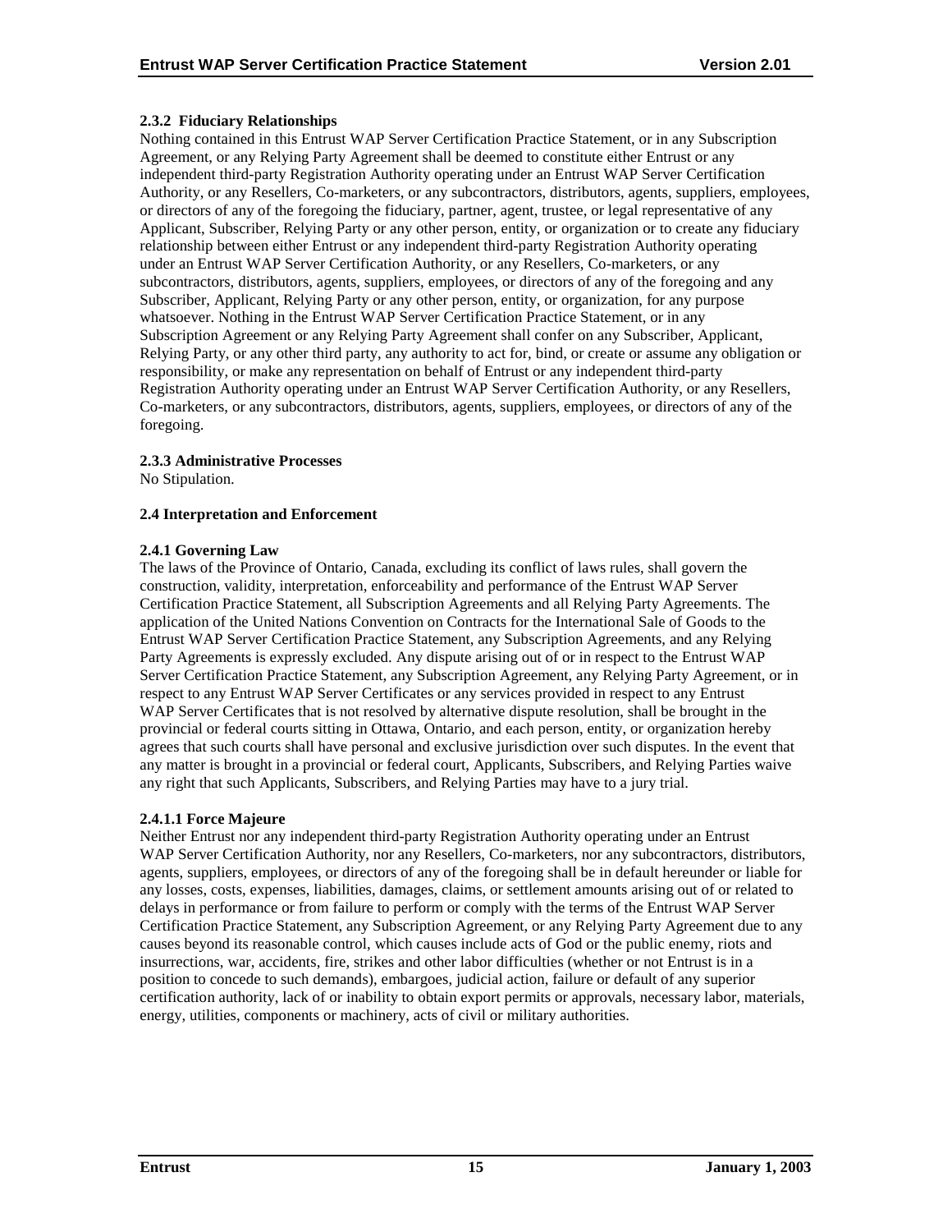#### 2.3.2 Fiduciary Relationships

Nothing contained in this Entrust WAP Server Certification Practice Statement, or in any Subscription Agreement, or any Relying Party Agreement shall be deemed to constitute either Entrust or any independent third-party Registration Authority operating under an Entrust WAP Server Certification Authority, or any Resellers, Co-marketers, or any subcontractors, distributors, agents, suppliers, employees, or directors of any of the foregoing the fiduciary, partner, agent, trustee, or legal representative of any Applicant, Subscriber, Relying Party or any other person, entity, or organization or to create any fiduciary relationship between either Entrust or any independent third-party Registration Authority operating under an Entrust WAP Server Certification Authority, or any Resellers, Co-marketers, or any subcontractors, distributors, agents, suppliers, employees, or directors of any of the foregoing and any Subscriber, Applicant, Relying Party or any other person, entity, or organization, for any purpose whatsoever. Nothing in the Entrust WAP Server Certification Practice Statement, or in any Subscription Agreement or any Relying Party Agreement shall confer on any Subscriber, Applicant, Relying Party, or any other third party, any authority to act for, bind, or create or assume any obligation or responsibility, or make any representation on behalf of Entrust or any independent third-party Registration Authority operating under an Entrust WAP Server Certification Authority, or any Resellers, Co-marketers, or any subcontractors, distributors, agents, suppliers, employees, or directors of any of the foregoing.

#### 2.3.3 Administrative Processes

No Stipulation.

### 2.4 Interpretation and Enforcement

#### 2.4.1 Governing Law

The laws of the Province of Ontario, Canada, excluding its conflict of laws rules, shall govern the construction, validity, interpretation, enforceability and performance of the Entrust WAP Server Certification Practice Statement, all Subscription Agreements and all Relying Party Agreements. The application of the United Nations Convention on Contracts for the International Sale of Goods to the Entrust WAP Server Certification Practice Statement, any Subscription Agreements, and any Relying Party Agreements is expressly excluded. Any dispute arising out of or in respect to the Entrust WAP Server Certification Practice Statement, any Subscription Agreement, any Relying Party Agreement, or in respect to any Entrust WAP Server Certificates or any services provided in respect to any Entrust WAP Server Certificates that is not resolved by alternative dispute resolution, shall be brought in the provincial or federal courts sitting in Ottawa, Ontario, and each person, entity, or organization hereby agrees that such courts shall have personal and exclusive jurisdiction over such disputes. In the event that any matter is brought in a provincial or federal court, Applicants, Subscribers, and Relying Parties waive any right that such Applicants, Subscribers, and Relying Parties may have to a jury trial.

##### 2.4.1.1 Force Majeure

Neither Entrust nor any independent third-party Registration Authority operating under an Entrust WAP Server Certification Authority, nor any Resellers, Co-marketers, nor any subcontractors, distributors, agents, suppliers, employees, or directors of any of the foregoing shall be in default hereunder or liable for any losses, costs, expenses, liabilities, damages, claims, or settlement amounts arising out of or related to delays in performance or from failure to perform or comply with the terms of the Entrust WAP Server Certification Practice Statement, any Subscription Agreement, or any Relying Party Agreement due to any causes beyond its reasonable control, which causes include acts of God or the public enemy, riots and insurrections, war, accidents, fire, strikes and other labor difficulties (whether or not Entrust is in a position to concede to such demands), embargoes, judicial action, failure or default of any superior certification authority, lack of or inability to obtain export permits or approvals, necessary labor, materials, energy, utilities, components or machinery, acts of civil or military authorities.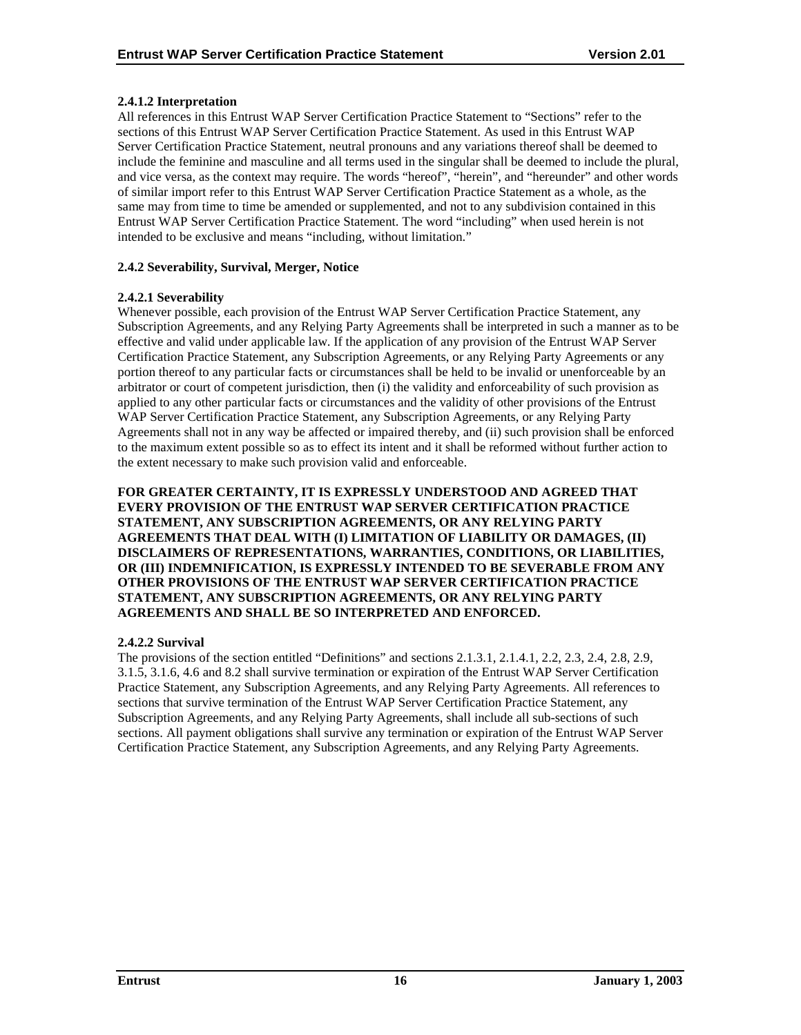#### 2.4.1.2 Interpretation

All references in this Entrust WAP Server Certification Practice Statement to "Sections" refer to the sections of this Entrust WAP Server Certification Practice Statement. As used in this Entrust WAP Server Certification Practice Statement, neutral pronouns and any variations thereof shall be deemed to include the feminine and masculine and all terms used in the singular shall be deemed to include the plural, and vice versa, as the context may require. The words "hereof", "herein", and "hereunder" and other words of similar import refer to this Entrust WAP Server Certification Practice Statement as a whole, as the same may from time to time be amended or supplemented, and not to any subdivision contained in this Entrust WAP Server Certification Practice Statement. The word "including" when used herein is not intended to be exclusive and means "including, without limitation."

### 2.4.2 Severability, Survival, Merger, Notice

#### 2.4.2.1 Severability

Whenever possible, each provision of the Entrust WAP Server Certification Practice Statement, any Subscription Agreements, and any Relying Party Agreements shall be interpreted in such a manner as to be effective and valid under applicable law. If the application of any provision of the Entrust WAP Server Certification Practice Statement, any Subscription Agreements, or any Relying Party Agreements or any portion thereof to any particular facts or circumstances shall be held to be invalid or unenforceable by an arbitrator or court of competent jurisdiction, then (i) the validity and enforceability of such provision as applied to any other particular facts or circumstances and the validity of other provisions of the Entrust WAP Server Certification Practice Statement, any Subscription Agreements, or any Relying Party Agreements shall not in any way be affected or impaired thereby, and (ii) such provision shall be enforced to the maximum extent possible so as to effect its intent and it shall be reformed without further action to the extent necessary to make such provision valid and enforceable.

**FOR GREATER CERTAINTY, IT IS EXPRESSLY UNDERSTOOD AND AGREED THAT EVERY PROVISION OF THE ENTRUST WAP SERVER CERTIFICATION PRACTICE STATEMENT, ANY SUBSCRIPTION AGREEMENTS, OR ANY RELYING PARTY AGREEMENTS THAT DEAL WITH (I) LIMITATION OF LIABILITY OR DAMAGES, (II) DISCLAIMERS OF REPRESENTATIONS, WARRANTIES, CONDITIONS, OR LIABILITIES, OR (III) INDEMNIFICATION, IS EXPRESSLY INTENDED TO BE SEVERABLE FROM ANY OTHER PROVISIONS OF THE ENTRUST WAP SERVER CERTIFICATION PRACTICE STATEMENT, ANY SUBSCRIPTION AGREEMENTS, OR ANY RELYING PARTY AGREEMENTS AND SHALL BE SO INTERPRETED AND ENFORCED.**

#### 2.4.2.2 Survival

The provisions of the section entitled "Definitions" and sections 2.1.3.1, 2.1.4.1, 2.2, 2.3, 2.4, 2.8, 2.9, 3.1.5, 3.1.6, 4.6 and 8.2 shall survive termination or expiration of the Entrust WAP Server Certification Practice Statement, any Subscription Agreements, and any Relying Party Agreements. All references to sections that survive termination of the Entrust WAP Server Certification Practice Statement, any Subscription Agreements, and any Relying Party Agreements, shall include all sub-sections of such sections. All payment obligations shall survive any termination or expiration of the Entrust WAP Server Certification Practice Statement, any Subscription Agreements, and any Relying Party Agreements.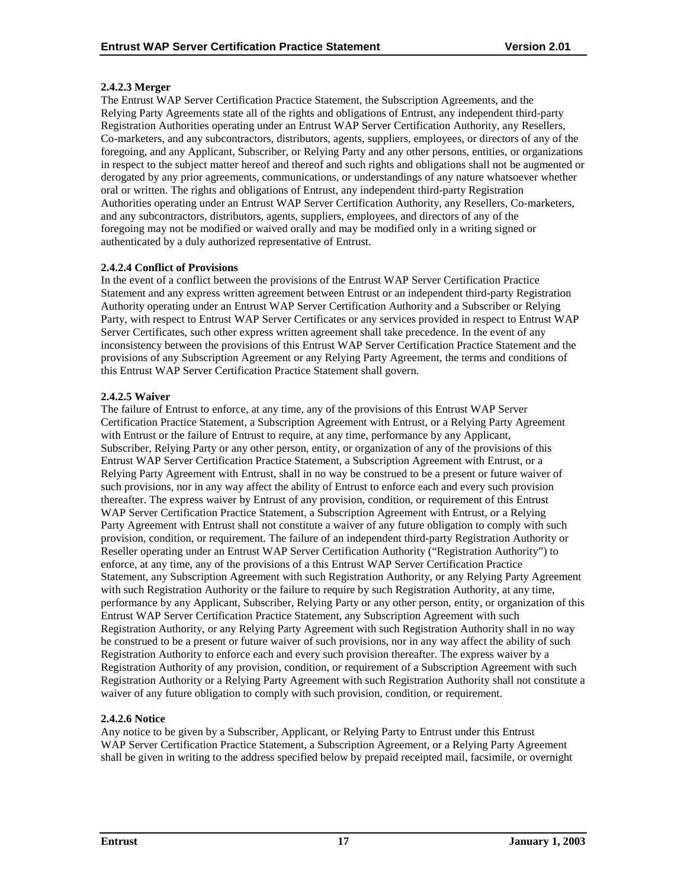#### 2.4.2.3 Merger

The Entrust WAP Server Certification Practice Statement, the Subscription Agreements, and the Relying Party Agreements state all of the rights and obligations of Entrust, any independent third-party Registration Authorities operating under an Entrust WAP Server Certification Authority, any Resellers, Co-marketers, and any subcontractors, distributors, agents, suppliers, employees, or directors of any of the foregoing, and any Applicant, Subscriber, or Relying Party and any other persons, entities, or organizations in respect to the subject matter hereof and thereof and such rights and obligations shall not be augmented or derogated by any prior agreements, communications, or understandings of any nature whatsoever whether oral or written. The rights and obligations of Entrust, any independent third-party Registration Authorities operating under an Entrust WAP Server Certification Authority, any Resellers, Co-marketers, and any subcontractors, distributors, agents, suppliers, employees, and directors of any of the foregoing may not be modified or waived orally and may be modified only in a writing signed or authenticated by a duly authorized representative of Entrust.

#### 2.4.2.4 Conflict of Provisions

In the event of a conflict between the provisions of the Entrust WAP Server Certification Practice Statement and any express written agreement between Entrust or an independent third-party Registration Authority operating under an Entrust WAP Server Certification Authority and a Subscriber or Relying Party, with respect to Entrust WAP Server Certificates or any services provided in respect to Entrust WAP Server Certificates, such other express written agreement shall take precedence. In the event of any inconsistency between the provisions of this Entrust WAP Server Certification Practice Statement and the provisions of any Subscription Agreement or any Relying Party Agreement, the terms and conditions of this Entrust WAP Server Certification Practice Statement shall govern.

#### 2.4.2.5 Waiver

The failure of Entrust to enforce, at any time, any of the provisions of this Entrust WAP Server Certification Practice Statement, a Subscription Agreement with Entrust, or a Relying Party Agreement with Entrust or the failure of Entrust to require, at any time, performance by any Applicant, Subscriber, Relying Party or any other person, entity, or organization of any of the provisions of this Entrust WAP Server Certification Practice Statement, a Subscription Agreement with Entrust, or a Relying Party Agreement with Entrust, shall in no way be construed to be a present or future waiver of such provisions, nor in any way affect the ability of Entrust to enforce each and every such provision thereafter. The express waiver by Entrust of any provision, condition, or requirement of this Entrust WAP Server Certification Practice Statement, a Subscription Agreement with Entrust, or a Relying Party Agreement with Entrust shall not constitute a waiver of any future obligation to comply with such provision, condition, or requirement. The failure of an independent third-party Registration Authority or Reseller operating under an Entrust WAP Server Certification Authority ("Registration Authority") to enforce, at any time, any of the provisions of a this Entrust WAP Server Certification Practice Statement, any Subscription Agreement with such Registration Authority, or any Relying Party Agreement with such Registration Authority or the failure to require by such Registration Authority, at any time, performance by any Applicant, Subscriber, Relying Party or any other person, entity, or organization of this Entrust WAP Server Certification Practice Statement, any Subscription Agreement with such Registration Authority, or any Relying Party Agreement with such Registration Authority shall in no way be construed to be a present or future waiver of such provisions, nor in any way affect the ability of such Registration Authority to enforce each and every such provision thereafter. The express waiver by a Registration Authority of any provision, condition, or requirement of a Subscription Agreement with such Registration Authority or a Relying Party Agreement with such Registration Authority shall not constitute a waiver of any future obligation to comply with such provision, condition, or requirement.

#### 2.4.2.6 Notice

Any notice to be given by a Subscriber, Applicant, or Relying Party to Entrust under this Entrust WAP Server Certification Practice Statement, a Subscription Agreement, or a Relying Party Agreement shall be given in writing to the address specified below by prepaid receipted mail, facsimile, or overnight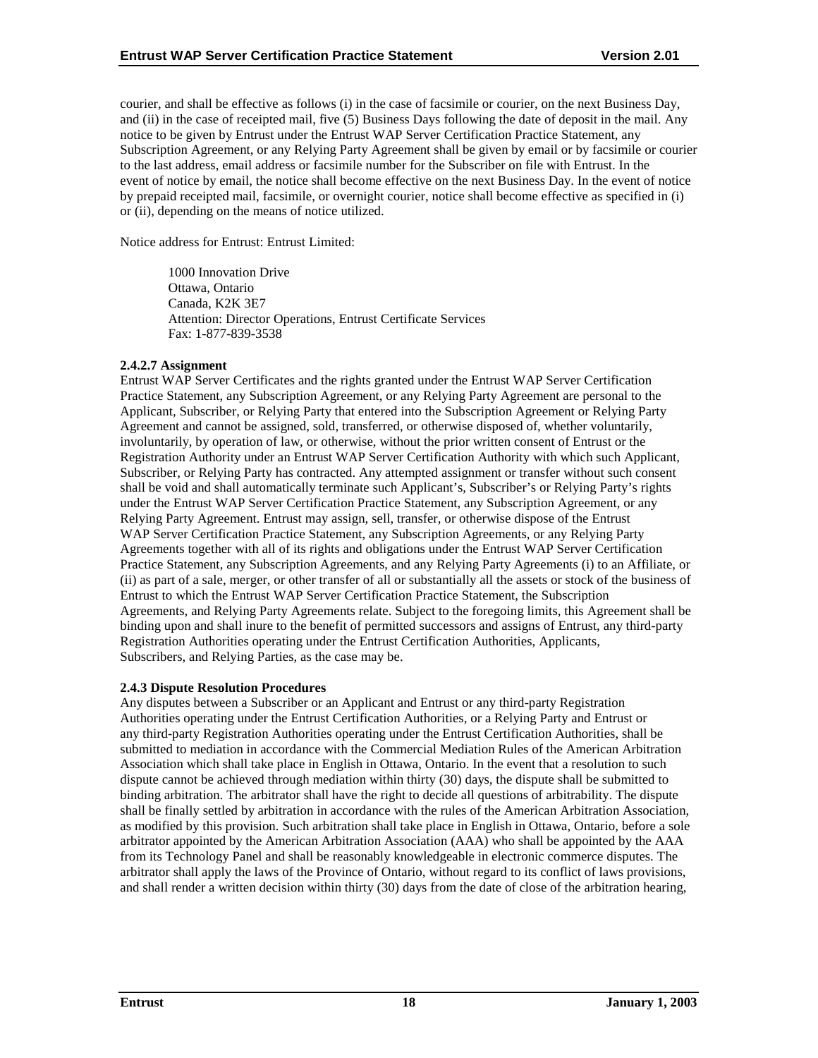courier, and shall be effective as follows (i) in the case of facsimile or courier, on the next Business Day, and (ii) in the case of receipted mail, five (5) Business Days following the date of deposit in the mail. Any notice to be given by Entrust under the Entrust WAP Server Certification Practice Statement, any Subscription Agreement, or any Relying Party Agreement shall be given by email or by facsimile or courier to the last address, email address or facsimile number for the Subscriber on file with Entrust. In the event of notice by email, the notice shall become effective on the next Business Day. In the event of notice by prepaid receipted mail, facsimile, or overnight courier, notice shall become effective as specified in (i) or (ii), depending on the means of notice utilized.

Notice address for Entrust: Entrust Limited:

> 1000 Innovation Drive
> Ottawa, Ontario
> Canada, K2K 3E7
> Attention: Director Operations, Entrust Certificate Services
> Fax: 1-877-839-3538

#### 2.4.2.7 Assignment

Entrust WAP Server Certificates and the rights granted under the Entrust WAP Server Certification Practice Statement, any Subscription Agreement, or any Relying Party Agreement are personal to the Applicant, Subscriber, or Relying Party that entered into the Subscription Agreement or Relying Party Agreement and cannot be assigned, sold, transferred, or otherwise disposed of, whether voluntarily, involuntarily, by operation of law, or otherwise, without the prior written consent of Entrust or the Registration Authority under an Entrust WAP Server Certification Authority with which such Applicant, Subscriber, or Relying Party has contracted. Any attempted assignment or transfer without such consent shall be void and shall automatically terminate such Applicant's, Subscriber's or Relying Party's rights under the Entrust WAP Server Certification Practice Statement, any Subscription Agreement, or any Relying Party Agreement. Entrust may assign, sell, transfer, or otherwise dispose of the Entrust WAP Server Certification Practice Statement, any Subscription Agreements, or any Relying Party Agreements together with all of its rights and obligations under the Entrust WAP Server Certification Practice Statement, any Subscription Agreements, and any Relying Party Agreements (i) to an Affiliate, or (ii) as part of a sale, merger, or other transfer of all or substantially all the assets or stock of the business of Entrust to which the Entrust WAP Server Certification Practice Statement, the Subscription Agreements, and Relying Party Agreements relate. Subject to the foregoing limits, this Agreement shall be binding upon and shall inure to the benefit of permitted successors and assigns of Entrust, any third-party Registration Authorities operating under the Entrust Certification Authorities, Applicants, Subscribers, and Relying Parties, as the case may be.

### 2.4.3 Dispute Resolution Procedures

Any disputes between a Subscriber or an Applicant and Entrust or any third-party Registration Authorities operating under the Entrust Certification Authorities, or a Relying Party and Entrust or any third-party Registration Authorities operating under the Entrust Certification Authorities, shall be submitted to mediation in accordance with the Commercial Mediation Rules of the American Arbitration Association which shall take place in English in Ottawa, Ontario. In the event that a resolution to such dispute cannot be achieved through mediation within thirty (30) days, the dispute shall be submitted to binding arbitration. The arbitrator shall have the right to decide all questions of arbitrability. The dispute shall be finally settled by arbitration in accordance with the rules of the American Arbitration Association, as modified by this provision. Such arbitration shall take place in English in Ottawa, Ontario, before a sole arbitrator appointed by the American Arbitration Association (AAA) who shall be appointed by the AAA from its Technology Panel and shall be reasonably knowledgeable in electronic commerce disputes. The arbitrator shall apply the laws of the Province of Ontario, without regard to its conflict of laws provisions, and shall render a written decision within thirty (30) days from the date of close of the arbitration hearing,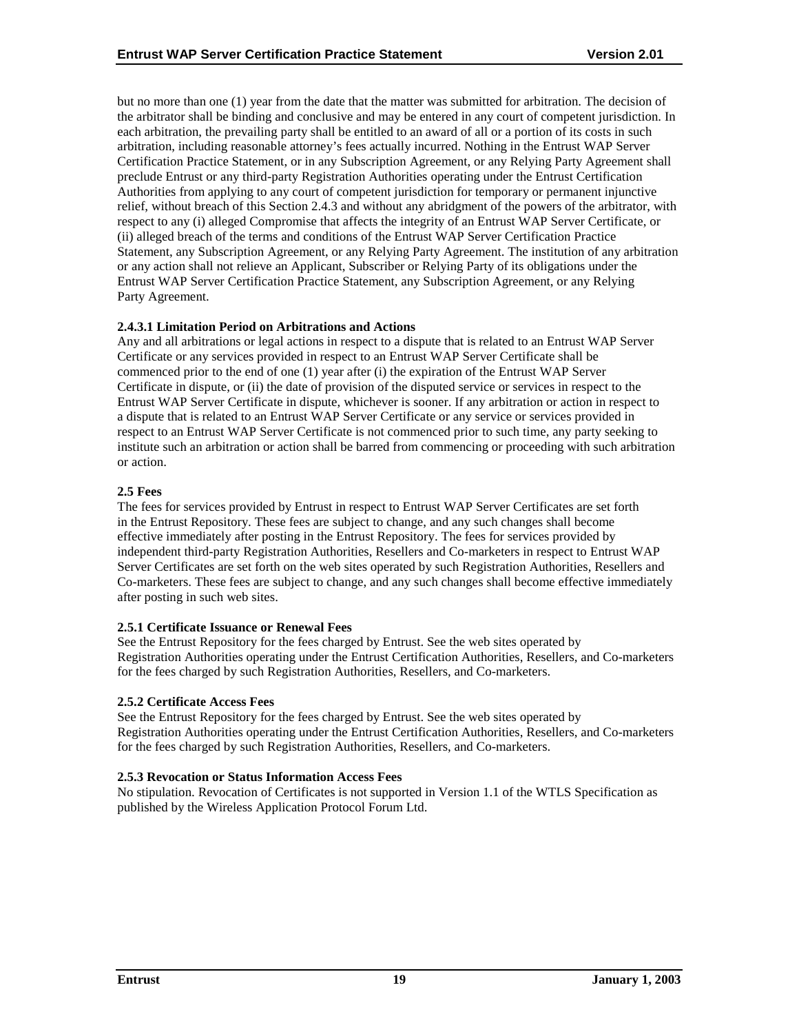but no more than one (1) year from the date that the matter was submitted for arbitration. The decision of the arbitrator shall be binding and conclusive and may be entered in any court of competent jurisdiction. In each arbitration, the prevailing party shall be entitled to an award of all or a portion of its costs in such arbitration, including reasonable attorney's fees actually incurred. Nothing in the Entrust WAP Server Certification Practice Statement, or in any Subscription Agreement, or any Relying Party Agreement shall preclude Entrust or any third-party Registration Authorities operating under the Entrust Certification Authorities from applying to any court of competent jurisdiction for temporary or permanent injunctive relief, without breach of this Section 2.4.3 and without any abridgment of the powers of the arbitrator, with respect to any (i) alleged Compromise that affects the integrity of an Entrust WAP Server Certificate, or (ii) alleged breach of the terms and conditions of the Entrust WAP Server Certification Practice Statement, any Subscription Agreement, or any Relying Party Agreement. The institution of any arbitration or any action shall not relieve an Applicant, Subscriber or Relying Party of its obligations under the Entrust WAP Server Certification Practice Statement, any Subscription Agreement, or any Relying Party Agreement.

#### 2.4.3.1 Limitation Period on Arbitrations and Actions

Any and all arbitrations or legal actions in respect to a dispute that is related to an Entrust WAP Server Certificate or any services provided in respect to an Entrust WAP Server Certificate shall be commenced prior to the end of one (1) year after (i) the expiration of the Entrust WAP Server Certificate in dispute, or (ii) the date of provision of the disputed service or services in respect to the Entrust WAP Server Certificate in dispute, whichever is sooner. If any arbitration or action in respect to a dispute that is related to an Entrust WAP Server Certificate or any service or services provided in respect to an Entrust WAP Server Certificate is not commenced prior to such time, any party seeking to institute such an arbitration or action shall be barred from commencing or proceeding with such arbitration or action.

### 2.5 Fees

The fees for services provided by Entrust in respect to Entrust WAP Server Certificates are set forth in the Entrust Repository. These fees are subject to change, and any such changes shall become effective immediately after posting in the Entrust Repository. The fees for services provided by independent third-party Registration Authorities, Resellers and Co-marketers in respect to Entrust WAP Server Certificates are set forth on the web sites operated by such Registration Authorities, Resellers and Co-marketers. These fees are subject to change, and any such changes shall become effective immediately after posting in such web sites.

#### 2.5.1 Certificate Issuance or Renewal Fees

See the Entrust Repository for the fees charged by Entrust. See the web sites operated by Registration Authorities operating under the Entrust Certification Authorities, Resellers, and Co-marketers for the fees charged by such Registration Authorities, Resellers, and Co-marketers.

#### 2.5.2 Certificate Access Fees

See the Entrust Repository for the fees charged by Entrust. See the web sites operated by Registration Authorities operating under the Entrust Certification Authorities, Resellers, and Co-marketers for the fees charged by such Registration Authorities, Resellers, and Co-marketers.

#### 2.5.3 Revocation or Status Information Access Fees

No stipulation. Revocation of Certificates is not supported in Version 1.1 of the WTLS Specification as published by the Wireless Application Protocol Forum Ltd.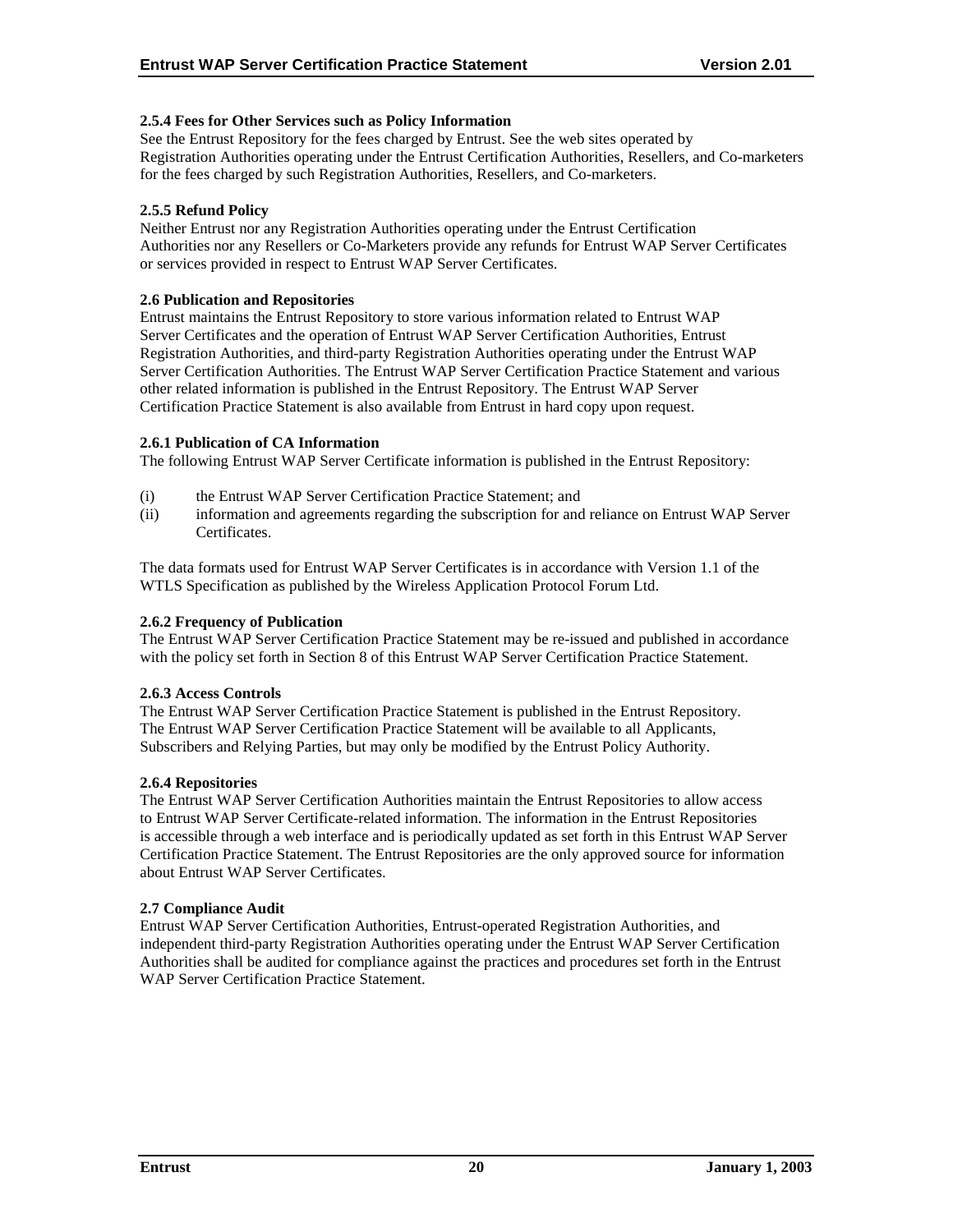#### 2.5.4 Fees for Other Services such as Policy Information

See the Entrust Repository for the fees charged by Entrust. See the web sites operated by Registration Authorities operating under the Entrust Certification Authorities, Resellers, and Co-marketers for the fees charged by such Registration Authorities, Resellers, and Co-marketers.

#### 2.5.5 Refund Policy

Neither Entrust nor any Registration Authorities operating under the Entrust Certification Authorities nor any Resellers or Co-Marketers provide any refunds for Entrust WAP Server Certificates or services provided in respect to Entrust WAP Server Certificates.

### 2.6 Publication and Repositories

Entrust maintains the Entrust Repository to store various information related to Entrust WAP Server Certificates and the operation of Entrust WAP Server Certification Authorities, Entrust Registration Authorities, and third-party Registration Authorities operating under the Entrust WAP Server Certification Authorities. The Entrust WAP Server Certification Practice Statement and various other related information is published in the Entrust Repository. The Entrust WAP Server Certification Practice Statement is also available from Entrust in hard copy upon request.

#### 2.6.1 Publication of CA Information

The following Entrust WAP Server Certificate information is published in the Entrust Repository:

(i) the Entrust WAP Server Certification Practice Statement; and
(ii) information and agreements regarding the subscription for and reliance on Entrust WAP Server Certificates.

The data formats used for Entrust WAP Server Certificates is in accordance with Version 1.1 of the WTLS Specification as published by the Wireless Application Protocol Forum Ltd.

#### 2.6.2 Frequency of Publication

The Entrust WAP Server Certification Practice Statement may be re-issued and published in accordance with the policy set forth in Section 8 of this Entrust WAP Server Certification Practice Statement.

#### 2.6.3 Access Controls

The Entrust WAP Server Certification Practice Statement is published in the Entrust Repository. The Entrust WAP Server Certification Practice Statement will be available to all Applicants, Subscribers and Relying Parties, but may only be modified by the Entrust Policy Authority.

#### 2.6.4 Repositories

The Entrust WAP Server Certification Authorities maintain the Entrust Repositories to allow access to Entrust WAP Server Certificate-related information. The information in the Entrust Repositories is accessible through a web interface and is periodically updated as set forth in this Entrust WAP Server Certification Practice Statement. The Entrust Repositories are the only approved source for information about Entrust WAP Server Certificates.

### 2.7 Compliance Audit

Entrust WAP Server Certification Authorities, Entrust-operated Registration Authorities, and independent third-party Registration Authorities operating under the Entrust WAP Server Certification Authorities shall be audited for compliance against the practices and procedures set forth in the Entrust WAP Server Certification Practice Statement.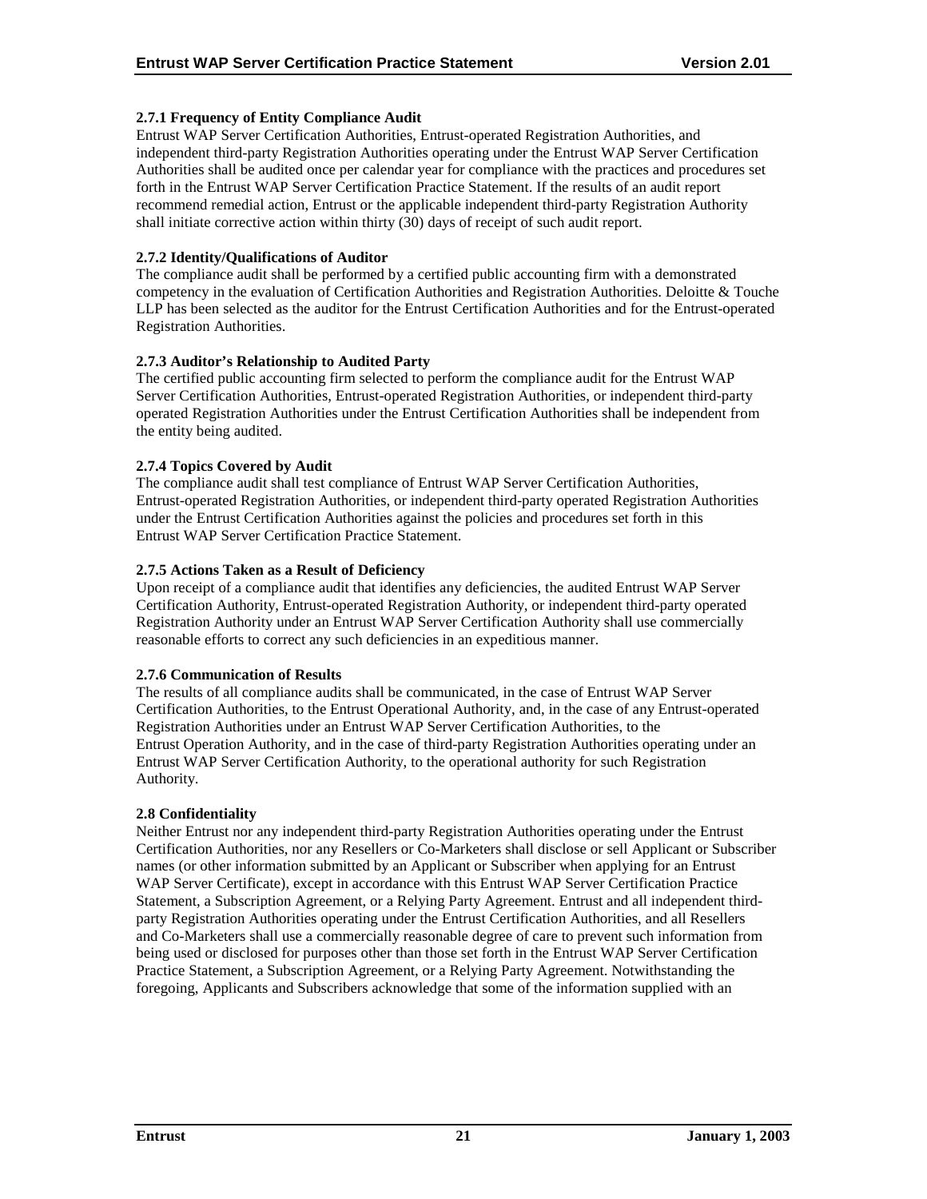#### 2.7.1 Frequency of Entity Compliance Audit

Entrust WAP Server Certification Authorities, Entrust-operated Registration Authorities, and independent third-party Registration Authorities operating under the Entrust WAP Server Certification Authorities shall be audited once per calendar year for compliance with the practices and procedures set forth in the Entrust WAP Server Certification Practice Statement. If the results of an audit report recommend remedial action, Entrust or the applicable independent third-party Registration Authority shall initiate corrective action within thirty (30) days of receipt of such audit report.

#### 2.7.2 Identity/Qualifications of Auditor

The compliance audit shall be performed by a certified public accounting firm with a demonstrated competency in the evaluation of Certification Authorities and Registration Authorities. Deloitte & Touche LLP has been selected as the auditor for the Entrust Certification Authorities and for the Entrust-operated Registration Authorities.

#### 2.7.3 Auditor's Relationship to Audited Party

The certified public accounting firm selected to perform the compliance audit for the Entrust WAP Server Certification Authorities, Entrust-operated Registration Authorities, or independent third-party operated Registration Authorities under the Entrust Certification Authorities shall be independent from the entity being audited.

#### 2.7.4 Topics Covered by Audit

The compliance audit shall test compliance of Entrust WAP Server Certification Authorities, Entrust-operated Registration Authorities, or independent third-party operated Registration Authorities under the Entrust Certification Authorities against the policies and procedures set forth in this Entrust WAP Server Certification Practice Statement.

#### 2.7.5 Actions Taken as a Result of Deficiency

Upon receipt of a compliance audit that identifies any deficiencies, the audited Entrust WAP Server Certification Authority, Entrust-operated Registration Authority, or independent third-party operated Registration Authority under an Entrust WAP Server Certification Authority shall use commercially reasonable efforts to correct any such deficiencies in an expeditious manner.

#### 2.7.6 Communication of Results

The results of all compliance audits shall be communicated, in the case of Entrust WAP Server Certification Authorities, to the Entrust Operational Authority, and, in the case of any Entrust-operated Registration Authorities under an Entrust WAP Server Certification Authorities, to the Entrust Operation Authority, and in the case of third-party Registration Authorities operating under an Entrust WAP Server Certification Authority, to the operational authority for such Registration Authority.

### 2.8 Confidentiality

Neither Entrust nor any independent third-party Registration Authorities operating under the Entrust Certification Authorities, nor any Resellers or Co-Marketers shall disclose or sell Applicant or Subscriber names (or other information submitted by an Applicant or Subscriber when applying for an Entrust WAP Server Certificate), except in accordance with this Entrust WAP Server Certification Practice Statement, a Subscription Agreement, or a Relying Party Agreement. Entrust and all independent third-party Registration Authorities operating under the Entrust Certification Authorities, and all Resellers and Co-Marketers shall use a commercially reasonable degree of care to prevent such information from being used or disclosed for purposes other than those set forth in the Entrust WAP Server Certification Practice Statement, a Subscription Agreement, or a Relying Party Agreement. Notwithstanding the foregoing, Applicants and Subscribers acknowledge that some of the information supplied with an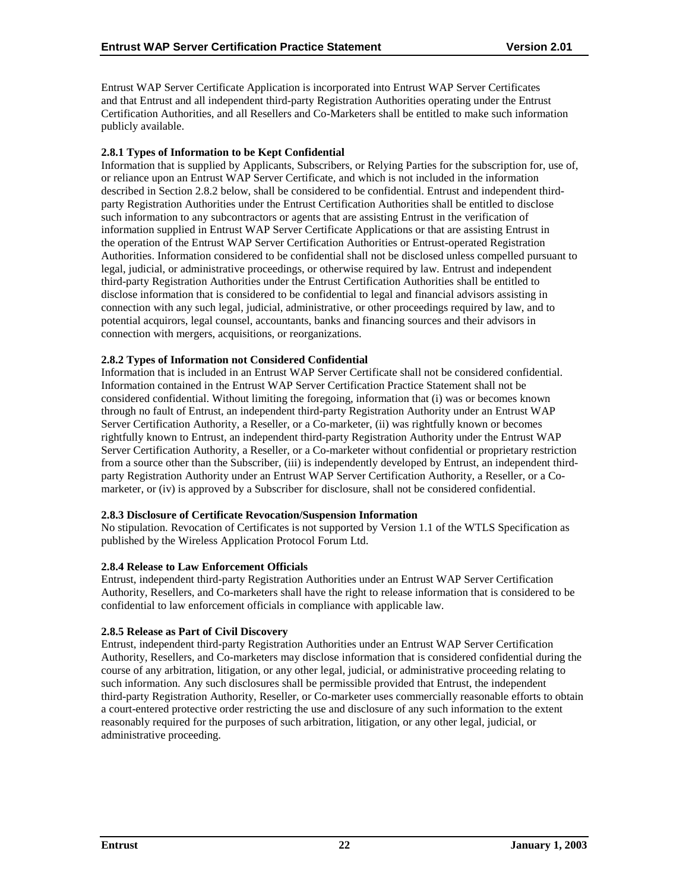Entrust WAP Server Certificate Application is incorporated into Entrust WAP Server Certificates and that Entrust and all independent third-party Registration Authorities operating under the Entrust Certification Authorities, and all Resellers and Co-Marketers shall be entitled to make such information publicly available.

#### 2.8.1 Types of Information to be Kept Confidential

Information that is supplied by Applicants, Subscribers, or Relying Parties for the subscription for, use of, or reliance upon an Entrust WAP Server Certificate, and which is not included in the information described in Section 2.8.2 below, shall be considered to be confidential. Entrust and independent third-party Registration Authorities under the Entrust Certification Authorities shall be entitled to disclose such information to any subcontractors or agents that are assisting Entrust in the verification of information supplied in Entrust WAP Server Certificate Applications or that are assisting Entrust in the operation of the Entrust WAP Server Certification Authorities or Entrust-operated Registration Authorities. Information considered to be confidential shall not be disclosed unless compelled pursuant to legal, judicial, or administrative proceedings, or otherwise required by law. Entrust and independent third-party Registration Authorities under the Entrust Certification Authorities shall be entitled to disclose information that is considered to be confidential to legal and financial advisors assisting in connection with any such legal, judicial, administrative, or other proceedings required by law, and to potential acquirors, legal counsel, accountants, banks and financing sources and their advisors in connection with mergers, acquisitions, or reorganizations.

#### 2.8.2 Types of Information not Considered Confidential

Information that is included in an Entrust WAP Server Certificate shall not be considered confidential. Information contained in the Entrust WAP Server Certification Practice Statement shall not be considered confidential. Without limiting the foregoing, information that (i) was or becomes known through no fault of Entrust, an independent third-party Registration Authority under an Entrust WAP Server Certification Authority, a Reseller, or a Co-marketer, (ii) was rightfully known or becomes rightfully known to Entrust, an independent third-party Registration Authority under the Entrust WAP Server Certification Authority, a Reseller, or a Co-marketer without confidential or proprietary restriction from a source other than the Subscriber, (iii) is independently developed by Entrust, an independent third-party Registration Authority under an Entrust WAP Server Certification Authority, a Reseller, or a Co-marketer, or (iv) is approved by a Subscriber for disclosure, shall not be considered confidential.

#### 2.8.3 Disclosure of Certificate Revocation/Suspension Information

No stipulation. Revocation of Certificates is not supported by Version 1.1 of the WTLS Specification as published by the Wireless Application Protocol Forum Ltd.

#### 2.8.4 Release to Law Enforcement Officials

Entrust, independent third-party Registration Authorities under an Entrust WAP Server Certification Authority, Resellers, and Co-marketers shall have the right to release information that is considered to be confidential to law enforcement officials in compliance with applicable law.

#### 2.8.5 Release as Part of Civil Discovery

Entrust, independent third-party Registration Authorities under an Entrust WAP Server Certification Authority, Resellers, and Co-marketers may disclose information that is considered confidential during the course of any arbitration, litigation, or any other legal, judicial, or administrative proceeding relating to such information. Any such disclosures shall be permissible provided that Entrust, the independent third-party Registration Authority, Reseller, or Co-marketer uses commercially reasonable efforts to obtain a court-entered protective order restricting the use and disclosure of any such information to the extent reasonably required for the purposes of such arbitration, litigation, or any other legal, judicial, or administrative proceeding.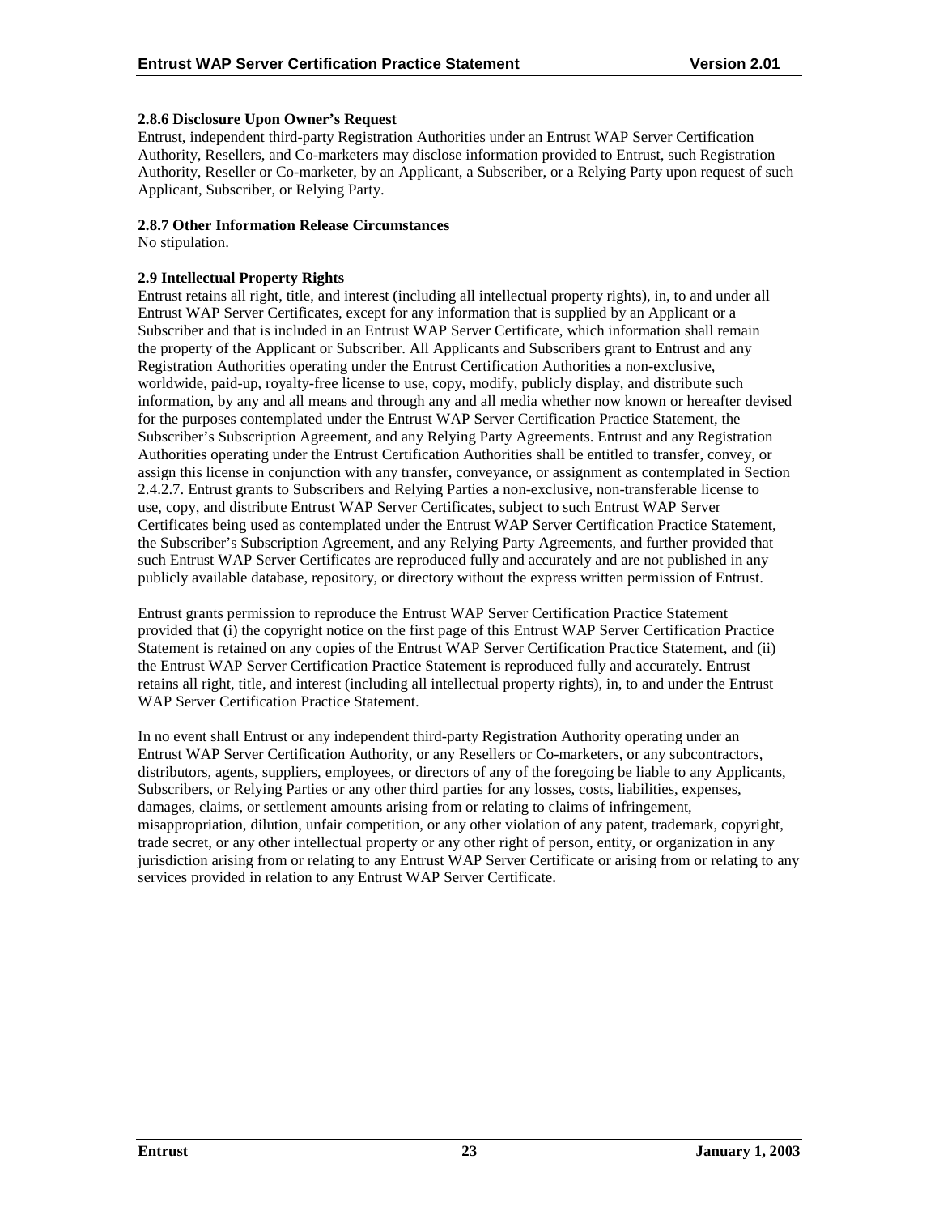#### 2.8.6 Disclosure Upon Owner's Request

Entrust, independent third-party Registration Authorities under an Entrust WAP Server Certification Authority, Resellers, and Co-marketers may disclose information provided to Entrust, such Registration Authority, Reseller or Co-marketer, by an Applicant, a Subscriber, or a Relying Party upon request of such Applicant, Subscriber, or Relying Party.

#### 2.8.7 Other Information Release Circumstances

No stipulation.

### 2.9 Intellectual Property Rights

Entrust retains all right, title, and interest (including all intellectual property rights), in, to and under all Entrust WAP Server Certificates, except for any information that is supplied by an Applicant or a Subscriber and that is included in an Entrust WAP Server Certificate, which information shall remain the property of the Applicant or Subscriber. All Applicants and Subscribers grant to Entrust and any Registration Authorities operating under the Entrust Certification Authorities a non-exclusive, worldwide, paid-up, royalty-free license to use, copy, modify, publicly display, and distribute such information, by any and all means and through any and all media whether now known or hereafter devised for the purposes contemplated under the Entrust WAP Server Certification Practice Statement, the Subscriber's Subscription Agreement, and any Relying Party Agreements. Entrust and any Registration Authorities operating under the Entrust Certification Authorities shall be entitled to transfer, convey, or assign this license in conjunction with any transfer, conveyance, or assignment as contemplated in Section 2.4.2.7. Entrust grants to Subscribers and Relying Parties a non-exclusive, non-transferable license to use, copy, and distribute Entrust WAP Server Certificates, subject to such Entrust WAP Server Certificates being used as contemplated under the Entrust WAP Server Certification Practice Statement, the Subscriber's Subscription Agreement, and any Relying Party Agreements, and further provided that such Entrust WAP Server Certificates are reproduced fully and accurately and are not published in any publicly available database, repository, or directory without the express written permission of Entrust.

Entrust grants permission to reproduce the Entrust WAP Server Certification Practice Statement provided that (i) the copyright notice on the first page of this Entrust WAP Server Certification Practice Statement is retained on any copies of the Entrust WAP Server Certification Practice Statement, and (ii) the Entrust WAP Server Certification Practice Statement is reproduced fully and accurately. Entrust retains all right, title, and interest (including all intellectual property rights), in, to and under the Entrust WAP Server Certification Practice Statement.

In no event shall Entrust or any independent third-party Registration Authority operating under an Entrust WAP Server Certification Authority, or any Resellers or Co-marketers, or any subcontractors, distributors, agents, suppliers, employees, or directors of any of the foregoing be liable to any Applicants, Subscribers, or Relying Parties or any other third parties for any losses, costs, liabilities, expenses, damages, claims, or settlement amounts arising from or relating to claims of infringement, misappropriation, dilution, unfair competition, or any other violation of any patent, trademark, copyright, trade secret, or any other intellectual property or any other right of person, entity, or organization in any jurisdiction arising from or relating to any Entrust WAP Server Certificate or arising from or relating to any services provided in relation to any Entrust WAP Server Certificate.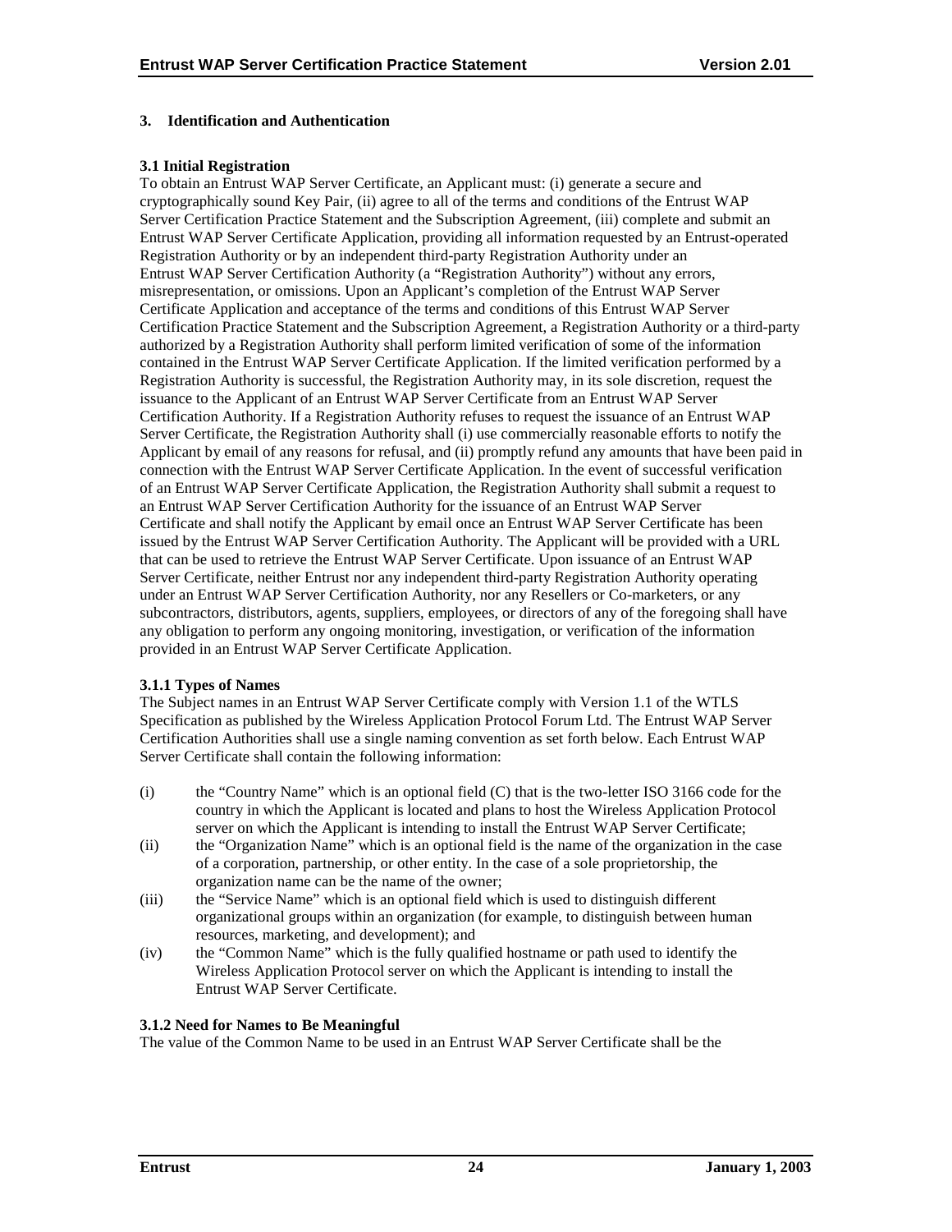## 3. Identification and Authentication

### 3.1 Initial Registration

To obtain an Entrust WAP Server Certificate, an Applicant must: (i) generate a secure and cryptographically sound Key Pair, (ii) agree to all of the terms and conditions of the Entrust WAP Server Certification Practice Statement and the Subscription Agreement, (iii) complete and submit an Entrust WAP Server Certificate Application, providing all information requested by an Entrust-operated Registration Authority or by an independent third-party Registration Authority under an Entrust WAP Server Certification Authority (a "Registration Authority") without any errors, misrepresentation, or omissions. Upon an Applicant's completion of the Entrust WAP Server Certificate Application and acceptance of the terms and conditions of this Entrust WAP Server Certification Practice Statement and the Subscription Agreement, a Registration Authority or a third-party authorized by a Registration Authority shall perform limited verification of some of the information contained in the Entrust WAP Server Certificate Application. If the limited verification performed by a Registration Authority is successful, the Registration Authority may, in its sole discretion, request the issuance to the Applicant of an Entrust WAP Server Certificate from an Entrust WAP Server Certification Authority. If a Registration Authority refuses to request the issuance of an Entrust WAP Server Certificate, the Registration Authority shall (i) use commercially reasonable efforts to notify the Applicant by email of any reasons for refusal, and (ii) promptly refund any amounts that have been paid in connection with the Entrust WAP Server Certificate Application. In the event of successful verification of an Entrust WAP Server Certificate Application, the Registration Authority shall submit a request to an Entrust WAP Server Certification Authority for the issuance of an Entrust WAP Server Certificate and shall notify the Applicant by email once an Entrust WAP Server Certificate has been issued by the Entrust WAP Server Certification Authority. The Applicant will be provided with a URL that can be used to retrieve the Entrust WAP Server Certificate. Upon issuance of an Entrust WAP Server Certificate, neither Entrust nor any independent third-party Registration Authority operating under an Entrust WAP Server Certification Authority, nor any Resellers or Co-marketers, or any subcontractors, distributors, agents, suppliers, employees, or directors of any of the foregoing shall have any obligation to perform any ongoing monitoring, investigation, or verification of the information provided in an Entrust WAP Server Certificate Application.

#### 3.1.1 Types of Names

The Subject names in an Entrust WAP Server Certificate comply with Version 1.1 of the WTLS Specification as published by the Wireless Application Protocol Forum Ltd. The Entrust WAP Server Certification Authorities shall use a single naming convention as set forth below. Each Entrust WAP Server Certificate shall contain the following information:

(i) the "Country Name" which is an optional field (C) that is the two-letter ISO 3166 code for the country in which the Applicant is located and plans to host the Wireless Application Protocol server on which the Applicant is intending to install the Entrust WAP Server Certificate;

(ii) the "Organization Name" which is an optional field is the name of the organization in the case of a corporation, partnership, or other entity. In the case of a sole proprietorship, the organization name can be the name of the owner;

(iii) the "Service Name" which is an optional field which is used to distinguish different organizational groups within an organization (for example, to distinguish between human resources, marketing, and development); and

(iv) the "Common Name" which is the fully qualified hostname or path used to identify the Wireless Application Protocol server on which the Applicant is intending to install the Entrust WAP Server Certificate.

#### 3.1.2 Need for Names to Be Meaningful

The value of the Common Name to be used in an Entrust WAP Server Certificate shall be the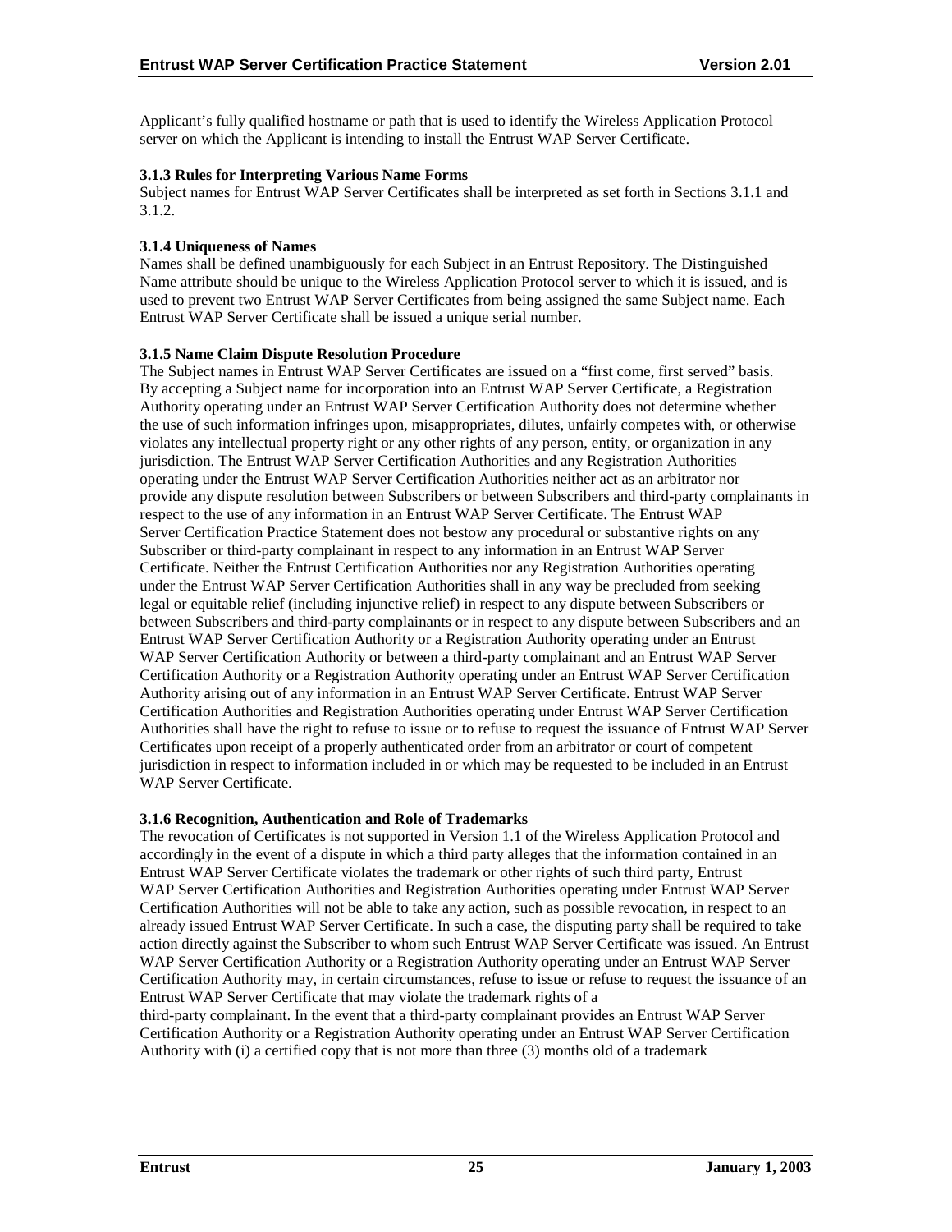Applicant's fully qualified hostname or path that is used to identify the Wireless Application Protocol server on which the Applicant is intending to install the Entrust WAP Server Certificate.

#### 3.1.3 Rules for Interpreting Various Name Forms

Subject names for Entrust WAP Server Certificates shall be interpreted as set forth in Sections 3.1.1 and 3.1.2.

#### 3.1.4 Uniqueness of Names

Names shall be defined unambiguously for each Subject in an Entrust Repository. The Distinguished Name attribute should be unique to the Wireless Application Protocol server to which it is issued, and is used to prevent two Entrust WAP Server Certificates from being assigned the same Subject name. Each Entrust WAP Server Certificate shall be issued a unique serial number.

#### 3.1.5 Name Claim Dispute Resolution Procedure

The Subject names in Entrust WAP Server Certificates are issued on a "first come, first served" basis. By accepting a Subject name for incorporation into an Entrust WAP Server Certificate, a Registration Authority operating under an Entrust WAP Server Certification Authority does not determine whether the use of such information infringes upon, misappropriates, dilutes, unfairly competes with, or otherwise violates any intellectual property right or any other rights of any person, entity, or organization in any jurisdiction. The Entrust WAP Server Certification Authorities and any Registration Authorities operating under the Entrust WAP Server Certification Authorities neither act as an arbitrator nor provide any dispute resolution between Subscribers or between Subscribers and third-party complainants in respect to the use of any information in an Entrust WAP Server Certificate. The Entrust WAP Server Certification Practice Statement does not bestow any procedural or substantive rights on any Subscriber or third-party complainant in respect to any information in an Entrust WAP Server Certificate. Neither the Entrust Certification Authorities nor any Registration Authorities operating under the Entrust WAP Server Certification Authorities shall in any way be precluded from seeking legal or equitable relief (including injunctive relief) in respect to any dispute between Subscribers or between Subscribers and third-party complainants or in respect to any dispute between Subscribers and an Entrust WAP Server Certification Authority or a Registration Authority operating under an Entrust WAP Server Certification Authority or between a third-party complainant and an Entrust WAP Server Certification Authority or a Registration Authority operating under an Entrust WAP Server Certification Authority arising out of any information in an Entrust WAP Server Certificate. Entrust WAP Server Certification Authorities and Registration Authorities operating under Entrust WAP Server Certification Authorities shall have the right to refuse to issue or to refuse to request the issuance of Entrust WAP Server Certificates upon receipt of a properly authenticated order from an arbitrator or court of competent jurisdiction in respect to information included in or which may be requested to be included in an Entrust WAP Server Certificate.

#### 3.1.6 Recognition, Authentication and Role of Trademarks

The revocation of Certificates is not supported in Version 1.1 of the Wireless Application Protocol and accordingly in the event of a dispute in which a third party alleges that the information contained in an Entrust WAP Server Certificate violates the trademark or other rights of such third party, Entrust WAP Server Certification Authorities and Registration Authorities operating under Entrust WAP Server Certification Authorities will not be able to take any action, such as possible revocation, in respect to an already issued Entrust WAP Server Certificate. In such a case, the disputing party shall be required to take action directly against the Subscriber to whom such Entrust WAP Server Certificate was issued. An Entrust WAP Server Certification Authority or a Registration Authority operating under an Entrust WAP Server Certification Authority may, in certain circumstances, refuse to issue or refuse to request the issuance of an Entrust WAP Server Certificate that may violate the trademark rights of a third-party complainant. In the event that a third-party complainant provides an Entrust WAP Server Certification Authority or a Registration Authority operating under an Entrust WAP Server Certification Authority with (i) a certified copy that is not more than three (3) months old of a trademark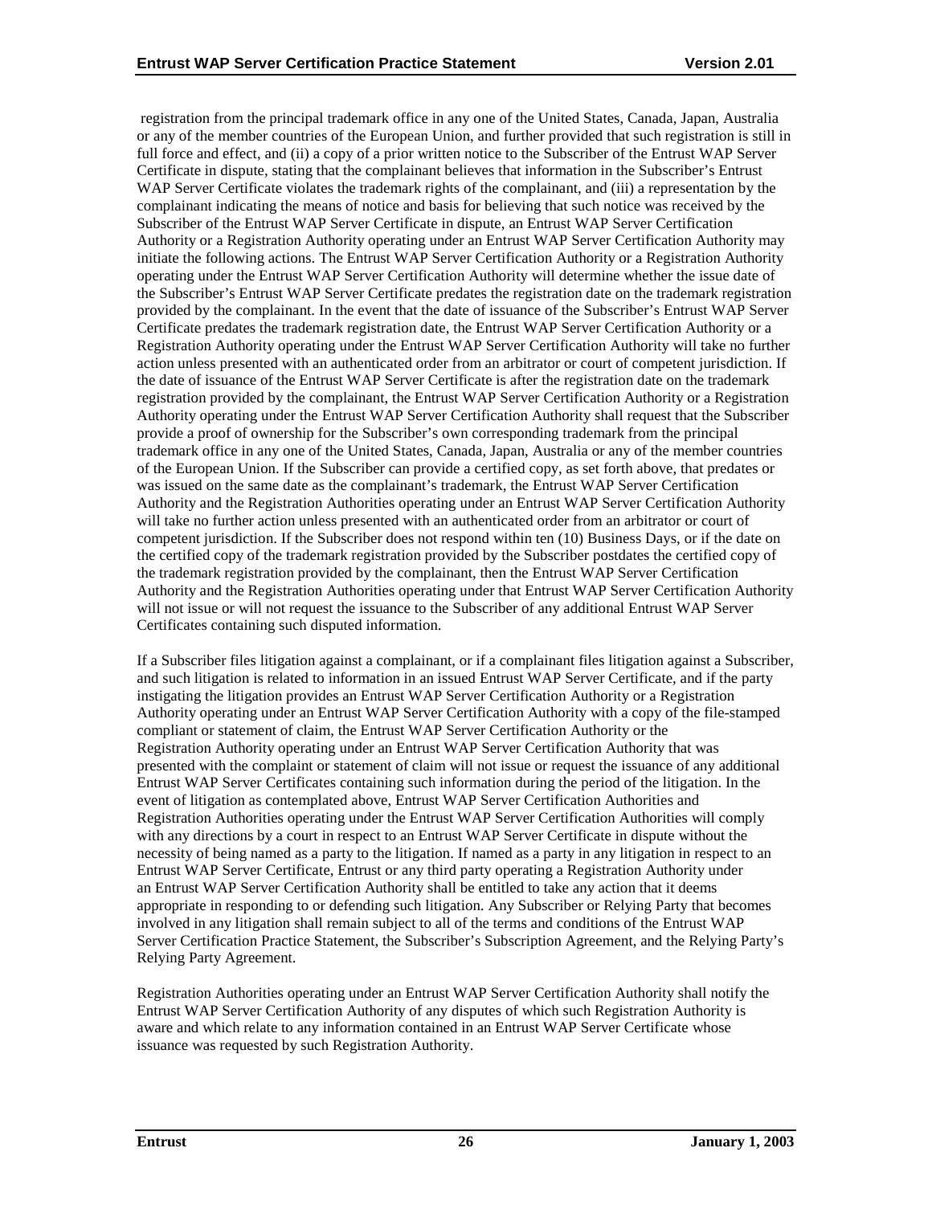registration from the principal trademark office in any one of the United States, Canada, Japan, Australia or any of the member countries of the European Union, and further provided that such registration is still in full force and effect, and (ii) a copy of a prior written notice to the Subscriber of the Entrust WAP Server Certificate in dispute, stating that the complainant believes that information in the Subscriber's Entrust WAP Server Certificate violates the trademark rights of the complainant, and (iii) a representation by the complainant indicating the means of notice and basis for believing that such notice was received by the Subscriber of the Entrust WAP Server Certificate in dispute, an Entrust WAP Server Certification Authority or a Registration Authority operating under an Entrust WAP Server Certification Authority may initiate the following actions. The Entrust WAP Server Certification Authority or a Registration Authority operating under the Entrust WAP Server Certification Authority will determine whether the issue date of the Subscriber's Entrust WAP Server Certificate predates the registration date on the trademark registration provided by the complainant. In the event that the date of issuance of the Subscriber's Entrust WAP Server Certificate predates the trademark registration date, the Entrust WAP Server Certification Authority or a Registration Authority operating under the Entrust WAP Server Certification Authority will take no further action unless presented with an authenticated order from an arbitrator or court of competent jurisdiction. If the date of issuance of the Entrust WAP Server Certificate is after the registration date on the trademark registration provided by the complainant, the Entrust WAP Server Certification Authority or a Registration Authority operating under the Entrust WAP Server Certification Authority shall request that the Subscriber provide a proof of ownership for the Subscriber's own corresponding trademark from the principal trademark office in any one of the United States, Canada, Japan, Australia or any of the member countries of the European Union. If the Subscriber can provide a certified copy, as set forth above, that predates or was issued on the same date as the complainant's trademark, the Entrust WAP Server Certification Authority and the Registration Authorities operating under an Entrust WAP Server Certification Authority will take no further action unless presented with an authenticated order from an arbitrator or court of competent jurisdiction. If the Subscriber does not respond within ten (10) Business Days, or if the date on the certified copy of the trademark registration provided by the Subscriber postdates the certified copy of the trademark registration provided by the complainant, then the Entrust WAP Server Certification Authority and the Registration Authorities operating under that Entrust WAP Server Certification Authority will not issue or will not request the issuance to the Subscriber of any additional Entrust WAP Server Certificates containing such disputed information.

If a Subscriber files litigation against a complainant, or if a complainant files litigation against a Subscriber, and such litigation is related to information in an issued Entrust WAP Server Certificate, and if the party instigating the litigation provides an Entrust WAP Server Certification Authority or a Registration Authority operating under an Entrust WAP Server Certification Authority with a copy of the file-stamped compliant or statement of claim, the Entrust WAP Server Certification Authority or the Registration Authority operating under an Entrust WAP Server Certification Authority that was presented with the complaint or statement of claim will not issue or request the issuance of any additional Entrust WAP Server Certificates containing such information during the period of the litigation. In the event of litigation as contemplated above, Entrust WAP Server Certification Authorities and Registration Authorities operating under the Entrust WAP Server Certification Authorities will comply with any directions by a court in respect to an Entrust WAP Server Certificate in dispute without the necessity of being named as a party to the litigation. If named as a party in any litigation in respect to an Entrust WAP Server Certificate, Entrust or any third party operating a Registration Authority under an Entrust WAP Server Certification Authority shall be entitled to take any action that it deems appropriate in responding to or defending such litigation. Any Subscriber or Relying Party that becomes involved in any litigation shall remain subject to all of the terms and conditions of the Entrust WAP Server Certification Practice Statement, the Subscriber's Subscription Agreement, and the Relying Party's Relying Party Agreement.

Registration Authorities operating under an Entrust WAP Server Certification Authority shall notify the Entrust WAP Server Certification Authority of any disputes of which such Registration Authority is aware and which relate to any information contained in an Entrust WAP Server Certificate whose issuance was requested by such Registration Authority.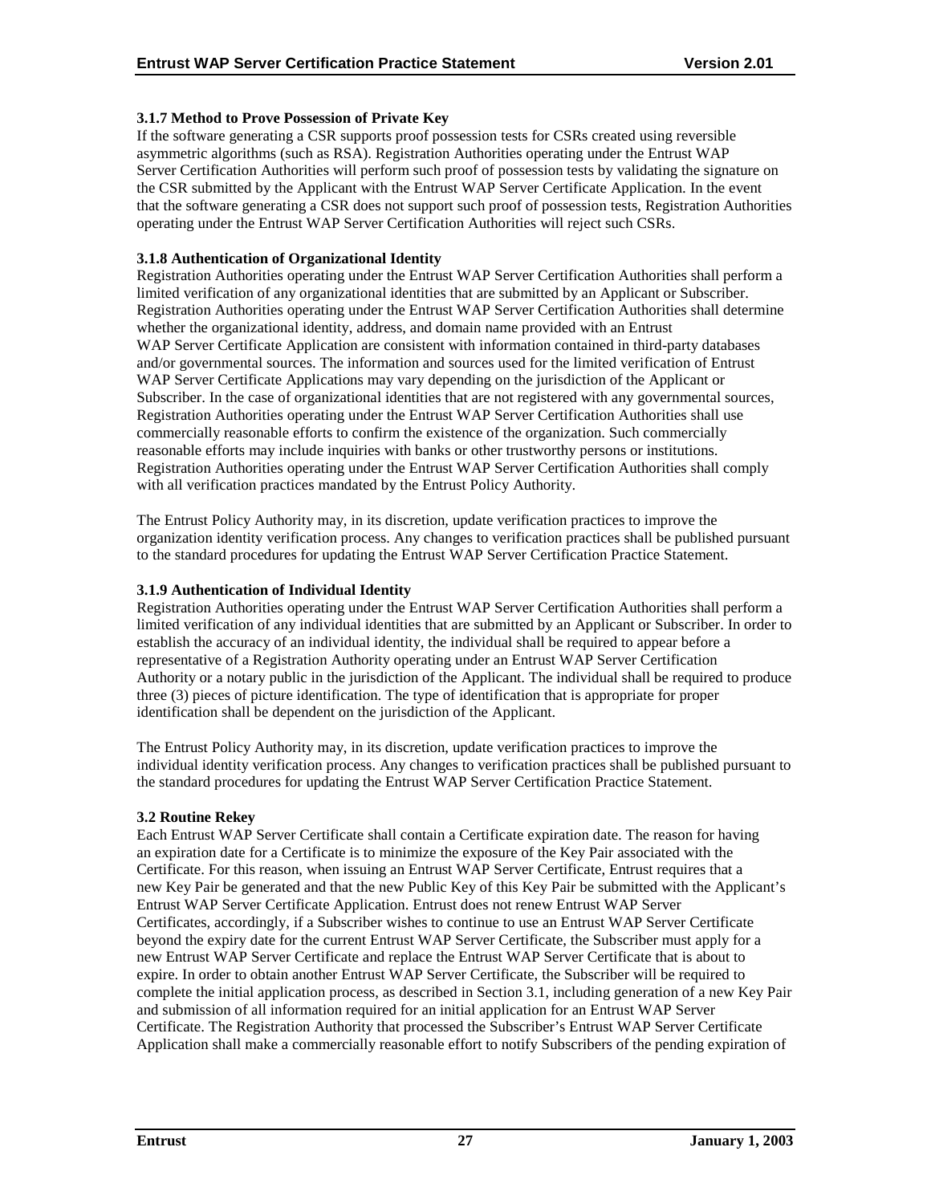### 3.1.7 Method to Prove Possession of Private Key

If the software generating a CSR supports proof possession tests for CSRs created using reversible asymmetric algorithms (such as RSA). Registration Authorities operating under the Entrust WAP Server Certification Authorities will perform such proof of possession tests by validating the signature on the CSR submitted by the Applicant with the Entrust WAP Server Certificate Application. In the event that the software generating a CSR does not support such proof of possession tests, Registration Authorities operating under the Entrust WAP Server Certification Authorities will reject such CSRs.

### 3.1.8 Authentication of Organizational Identity

Registration Authorities operating under the Entrust WAP Server Certification Authorities shall perform a limited verification of any organizational identities that are submitted by an Applicant or Subscriber. Registration Authorities operating under the Entrust WAP Server Certification Authorities shall determine whether the organizational identity, address, and domain name provided with an Entrust WAP Server Certificate Application are consistent with information contained in third-party databases and/or governmental sources. The information and sources used for the limited verification of Entrust WAP Server Certificate Applications may vary depending on the jurisdiction of the Applicant or Subscriber. In the case of organizational identities that are not registered with any governmental sources, Registration Authorities operating under the Entrust WAP Server Certification Authorities shall use commercially reasonable efforts to confirm the existence of the organization. Such commercially reasonable efforts may include inquiries with banks or other trustworthy persons or institutions. Registration Authorities operating under the Entrust WAP Server Certification Authorities shall comply with all verification practices mandated by the Entrust Policy Authority.

The Entrust Policy Authority may, in its discretion, update verification practices to improve the organization identity verification process. Any changes to verification practices shall be published pursuant to the standard procedures for updating the Entrust WAP Server Certification Practice Statement.

### 3.1.9 Authentication of Individual Identity

Registration Authorities operating under the Entrust WAP Server Certification Authorities shall perform a limited verification of any individual identities that are submitted by an Applicant or Subscriber. In order to establish the accuracy of an individual identity, the individual shall be required to appear before a representative of a Registration Authority operating under an Entrust WAP Server Certification Authority or a notary public in the jurisdiction of the Applicant. The individual shall be required to produce three (3) pieces of picture identification. The type of identification that is appropriate for proper identification shall be dependent on the jurisdiction of the Applicant.

The Entrust Policy Authority may, in its discretion, update verification practices to improve the individual identity verification process. Any changes to verification practices shall be published pursuant to the standard procedures for updating the Entrust WAP Server Certification Practice Statement.

### 3.2 Routine Rekey

Each Entrust WAP Server Certificate shall contain a Certificate expiration date. The reason for having an expiration date for a Certificate is to minimize the exposure of the Key Pair associated with the Certificate. For this reason, when issuing an Entrust WAP Server Certificate, Entrust requires that a new Key Pair be generated and that the new Public Key of this Key Pair be submitted with the Applicant's Entrust WAP Server Certificate Application. Entrust does not renew Entrust WAP Server Certificates, accordingly, if a Subscriber wishes to continue to use an Entrust WAP Server Certificate beyond the expiry date for the current Entrust WAP Server Certificate, the Subscriber must apply for a new Entrust WAP Server Certificate and replace the Entrust WAP Server Certificate that is about to expire. In order to obtain another Entrust WAP Server Certificate, the Subscriber will be required to complete the initial application process, as described in Section 3.1, including generation of a new Key Pair and submission of all information required for an initial application for an Entrust WAP Server Certificate. The Registration Authority that processed the Subscriber's Entrust WAP Server Certificate Application shall make a commercially reasonable effort to notify Subscribers of the pending expiration of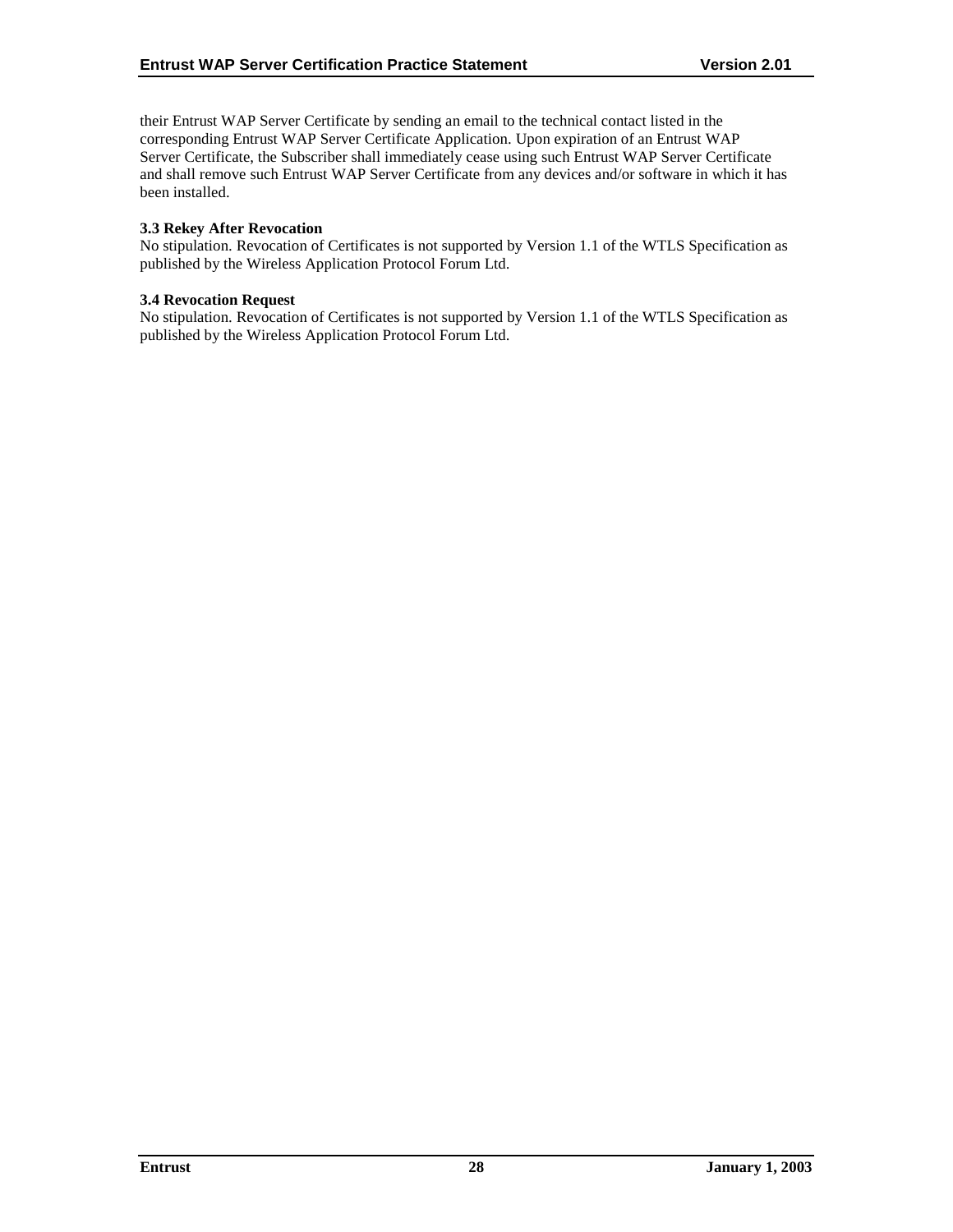their Entrust WAP Server Certificate by sending an email to the technical contact listed in the corresponding Entrust WAP Server Certificate Application. Upon expiration of an Entrust WAP Server Certificate, the Subscriber shall immediately cease using such Entrust WAP Server Certificate and shall remove such Entrust WAP Server Certificate from any devices and/or software in which it has been installed.

**3.3 Rekey After Revocation**

No stipulation. Revocation of Certificates is not supported by Version 1.1 of the WTLS Specification as published by the Wireless Application Protocol Forum Ltd.

**3.4 Revocation Request**

No stipulation. Revocation of Certificates is not supported by Version 1.1 of the WTLS Specification as published by the Wireless Application Protocol Forum Ltd.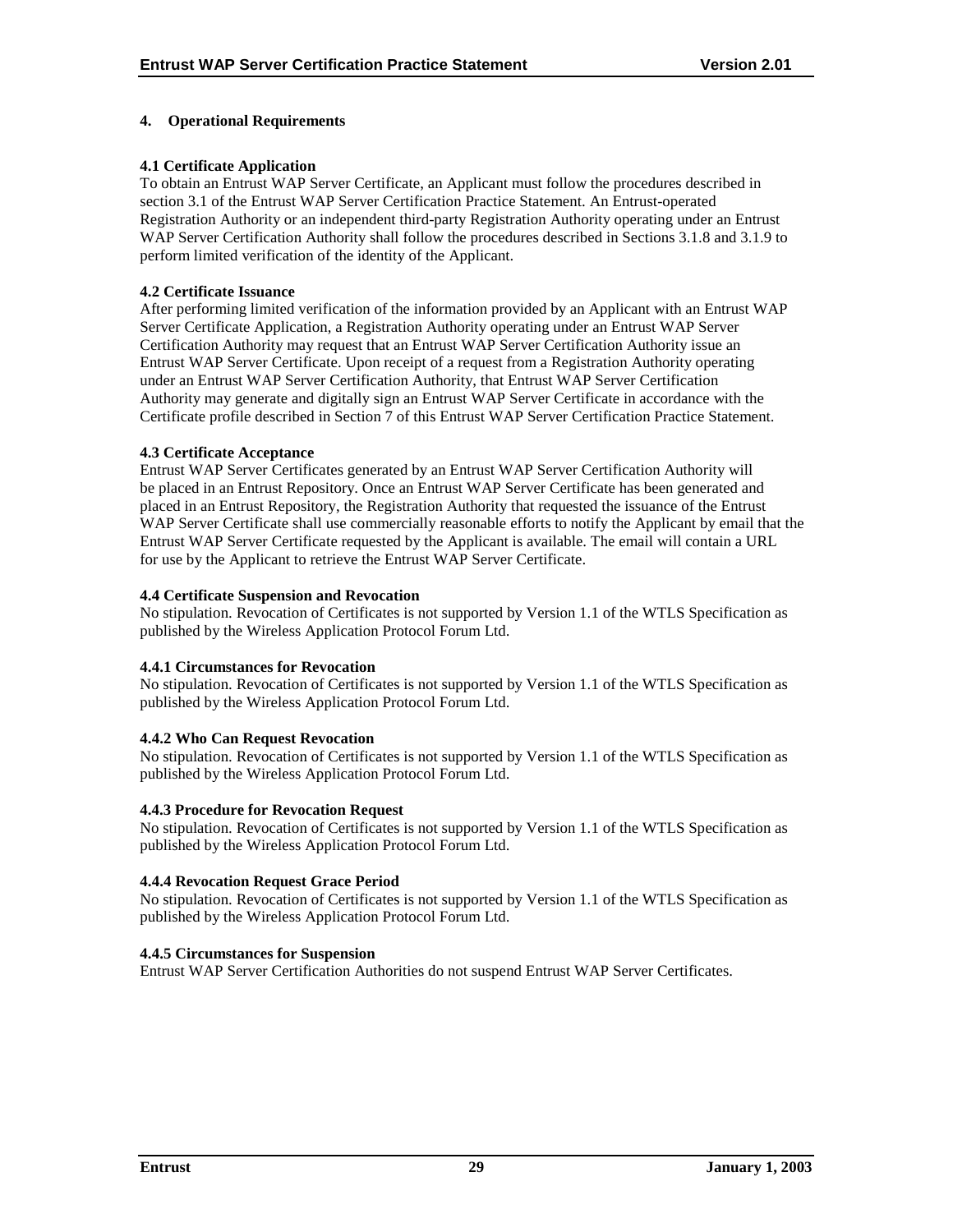# 4. Operational Requirements

## 4.1 Certificate Application

To obtain an Entrust WAP Server Certificate, an Applicant must follow the procedures described in section 3.1 of the Entrust WAP Server Certification Practice Statement. An Entrust-operated Registration Authority or an independent third-party Registration Authority operating under an Entrust WAP Server Certification Authority shall follow the procedures described in Sections 3.1.8 and 3.1.9 to perform limited verification of the identity of the Applicant.

## 4.2 Certificate Issuance

After performing limited verification of the information provided by an Applicant with an Entrust WAP Server Certificate Application, a Registration Authority operating under an Entrust WAP Server Certification Authority may request that an Entrust WAP Server Certification Authority issue an Entrust WAP Server Certificate. Upon receipt of a request from a Registration Authority operating under an Entrust WAP Server Certification Authority, that Entrust WAP Server Certification Authority may generate and digitally sign an Entrust WAP Server Certificate in accordance with the Certificate profile described in Section 7 of this Entrust WAP Server Certification Practice Statement.

## 4.3 Certificate Acceptance

Entrust WAP Server Certificates generated by an Entrust WAP Server Certification Authority will be placed in an Entrust Repository. Once an Entrust WAP Server Certificate has been generated and placed in an Entrust Repository, the Registration Authority that requested the issuance of the Entrust WAP Server Certificate shall use commercially reasonable efforts to notify the Applicant by email that the Entrust WAP Server Certificate requested by the Applicant is available. The email will contain a URL for use by the Applicant to retrieve the Entrust WAP Server Certificate.

## 4.4 Certificate Suspension and Revocation

No stipulation. Revocation of Certificates is not supported by Version 1.1 of the WTLS Specification as published by the Wireless Application Protocol Forum Ltd.

### 4.4.1 Circumstances for Revocation

No stipulation. Revocation of Certificates is not supported by Version 1.1 of the WTLS Specification as published by the Wireless Application Protocol Forum Ltd.

### 4.4.2 Who Can Request Revocation

No stipulation. Revocation of Certificates is not supported by Version 1.1 of the WTLS Specification as published by the Wireless Application Protocol Forum Ltd.

### 4.4.3 Procedure for Revocation Request

No stipulation. Revocation of Certificates is not supported by Version 1.1 of the WTLS Specification as published by the Wireless Application Protocol Forum Ltd.

### 4.4.4 Revocation Request Grace Period

No stipulation. Revocation of Certificates is not supported by Version 1.1 of the WTLS Specification as published by the Wireless Application Protocol Forum Ltd.

### 4.4.5 Circumstances for Suspension

Entrust WAP Server Certification Authorities do not suspend Entrust WAP Server Certificates.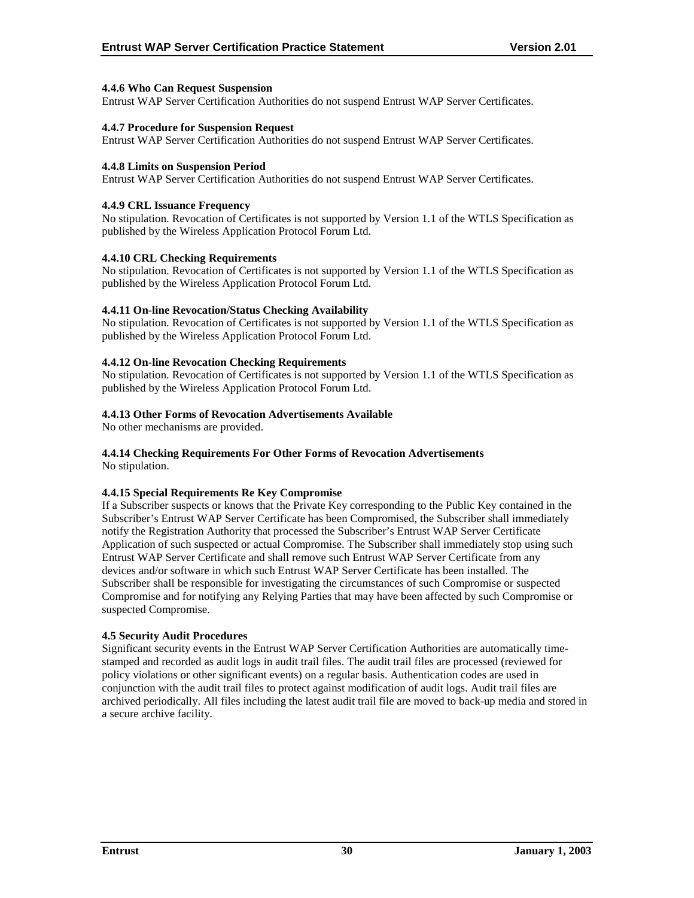#### 4.4.6 Who Can Request Suspension

Entrust WAP Server Certification Authorities do not suspend Entrust WAP Server Certificates.

#### 4.4.7 Procedure for Suspension Request

Entrust WAP Server Certification Authorities do not suspend Entrust WAP Server Certificates.

#### 4.4.8 Limits on Suspension Period

Entrust WAP Server Certification Authorities do not suspend Entrust WAP Server Certificates.

#### 4.4.9 CRL Issuance Frequency

No stipulation. Revocation of Certificates is not supported by Version 1.1 of the WTLS Specification as published by the Wireless Application Protocol Forum Ltd.

#### 4.4.10 CRL Checking Requirements

No stipulation. Revocation of Certificates is not supported by Version 1.1 of the WTLS Specification as published by the Wireless Application Protocol Forum Ltd.

#### 4.4.11 On-line Revocation/Status Checking Availability

No stipulation. Revocation of Certificates is not supported by Version 1.1 of the WTLS Specification as published by the Wireless Application Protocol Forum Ltd.

#### 4.4.12 On-line Revocation Checking Requirements

No stipulation. Revocation of Certificates is not supported by Version 1.1 of the WTLS Specification as published by the Wireless Application Protocol Forum Ltd.

#### 4.4.13 Other Forms of Revocation Advertisements Available

No other mechanisms are provided.

#### 4.4.14 Checking Requirements For Other Forms of Revocation Advertisements

No stipulation.

#### 4.4.15 Special Requirements Re Key Compromise

If a Subscriber suspects or knows that the Private Key corresponding to the Public Key contained in the Subscriber's Entrust WAP Server Certificate has been Compromised, the Subscriber shall immediately notify the Registration Authority that processed the Subscriber's Entrust WAP Server Certificate Application of such suspected or actual Compromise. The Subscriber shall immediately stop using such Entrust WAP Server Certificate and shall remove such Entrust WAP Server Certificate from any devices and/or software in which such Entrust WAP Server Certificate has been installed. The Subscriber shall be responsible for investigating the circumstances of such Compromise or suspected Compromise and for notifying any Relying Parties that may have been affected by such Compromise or suspected Compromise.

### 4.5 Security Audit Procedures

Significant security events in the Entrust WAP Server Certification Authorities are automatically time-stamped and recorded as audit logs in audit trail files. The audit trail files are processed (reviewed for policy violations or other significant events) on a regular basis. Authentication codes are used in conjunction with the audit trail files to protect against modification of audit logs. Audit trail files are archived periodically. All files including the latest audit trail file are moved to back-up media and stored in a secure archive facility.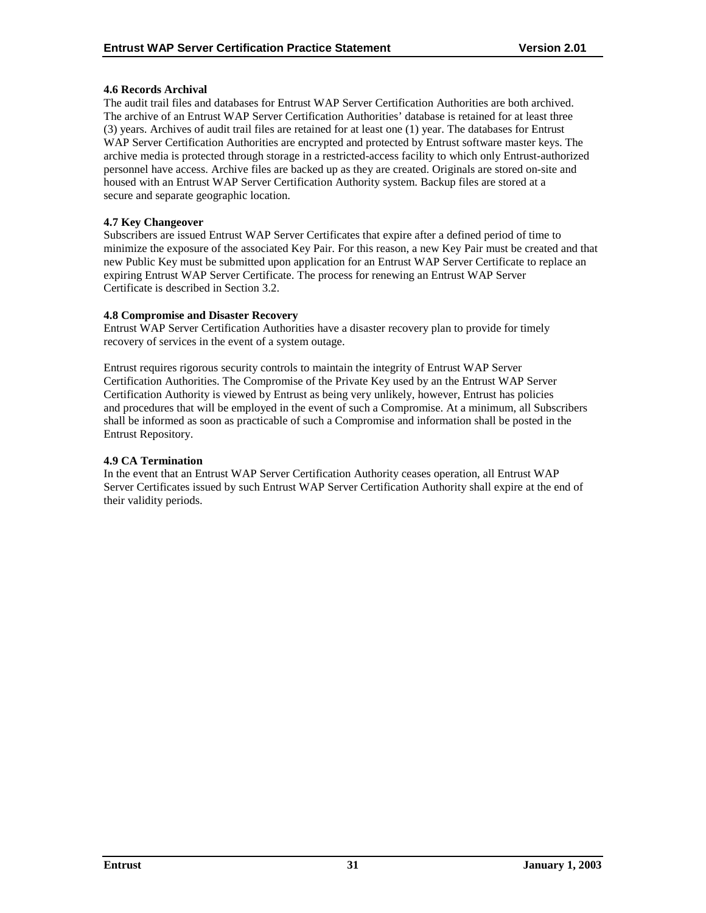#### 4.6 Records Archival

The audit trail files and databases for Entrust WAP Server Certification Authorities are both archived. The archive of an Entrust WAP Server Certification Authorities' database is retained for at least three (3) years. Archives of audit trail files are retained for at least one (1) year. The databases for Entrust WAP Server Certification Authorities are encrypted and protected by Entrust software master keys. The archive media is protected through storage in a restricted-access facility to which only Entrust-authorized personnel have access. Archive files are backed up as they are created. Originals are stored on-site and housed with an Entrust WAP Server Certification Authority system. Backup files are stored at a secure and separate geographic location.

#### 4.7 Key Changeover

Subscribers are issued Entrust WAP Server Certificates that expire after a defined period of time to minimize the exposure of the associated Key Pair. For this reason, a new Key Pair must be created and that new Public Key must be submitted upon application for an Entrust WAP Server Certificate to replace an expiring Entrust WAP Server Certificate. The process for renewing an Entrust WAP Server Certificate is described in Section 3.2.

#### 4.8 Compromise and Disaster Recovery

Entrust WAP Server Certification Authorities have a disaster recovery plan to provide for timely recovery of services in the event of a system outage.

Entrust requires rigorous security controls to maintain the integrity of Entrust WAP Server Certification Authorities. The Compromise of the Private Key used by an the Entrust WAP Server Certification Authority is viewed by Entrust as being very unlikely, however, Entrust has policies and procedures that will be employed in the event of such a Compromise. At a minimum, all Subscribers shall be informed as soon as practicable of such a Compromise and information shall be posted in the Entrust Repository.

#### 4.9 CA Termination

In the event that an Entrust WAP Server Certification Authority ceases operation, all Entrust WAP Server Certificates issued by such Entrust WAP Server Certification Authority shall expire at the end of their validity periods.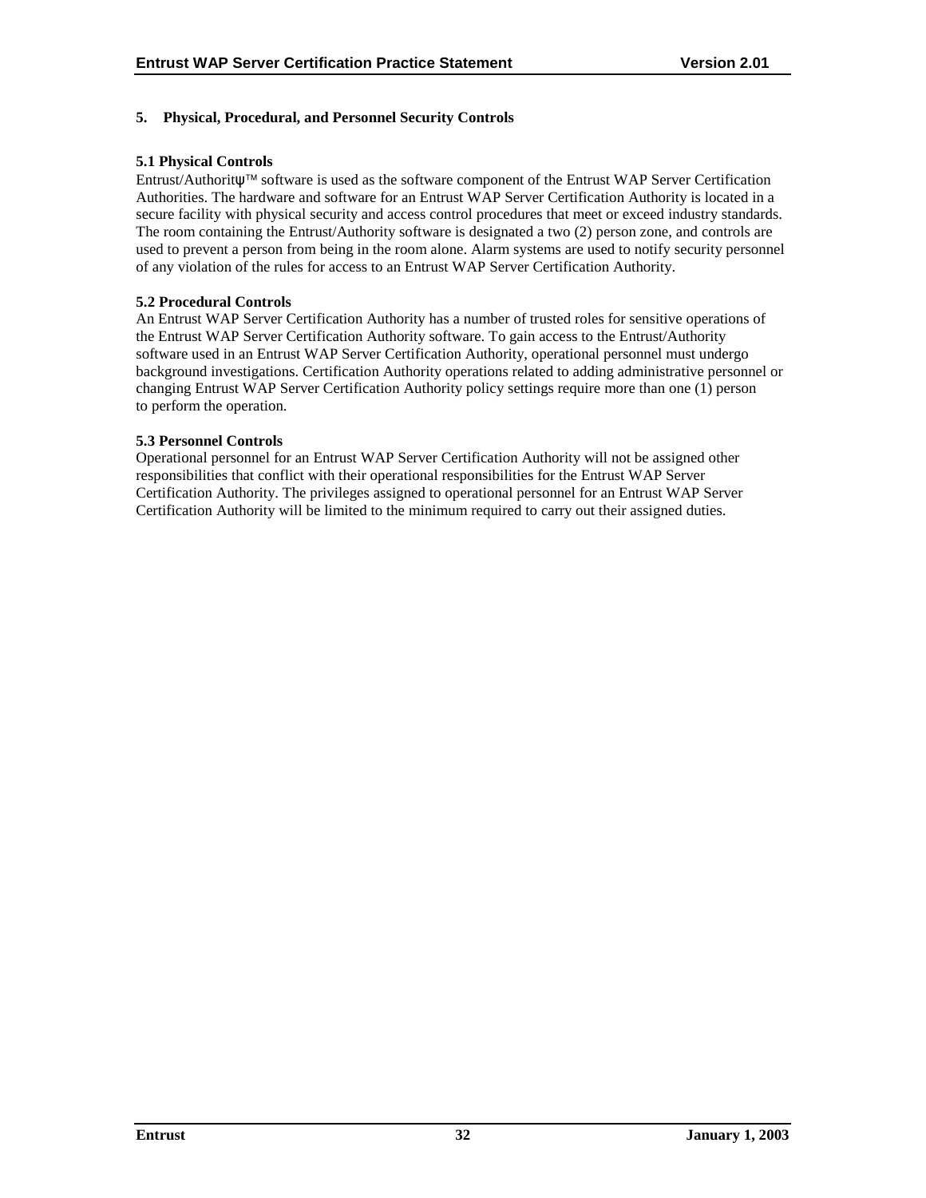## 5. Physical, Procedural, and Personnel Security Controls

### 5.1 Physical Controls

Entrust/Authorityψ™ software is used as the software component of the Entrust WAP Server Certification Authorities. The hardware and software for an Entrust WAP Server Certification Authority is located in a secure facility with physical security and access control procedures that meet or exceed industry standards. The room containing the Entrust/Authority software is designated a two (2) person zone, and controls are used to prevent a person from being in the room alone. Alarm systems are used to notify security personnel of any violation of the rules for access to an Entrust WAP Server Certification Authority.

### 5.2 Procedural Controls

An Entrust WAP Server Certification Authority has a number of trusted roles for sensitive operations of the Entrust WAP Server Certification Authority software. To gain access to the Entrust/Authority software used in an Entrust WAP Server Certification Authority, operational personnel must undergo background investigations. Certification Authority operations related to adding administrative personnel or changing Entrust WAP Server Certification Authority policy settings require more than one (1) person to perform the operation.

### 5.3 Personnel Controls

Operational personnel for an Entrust WAP Server Certification Authority will not be assigned other responsibilities that conflict with their operational responsibilities for the Entrust WAP Server Certification Authority. The privileges assigned to operational personnel for an Entrust WAP Server Certification Authority will be limited to the minimum required to carry out their assigned duties.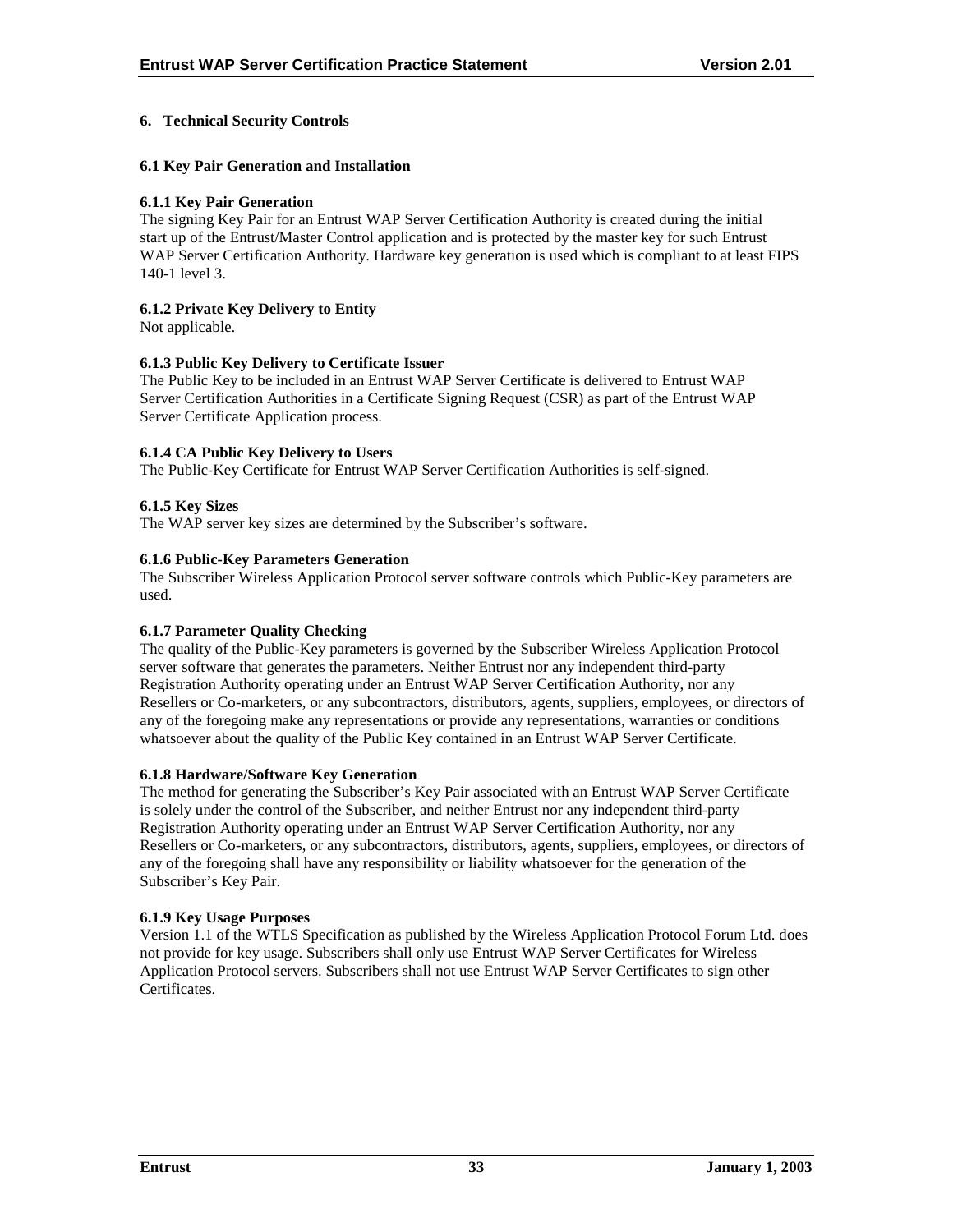## 6. Technical Security Controls

### 6.1 Key Pair Generation and Installation

#### 6.1.1 Key Pair Generation

The signing Key Pair for an Entrust WAP Server Certification Authority is created during the initial start up of the Entrust/Master Control application and is protected by the master key for such Entrust WAP Server Certification Authority. Hardware key generation is used which is compliant to at least FIPS 140-1 level 3.

#### 6.1.2 Private Key Delivery to Entity

Not applicable.

#### 6.1.3 Public Key Delivery to Certificate Issuer

The Public Key to be included in an Entrust WAP Server Certificate is delivered to Entrust WAP Server Certification Authorities in a Certificate Signing Request (CSR) as part of the Entrust WAP Server Certificate Application process.

#### 6.1.4 CA Public Key Delivery to Users

The Public-Key Certificate for Entrust WAP Server Certification Authorities is self-signed.

#### 6.1.5 Key Sizes

The WAP server key sizes are determined by the Subscriber's software.

#### 6.1.6 Public-Key Parameters Generation

The Subscriber Wireless Application Protocol server software controls which Public-Key parameters are used.

#### 6.1.7 Parameter Quality Checking

The quality of the Public-Key parameters is governed by the Subscriber Wireless Application Protocol server software that generates the parameters. Neither Entrust nor any independent third-party Registration Authority operating under an Entrust WAP Server Certification Authority, nor any Resellers or Co-marketers, or any subcontractors, distributors, agents, suppliers, employees, or directors of any of the foregoing make any representations or provide any representations, warranties or conditions whatsoever about the quality of the Public Key contained in an Entrust WAP Server Certificate.

#### 6.1.8 Hardware/Software Key Generation

The method for generating the Subscriber's Key Pair associated with an Entrust WAP Server Certificate is solely under the control of the Subscriber, and neither Entrust nor any independent third-party Registration Authority operating under an Entrust WAP Server Certification Authority, nor any Resellers or Co-marketers, or any subcontractors, distributors, agents, suppliers, employees, or directors of any of the foregoing shall have any responsibility or liability whatsoever for the generation of the Subscriber's Key Pair.

#### 6.1.9 Key Usage Purposes

Version 1.1 of the WTLS Specification as published by the Wireless Application Protocol Forum Ltd. does not provide for key usage. Subscribers shall only use Entrust WAP Server Certificates for Wireless Application Protocol servers. Subscribers shall not use Entrust WAP Server Certificates to sign other Certificates.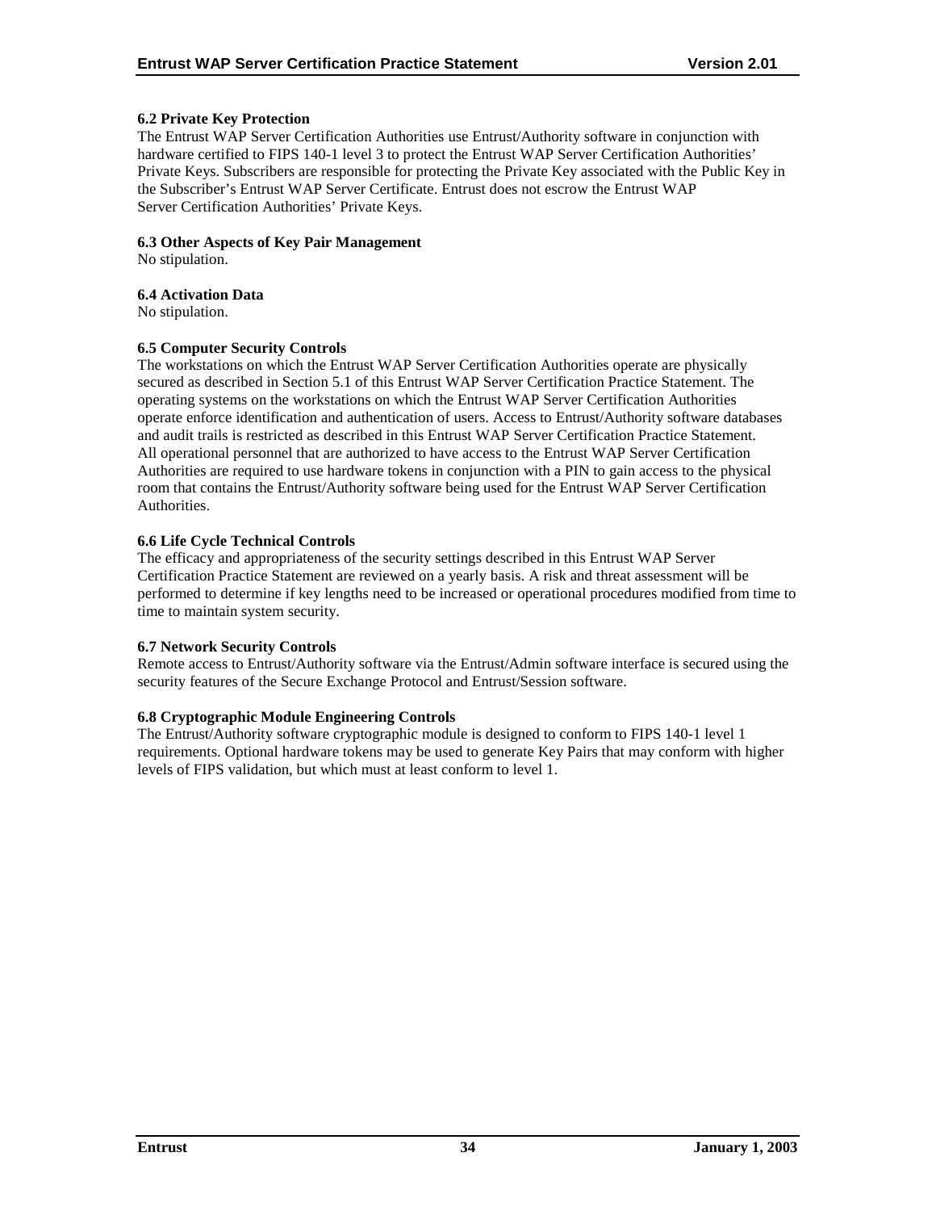### 6.2 Private Key Protection

The Entrust WAP Server Certification Authorities use Entrust/Authority software in conjunction with hardware certified to FIPS 140-1 level 3 to protect the Entrust WAP Server Certification Authorities' Private Keys. Subscribers are responsible for protecting the Private Key associated with the Public Key in the Subscriber's Entrust WAP Server Certificate. Entrust does not escrow the Entrust WAP Server Certification Authorities' Private Keys.

### 6.3 Other Aspects of Key Pair Management

No stipulation.

### 6.4 Activation Data

No stipulation.

### 6.5 Computer Security Controls

The workstations on which the Entrust WAP Server Certification Authorities operate are physically secured as described in Section 5.1 of this Entrust WAP Server Certification Practice Statement. The operating systems on the workstations on which the Entrust WAP Server Certification Authorities operate enforce identification and authentication of users. Access to Entrust/Authority software databases and audit trails is restricted as described in this Entrust WAP Server Certification Practice Statement. All operational personnel that are authorized to have access to the Entrust WAP Server Certification Authorities are required to use hardware tokens in conjunction with a PIN to gain access to the physical room that contains the Entrust/Authority software being used for the Entrust WAP Server Certification Authorities.

### 6.6 Life Cycle Technical Controls

The efficacy and appropriateness of the security settings described in this Entrust WAP Server Certification Practice Statement are reviewed on a yearly basis. A risk and threat assessment will be performed to determine if key lengths need to be increased or operational procedures modified from time to time to maintain system security.

### 6.7 Network Security Controls

Remote access to Entrust/Authority software via the Entrust/Admin software interface is secured using the security features of the Secure Exchange Protocol and Entrust/Session software.

### 6.8 Cryptographic Module Engineering Controls

The Entrust/Authority software cryptographic module is designed to conform to FIPS 140-1 level 1 requirements. Optional hardware tokens may be used to generate Key Pairs that may conform with higher levels of FIPS validation, but which must at least conform to level 1.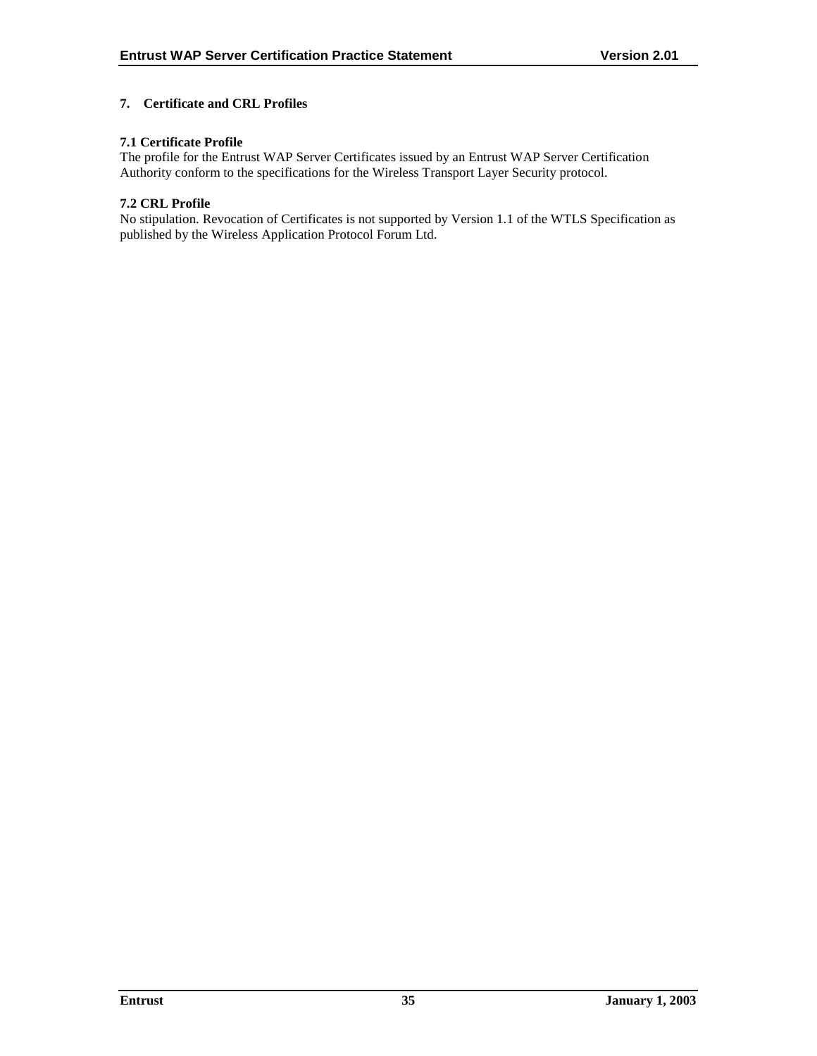## 7. Certificate and CRL Profiles

### 7.1 Certificate Profile

The profile for the Entrust WAP Server Certificates issued by an Entrust WAP Server Certification Authority conform to the specifications for the Wireless Transport Layer Security protocol.

### 7.2 CRL Profile

No stipulation. Revocation of Certificates is not supported by Version 1.1 of the WTLS Specification as published by the Wireless Application Protocol Forum Ltd.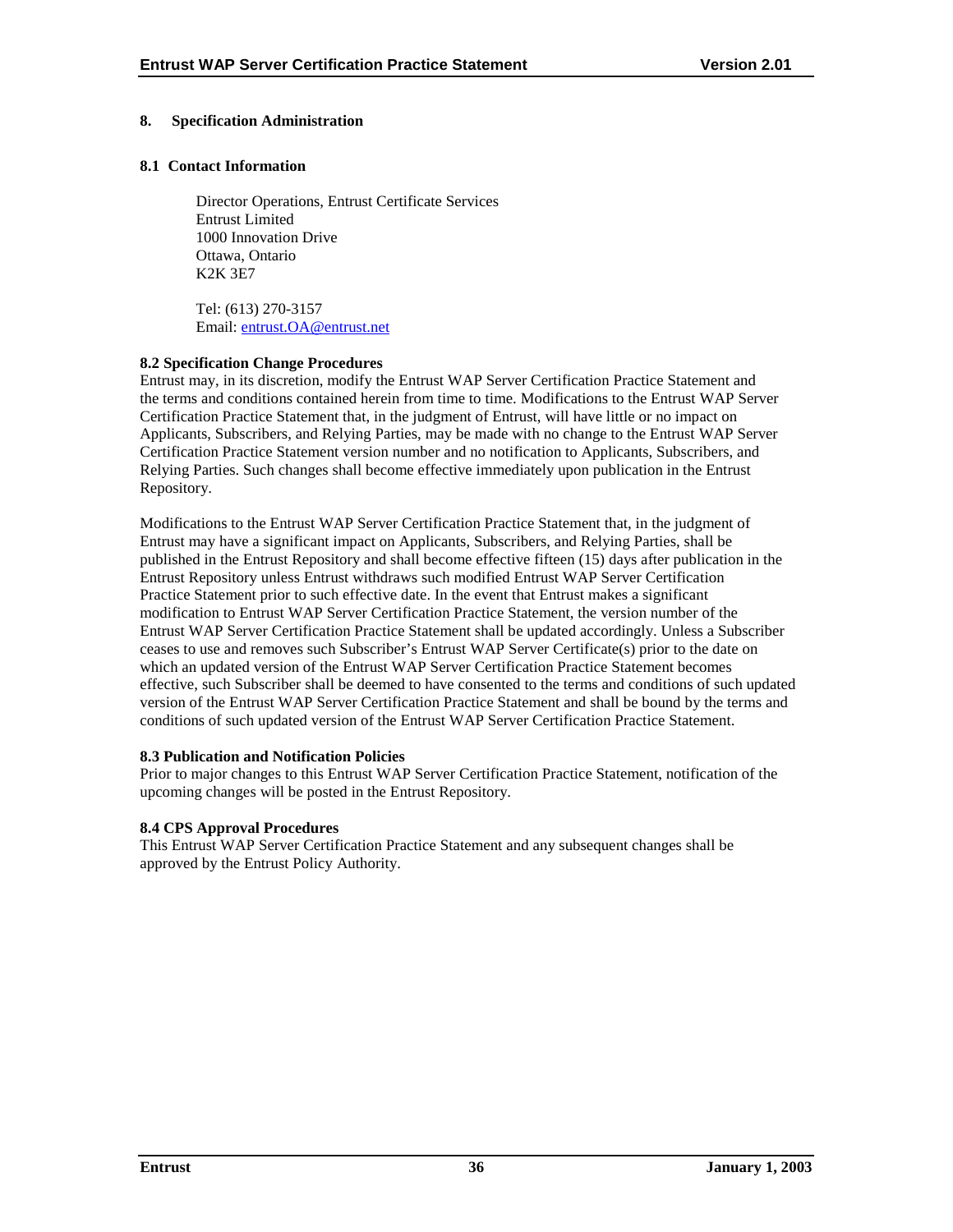# 8. Specification Administration

## 8.1 Contact Information

Director Operations, Entrust Certificate Services
Entrust Limited
1000 Innovation Drive
Ottawa, Ontario
K2K 3E7

Tel: (613) 270-3157
Email: entrust.OA@entrust.net

## 8.2 Specification Change Procedures

Entrust may, in its discretion, modify the Entrust WAP Server Certification Practice Statement and the terms and conditions contained herein from time to time. Modifications to the Entrust WAP Server Certification Practice Statement that, in the judgment of Entrust, will have little or no impact on Applicants, Subscribers, and Relying Parties, may be made with no change to the Entrust WAP Server Certification Practice Statement version number and no notification to Applicants, Subscribers, and Relying Parties. Such changes shall become effective immediately upon publication in the Entrust Repository.

Modifications to the Entrust WAP Server Certification Practice Statement that, in the judgment of Entrust may have a significant impact on Applicants, Subscribers, and Relying Parties, shall be published in the Entrust Repository and shall become effective fifteen (15) days after publication in the Entrust Repository unless Entrust withdraws such modified Entrust WAP Server Certification Practice Statement prior to such effective date. In the event that Entrust makes a significant modification to Entrust WAP Server Certification Practice Statement, the version number of the Entrust WAP Server Certification Practice Statement shall be updated accordingly. Unless a Subscriber ceases to use and removes such Subscriber's Entrust WAP Server Certificate(s) prior to the date on which an updated version of the Entrust WAP Server Certification Practice Statement becomes effective, such Subscriber shall be deemed to have consented to the terms and conditions of such updated version of the Entrust WAP Server Certification Practice Statement and shall be bound by the terms and conditions of such updated version of the Entrust WAP Server Certification Practice Statement.

## 8.3 Publication and Notification Policies

Prior to major changes to this Entrust WAP Server Certification Practice Statement, notification of the upcoming changes will be posted in the Entrust Repository.

## 8.4 CPS Approval Procedures

This Entrust WAP Server Certification Practice Statement and any subsequent changes shall be approved by the Entrust Policy Authority.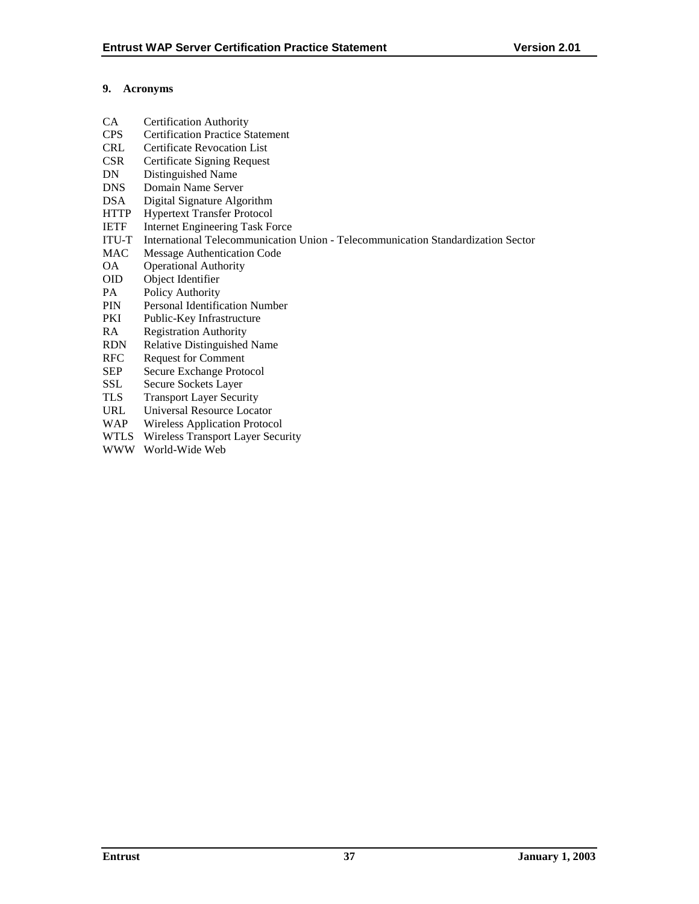## 9. Acronyms

| | |
|---|---|
| CA | Certification Authority |
| CPS | Certification Practice Statement |
| CRL | Certificate Revocation List |
| CSR | Certificate Signing Request |
| DN | Distinguished Name |
| DNS | Domain Name Server |
| DSA | Digital Signature Algorithm |
| HTTP | Hypertext Transfer Protocol |
| IETF | Internet Engineering Task Force |
| ITU-T | International Telecommunication Union - Telecommunication Standardization Sector |
| MAC | Message Authentication Code |
| OA | Operational Authority |
| OID | Object Identifier |
| PA | Policy Authority |
| PIN | Personal Identification Number |
| PKI | Public-Key Infrastructure |
| RA | Registration Authority |
| RDN | Relative Distinguished Name |
| RFC | Request for Comment |
| SEP | Secure Exchange Protocol |
| SSL | Secure Sockets Layer |
| TLS | Transport Layer Security |
| URL | Universal Resource Locator |
| WAP | Wireless Application Protocol |
| WTLS | Wireless Transport Layer Security |
| WWW | World-Wide Web |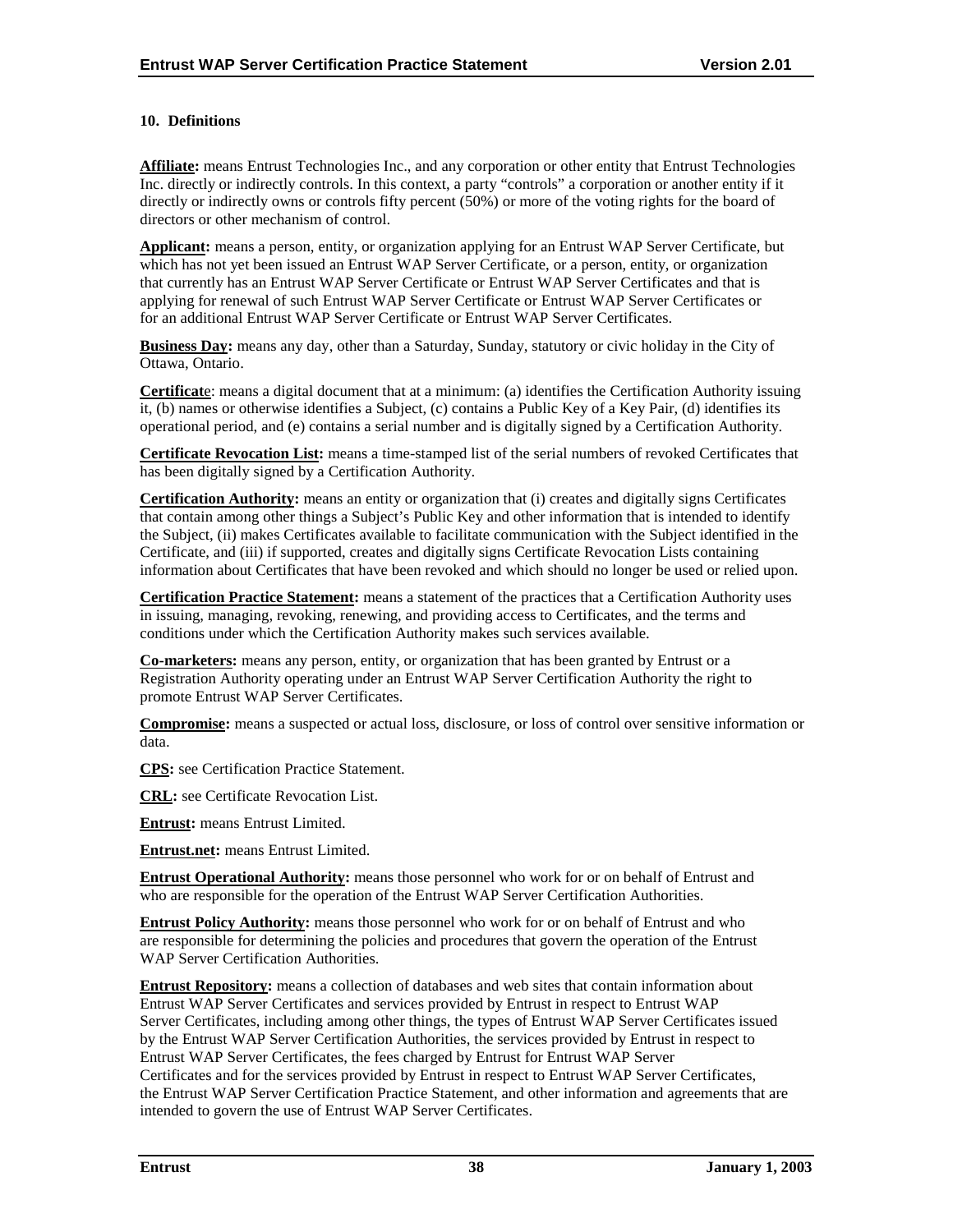## 10. Definitions

**Affiliate:** means Entrust Technologies Inc., and any corporation or other entity that Entrust Technologies Inc. directly or indirectly controls. In this context, a party "controls" a corporation or another entity if it directly or indirectly owns or controls fifty percent (50%) or more of the voting rights for the board of directors or other mechanism of control.

**Applicant:** means a person, entity, or organization applying for an Entrust WAP Server Certificate, but which has not yet been issued an Entrust WAP Server Certificate, or a person, entity, or organization that currently has an Entrust WAP Server Certificate or Entrust WAP Server Certificates and that is applying for renewal of such Entrust WAP Server Certificate or Entrust WAP Server Certificates or for an additional Entrust WAP Server Certificate or Entrust WAP Server Certificates.

**Business Day:** means any day, other than a Saturday, Sunday, statutory or civic holiday in the City of Ottawa, Ontario.

**Certificate**: means a digital document that at a minimum: (a) identifies the Certification Authority issuing it, (b) names or otherwise identifies a Subject, (c) contains a Public Key of a Key Pair, (d) identifies its operational period, and (e) contains a serial number and is digitally signed by a Certification Authority.

**Certificate Revocation List:** means a time-stamped list of the serial numbers of revoked Certificates that has been digitally signed by a Certification Authority.

**Certification Authority:** means an entity or organization that (i) creates and digitally signs Certificates that contain among other things a Subject's Public Key and other information that is intended to identify the Subject, (ii) makes Certificates available to facilitate communication with the Subject identified in the Certificate, and (iii) if supported, creates and digitally signs Certificate Revocation Lists containing information about Certificates that have been revoked and which should no longer be used or relied upon.

**Certification Practice Statement:** means a statement of the practices that a Certification Authority uses in issuing, managing, revoking, renewing, and providing access to Certificates, and the terms and conditions under which the Certification Authority makes such services available.

**Co-marketers:** means any person, entity, or organization that has been granted by Entrust or a Registration Authority operating under an Entrust WAP Server Certification Authority the right to promote Entrust WAP Server Certificates.

**Compromise:** means a suspected or actual loss, disclosure, or loss of control over sensitive information or data.

**CPS:** see Certification Practice Statement.

**CRL:** see Certificate Revocation List.

**Entrust:** means Entrust Limited.

**Entrust.net:** means Entrust Limited.

**Entrust Operational Authority:** means those personnel who work for or on behalf of Entrust and who are responsible for the operation of the Entrust WAP Server Certification Authorities.

**Entrust Policy Authority:** means those personnel who work for or on behalf of Entrust and who are responsible for determining the policies and procedures that govern the operation of the Entrust WAP Server Certification Authorities.

**Entrust Repository:** means a collection of databases and web sites that contain information about Entrust WAP Server Certificates and services provided by Entrust in respect to Entrust WAP Server Certificates, including among other things, the types of Entrust WAP Server Certificates issued by the Entrust WAP Server Certification Authorities, the services provided by Entrust in respect to Entrust WAP Server Certificates, the fees charged by Entrust for Entrust WAP Server Certificates and for the services provided by Entrust in respect to Entrust WAP Server Certificates, the Entrust WAP Server Certification Practice Statement, and other information and agreements that are intended to govern the use of Entrust WAP Server Certificates.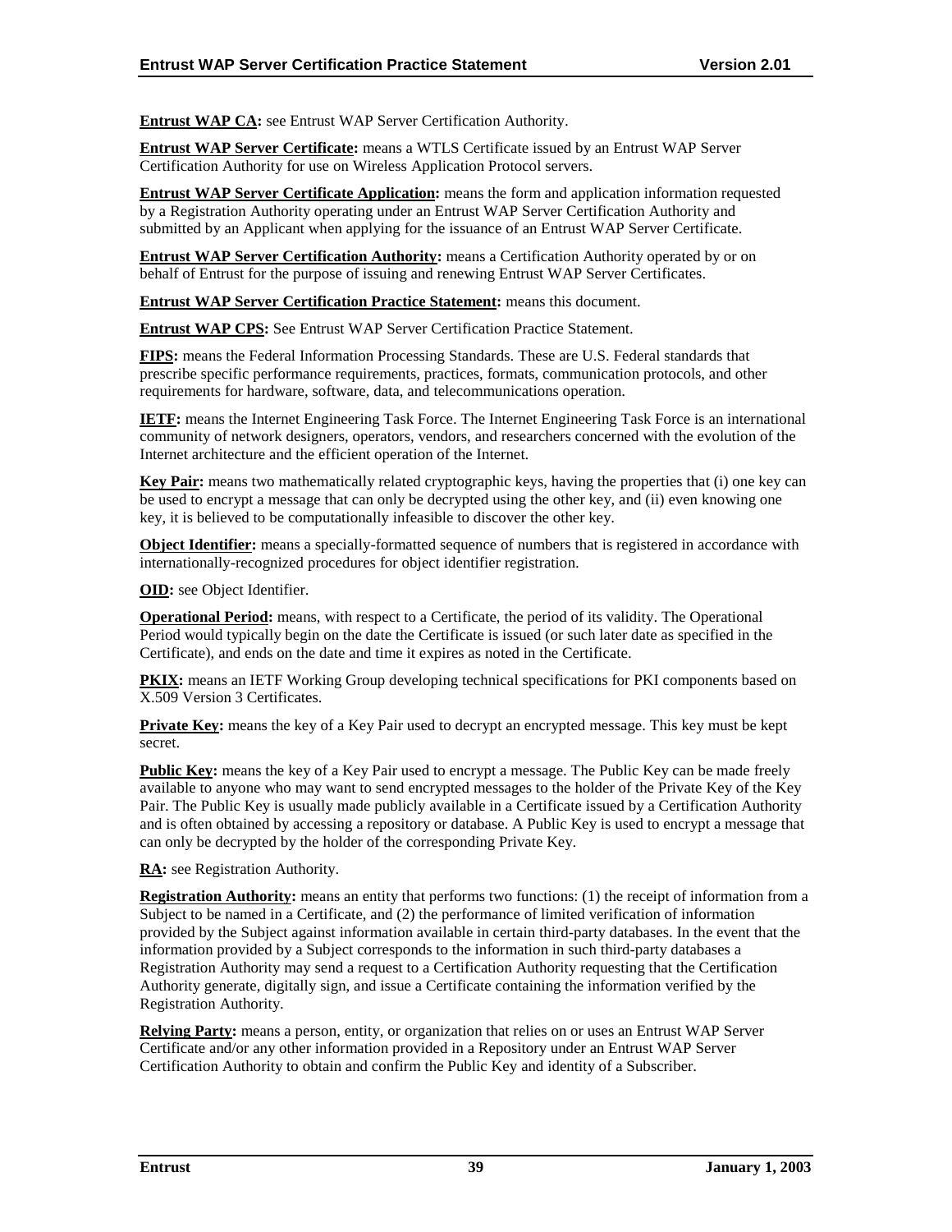**Entrust WAP CA:** see Entrust WAP Server Certification Authority.

**Entrust WAP Server Certificate:** means a WTLS Certificate issued by an Entrust WAP Server Certification Authority for use on Wireless Application Protocol servers.

**Entrust WAP Server Certificate Application:** means the form and application information requested by a Registration Authority operating under an Entrust WAP Server Certification Authority and submitted by an Applicant when applying for the issuance of an Entrust WAP Server Certificate.

**Entrust WAP Server Certification Authority:** means a Certification Authority operated by or on behalf of Entrust for the purpose of issuing and renewing Entrust WAP Server Certificates.

**Entrust WAP Server Certification Practice Statement:** means this document.

**Entrust WAP CPS:** See Entrust WAP Server Certification Practice Statement.

**FIPS:** means the Federal Information Processing Standards. These are U.S. Federal standards that prescribe specific performance requirements, practices, formats, communication protocols, and other requirements for hardware, software, data, and telecommunications operation.

**IETF:** means the Internet Engineering Task Force. The Internet Engineering Task Force is an international community of network designers, operators, vendors, and researchers concerned with the evolution of the Internet architecture and the efficient operation of the Internet.

**Key Pair:** means two mathematically related cryptographic keys, having the properties that (i) one key can be used to encrypt a message that can only be decrypted using the other key, and (ii) even knowing one key, it is believed to be computationally infeasible to discover the other key.

**Object Identifier:** means a specially-formatted sequence of numbers that is registered in accordance with internationally-recognized procedures for object identifier registration.

**OID:** see Object Identifier.

**Operational Period:** means, with respect to a Certificate, the period of its validity. The Operational Period would typically begin on the date the Certificate is issued (or such later date as specified in the Certificate), and ends on the date and time it expires as noted in the Certificate.

**PKIX:** means an IETF Working Group developing technical specifications for PKI components based on X.509 Version 3 Certificates.

**Private Key:** means the key of a Key Pair used to decrypt an encrypted message. This key must be kept secret.

**Public Key:** means the key of a Key Pair used to encrypt a message. The Public Key can be made freely available to anyone who may want to send encrypted messages to the holder of the Private Key of the Key Pair. The Public Key is usually made publicly available in a Certificate issued by a Certification Authority and is often obtained by accessing a repository or database. A Public Key is used to encrypt a message that can only be decrypted by the holder of the corresponding Private Key.

**RA:** see Registration Authority.

**Registration Authority:** means an entity that performs two functions: (1) the receipt of information from a Subject to be named in a Certificate, and (2) the performance of limited verification of information provided by the Subject against information available in certain third-party databases. In the event that the information provided by a Subject corresponds to the information in such third-party databases a Registration Authority may send a request to a Certification Authority requesting that the Certification Authority generate, digitally sign, and issue a Certificate containing the information verified by the Registration Authority.

**Relying Party:** means a person, entity, or organization that relies on or uses an Entrust WAP Server Certificate and/or any other information provided in a Repository under an Entrust WAP Server Certification Authority to obtain and confirm the Public Key and identity of a Subscriber.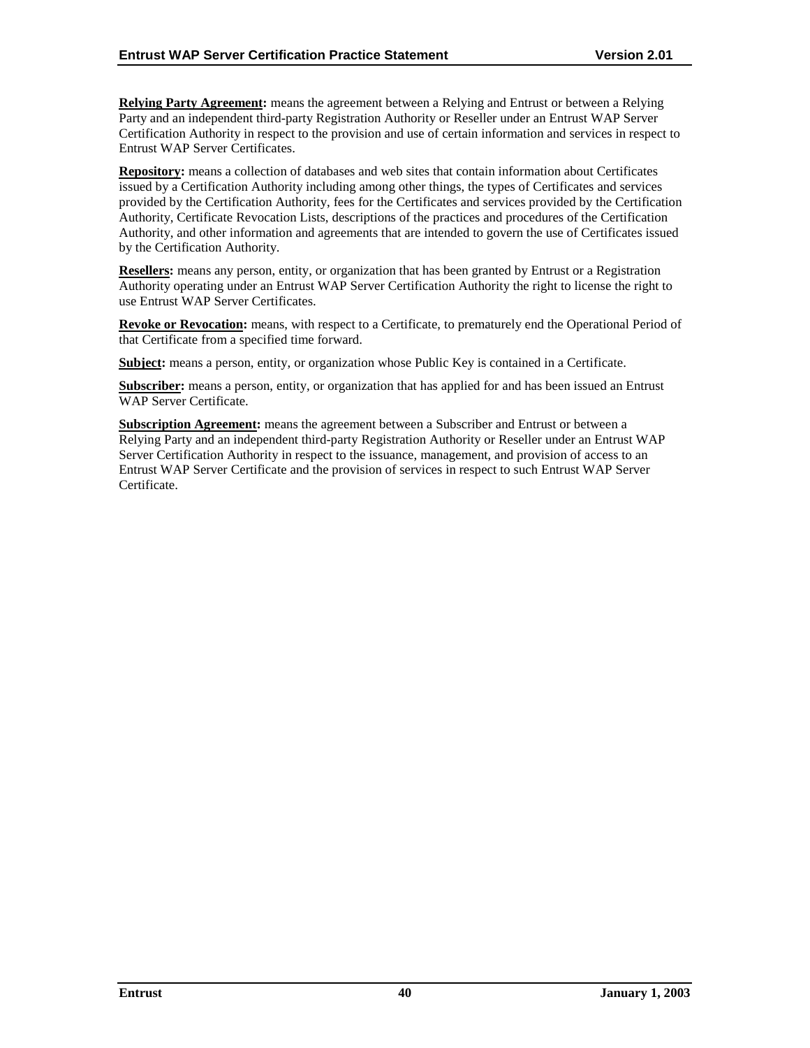**Relying Party Agreement:** means the agreement between a Relying and Entrust or between a Relying Party and an independent third-party Registration Authority or Reseller under an Entrust WAP Server Certification Authority in respect to the provision and use of certain information and services in respect to Entrust WAP Server Certificates.

**Repository:** means a collection of databases and web sites that contain information about Certificates issued by a Certification Authority including among other things, the types of Certificates and services provided by the Certification Authority, fees for the Certificates and services provided by the Certification Authority, Certificate Revocation Lists, descriptions of the practices and procedures of the Certification Authority, and other information and agreements that are intended to govern the use of Certificates issued by the Certification Authority.

**Resellers:** means any person, entity, or organization that has been granted by Entrust or a Registration Authority operating under an Entrust WAP Server Certification Authority the right to license the right to use Entrust WAP Server Certificates.

**Revoke or Revocation:** means, with respect to a Certificate, to prematurely end the Operational Period of that Certificate from a specified time forward.

**Subject:** means a person, entity, or organization whose Public Key is contained in a Certificate.

**Subscriber:** means a person, entity, or organization that has applied for and has been issued an Entrust WAP Server Certificate.

**Subscription Agreement:** means the agreement between a Subscriber and Entrust or between a Relying Party and an independent third-party Registration Authority or Reseller under an Entrust WAP Server Certification Authority in respect to the issuance, management, and provision of access to an Entrust WAP Server Certificate and the provision of services in respect to such Entrust WAP Server Certificate.